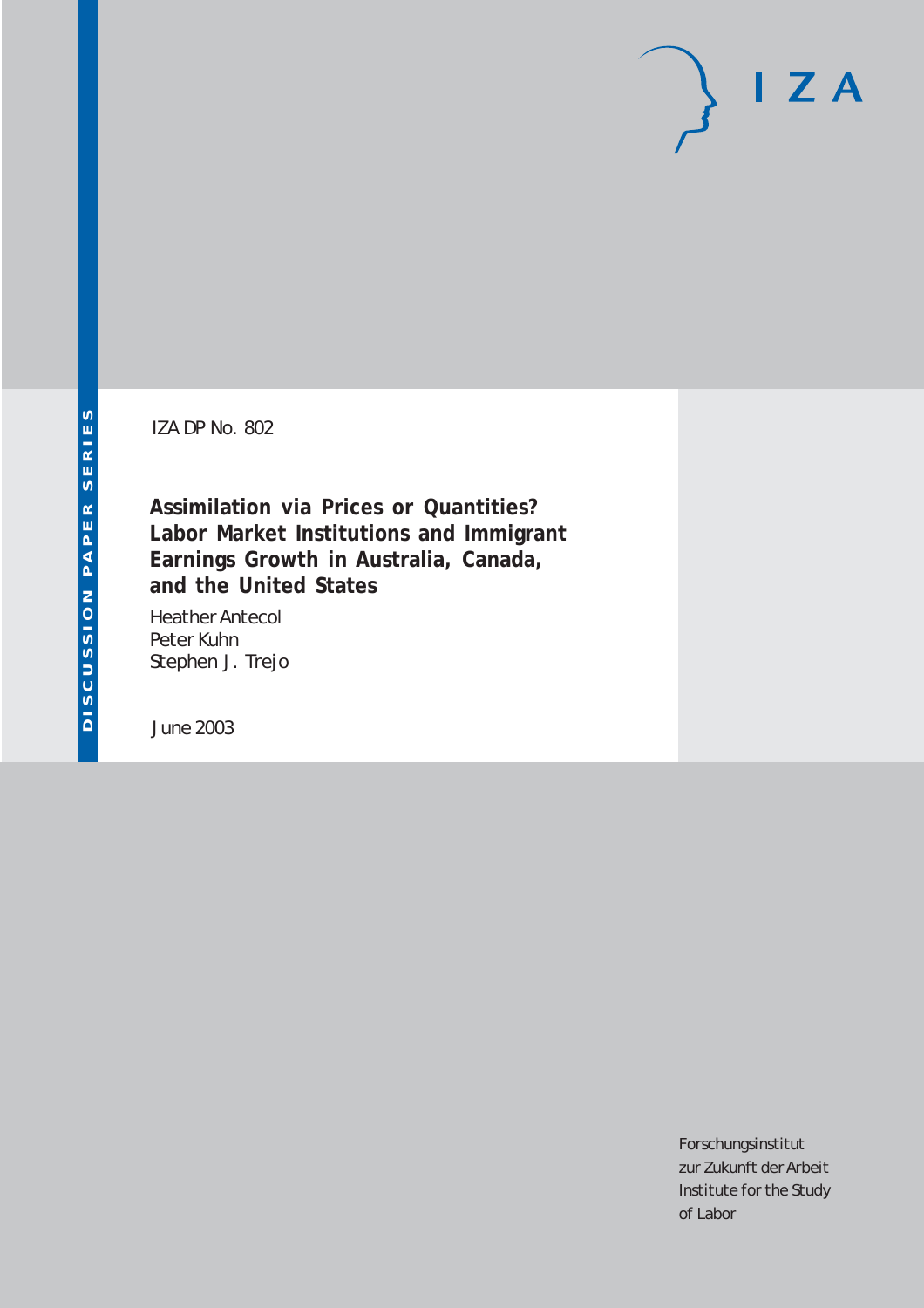DISCUSSION PAPER SERIES

IZA DP No. 802

# Assimilation via Prices or Quantities? Labor Market Institutions and Immigrant Earnings Growth in Australia, Canada, and the United States

Heather Antecol
Peter Kuhn
Stephen J. Trejo

June 2003

Forschungsinstitut
zur Zukunft der Arbeit
Institute for the Study
of Labor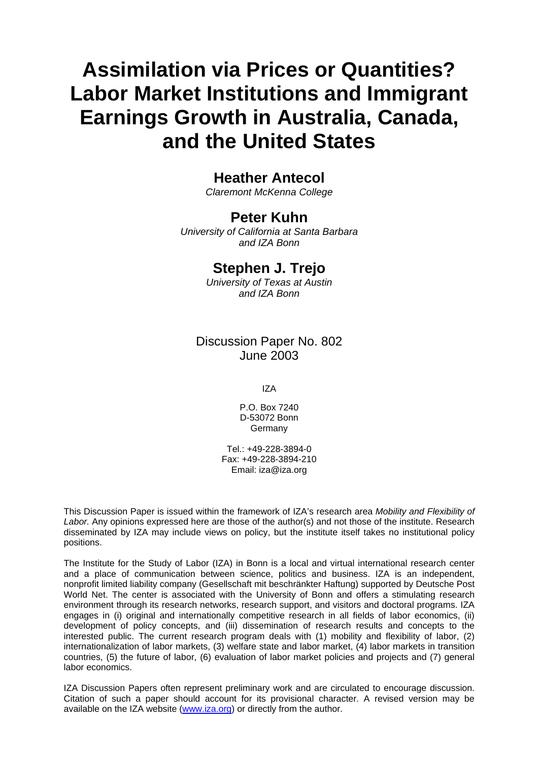# Assimilation via Prices or Quantities? Labor Market Institutions and Immigrant Earnings Growth in Australia, Canada, and the United States

## Heather Antecol

*Claremont McKenna College*

## Peter Kuhn

*University of California at Santa Barbara and IZA Bonn*

## Stephen J. Trejo

*University of Texas at Austin and IZA Bonn*

Discussion Paper No. 802
June 2003

IZA

P.O. Box 7240
D-53072 Bonn
Germany

Tel.: +49-228-3894-0
Fax: +49-228-3894-210
Email: iza@iza.org

This Discussion Paper is issued within the framework of IZA's research area *Mobility and Flexibility of Labor.* Any opinions expressed here are those of the author(s) and not those of the institute. Research disseminated by IZA may include views on policy, but the institute itself takes no institutional policy positions.

The Institute for the Study of Labor (IZA) in Bonn is a local and virtual international research center and a place of communication between science, politics and business. IZA is an independent, nonprofit limited liability company (Gesellschaft mit beschränkter Haftung) supported by Deutsche Post World Net. The center is associated with the University of Bonn and offers a stimulating research environment through its research networks, research support, and visitors and doctoral programs. IZA engages in (i) original and internationally competitive research in all fields of labor economics, (ii) development of policy concepts, and (iii) dissemination of research results and concepts to the interested public. The current research program deals with (1) mobility and flexibility of labor, (2) internationalization of labor markets, (3) welfare state and labor market, (4) labor markets in transition countries, (5) the future of labor, (6) evaluation of labor market policies and projects and (7) general labor economics.

IZA Discussion Papers often represent preliminary work and are circulated to encourage discussion. Citation of such a paper should account for its provisional character. A revised version may be available on the IZA website (www.iza.org) or directly from the author.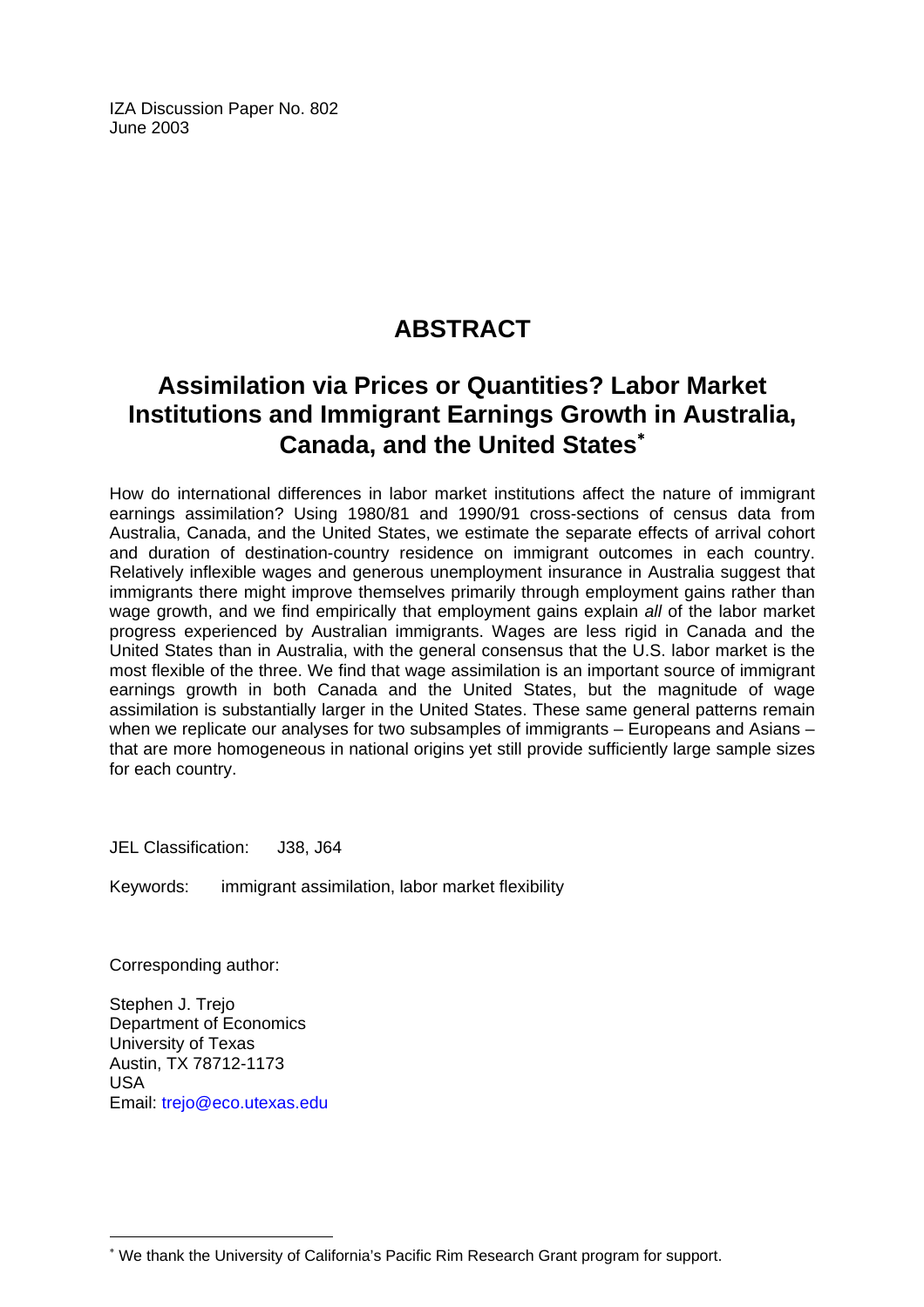IZA Discussion Paper No. 802
June 2003

# ABSTRACT

## Assimilation via Prices or Quantities? Labor Market Institutions and Immigrant Earnings Growth in Australia, Canada, and the United States[*]

How do international differences in labor market institutions affect the nature of immigrant earnings assimilation? Using 1980/81 and 1990/91 cross-sections of census data from Australia, Canada, and the United States, we estimate the separate effects of arrival cohort and duration of destination-country residence on immigrant outcomes in each country. Relatively inflexible wages and generous unemployment insurance in Australia suggest that immigrants there might improve themselves primarily through employment gains rather than wage growth, and we find empirically that employment gains explain *all* of the labor market progress experienced by Australian immigrants. Wages are less rigid in Canada and the United States than in Australia, with the general consensus that the U.S. labor market is the most flexible of the three. We find that wage assimilation is an important source of immigrant earnings growth in both Canada and the United States, but the magnitude of wage assimilation is substantially larger in the United States. These same general patterns remain when we replicate our analyses for two subsamples of immigrants – Europeans and Asians – that are more homogeneous in national origins yet still provide sufficiently large sample sizes for each country.

JEL Classification: J38, J64

Keywords: immigrant assimilation, labor market flexibility

Corresponding author:

Stephen J. Trejo
Department of Economics
University of Texas
Austin, TX 78712-1173
USA
Email: trejo@eco.utexas.edu

[*] We thank the University of California's Pacific Rim Research Grant program for support.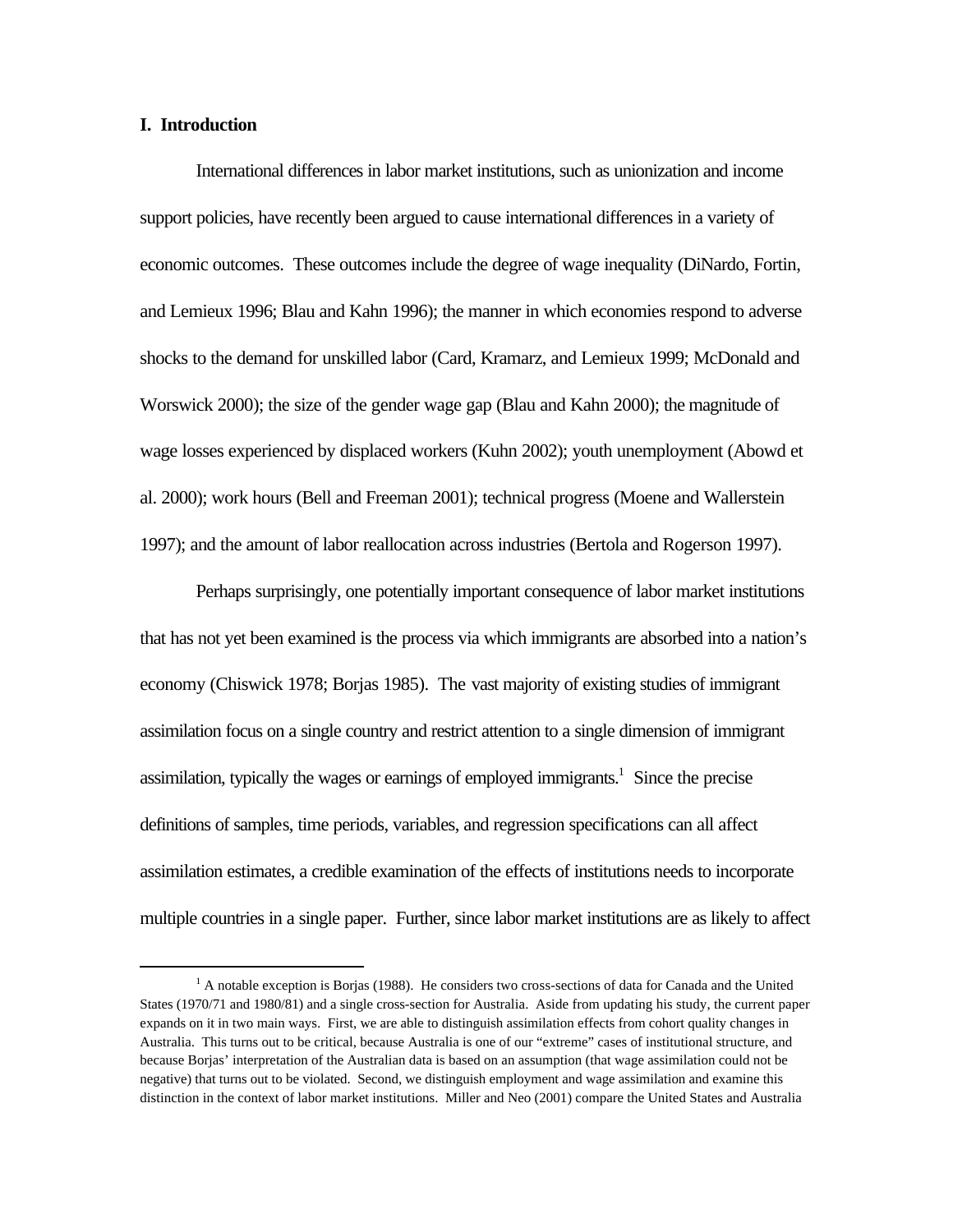## I. Introduction

International differences in labor market institutions, such as unionization and income support policies, have recently been argued to cause international differences in a variety of economic outcomes. These outcomes include the degree of wage inequality (DiNardo, Fortin, and Lemieux 1996; Blau and Kahn 1996); the manner in which economies respond to adverse shocks to the demand for unskilled labor (Card, Kramarz, and Lemieux 1999; McDonald and Worswick 2000); the size of the gender wage gap (Blau and Kahn 2000); the magnitude of wage losses experienced by displaced workers (Kuhn 2002); youth unemployment (Abowd et al. 2000); work hours (Bell and Freeman 2001); technical progress (Moene and Wallerstein 1997); and the amount of labor reallocation across industries (Bertola and Rogerson 1997).

Perhaps surprisingly, one potentially important consequence of labor market institutions that has not yet been examined is the process via which immigrants are absorbed into a nation's economy (Chiswick 1978; Borjas 1985). The vast majority of existing studies of immigrant assimilation focus on a single country and restrict attention to a single dimension of immigrant assimilation, typically the wages or earnings of employed immigrants.[1] Since the precise definitions of samples, time periods, variables, and regression specifications can all affect assimilation estimates, a credible examination of the effects of institutions needs to incorporate multiple countries in a single paper. Further, since labor market institutions are as likely to affect

[1] A notable exception is Borjas (1988). He considers two cross-sections of data for Canada and the United States (1970/71 and 1980/81) and a single cross-section for Australia. Aside from updating his study, the current paper expands on it in two main ways. First, we are able to distinguish assimilation effects from cohort quality changes in Australia. This turns out to be critical, because Australia is one of our "extreme" cases of institutional structure, and because Borjas' interpretation of the Australian data is based on an assumption (that wage assimilation could not be negative) that turns out to be violated. Second, we distinguish employment and wage assimilation and examine this distinction in the context of labor market institutions. Miller and Neo (2001) compare the United States and Australia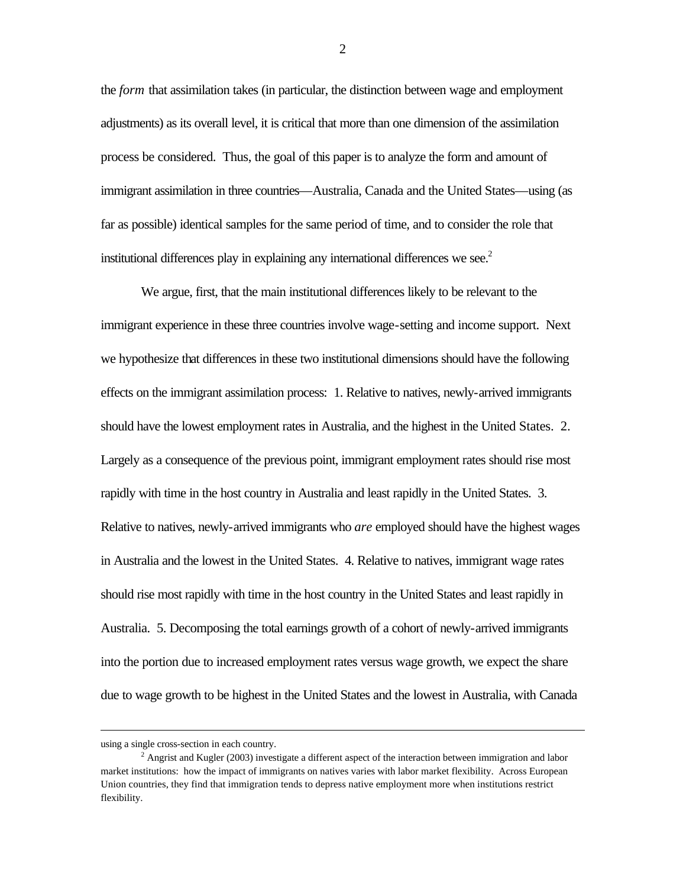the *form* that assimilation takes (in particular, the distinction between wage and employment adjustments) as its overall level, it is critical that more than one dimension of the assimilation process be considered. Thus, the goal of this paper is to analyze the form and amount of immigrant assimilation in three countries—Australia, Canada and the United States—using (as far as possible) identical samples for the same period of time, and to consider the role that institutional differences play in explaining any international differences we see.[2]

We argue, first, that the main institutional differences likely to be relevant to the immigrant experience in these three countries involve wage-setting and income support. Next we hypothesize that differences in these two institutional dimensions should have the following effects on the immigrant assimilation process: 1. Relative to natives, newly-arrived immigrants should have the lowest employment rates in Australia, and the highest in the United States. 2. Largely as a consequence of the previous point, immigrant employment rates should rise most rapidly with time in the host country in Australia and least rapidly in the United States. 3. Relative to natives, newly-arrived immigrants who *are* employed should have the highest wages in Australia and the lowest in the United States. 4. Relative to natives, immigrant wage rates should rise most rapidly with time in the host country in the United States and least rapidly in Australia. 5. Decomposing the total earnings growth of a cohort of newly-arrived immigrants into the portion due to increased employment rates versus wage growth, we expect the share due to wage growth to be highest in the United States and the lowest in Australia, with Canada

---

using a single cross-section in each country.

[2] Angrist and Kugler (2003) investigate a different aspect of the interaction between immigration and labor market institutions: how the impact of immigrants on natives varies with labor market flexibility. Across European Union countries, they find that immigration tends to depress native employment more when institutions restrict flexibility.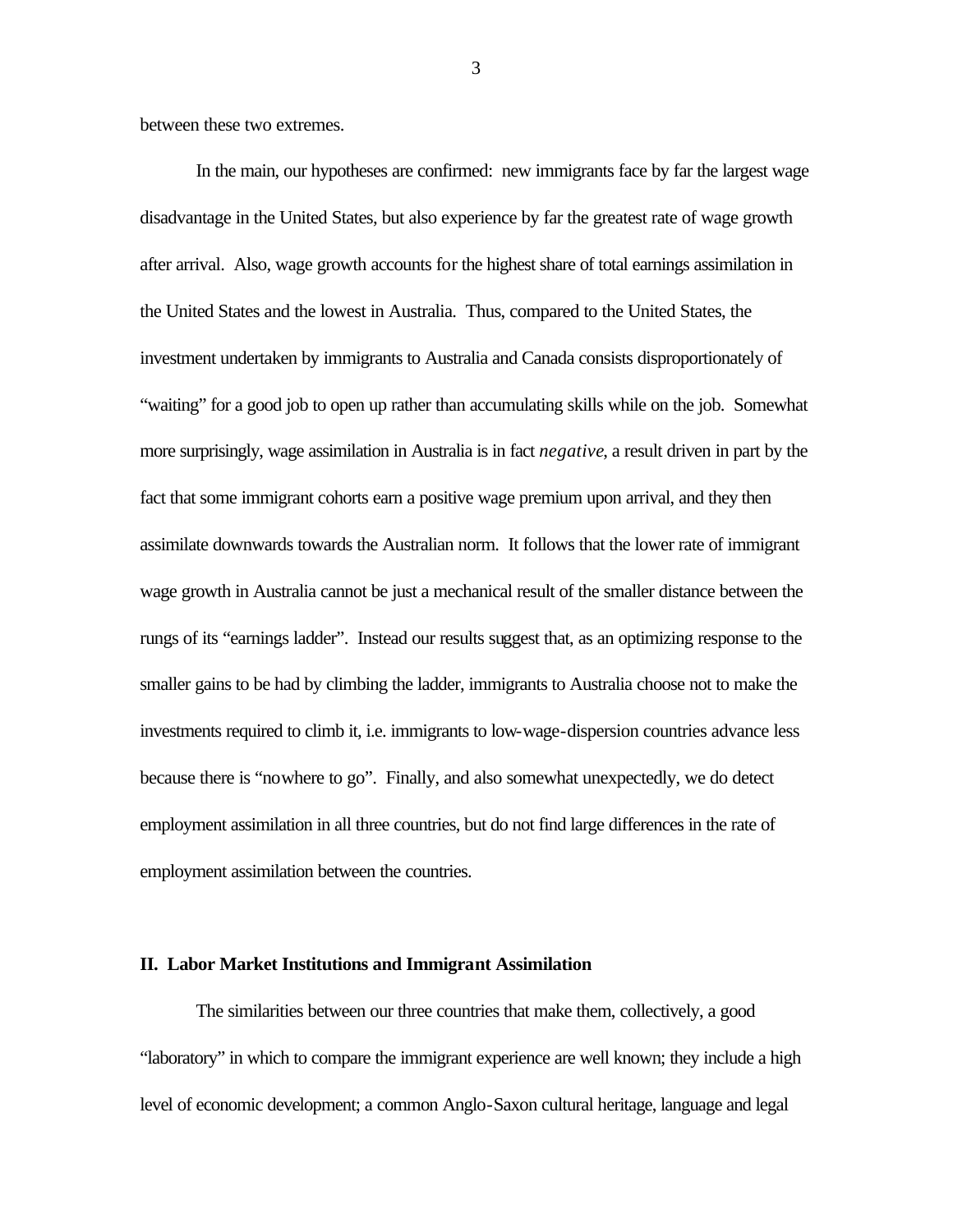between these two extremes.

In the main, our hypotheses are confirmed: new immigrants face by far the largest wage disadvantage in the United States, but also experience by far the greatest rate of wage growth after arrival. Also, wage growth accounts for the highest share of total earnings assimilation in the United States and the lowest in Australia. Thus, compared to the United States, the investment undertaken by immigrants to Australia and Canada consists disproportionately of "waiting" for a good job to open up rather than accumulating skills while on the job. Somewhat more surprisingly, wage assimilation in Australia is in fact *negative*, a result driven in part by the fact that some immigrant cohorts earn a positive wage premium upon arrival, and they then assimilate downwards towards the Australian norm. It follows that the lower rate of immigrant wage growth in Australia cannot be just a mechanical result of the smaller distance between the rungs of its "earnings ladder". Instead our results suggest that, as an optimizing response to the smaller gains to be had by climbing the ladder, immigrants to Australia choose not to make the investments required to climb it, i.e. immigrants to low-wage-dispersion countries advance less because there is "nowhere to go". Finally, and also somewhat unexpectedly, we do detect employment assimilation in all three countries, but do not find large differences in the rate of employment assimilation between the countries.

## II. Labor Market Institutions and Immigrant Assimilation

The similarities between our three countries that make them, collectively, a good "laboratory" in which to compare the immigrant experience are well known; they include a high level of economic development; a common Anglo-Saxon cultural heritage, language and legal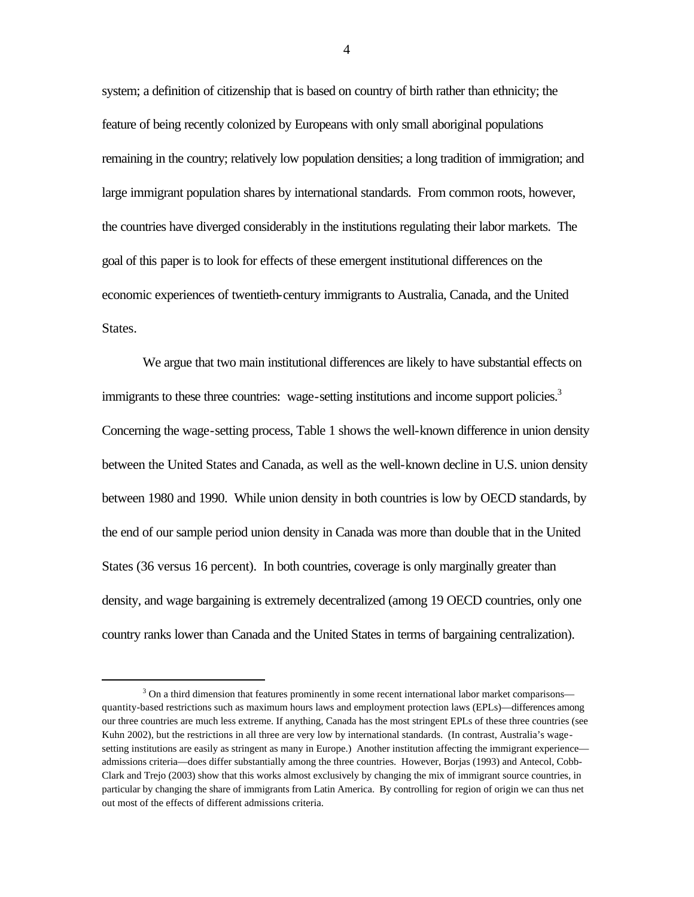system; a definition of citizenship that is based on country of birth rather than ethnicity; the feature of being recently colonized by Europeans with only small aboriginal populations remaining in the country; relatively low population densities; a long tradition of immigration; and large immigrant population shares by international standards. From common roots, however, the countries have diverged considerably in the institutions regulating their labor markets. The goal of this paper is to look for effects of these emergent institutional differences on the economic experiences of twentieth-century immigrants to Australia, Canada, and the United States.

We argue that two main institutional differences are likely to have substantial effects on immigrants to these three countries: wage-setting institutions and income support policies.[3] Concerning the wage-setting process, Table 1 shows the well-known difference in union density between the United States and Canada, as well as the well-known decline in U.S. union density between 1980 and 1990. While union density in both countries is low by OECD standards, by the end of our sample period union density in Canada was more than double that in the United States (36 versus 16 percent). In both countries, coverage is only marginally greater than density, and wage bargaining is extremely decentralized (among 19 OECD countries, only one country ranks lower than Canada and the United States in terms of bargaining centralization).

[3] On a third dimension that features prominently in some recent international labor market comparisons—quantity-based restrictions such as maximum hours laws and employment protection laws (EPLs)—differences among our three countries are much less extreme. If anything, Canada has the most stringent EPLs of these three countries (see Kuhn 2002), but the restrictions in all three are very low by international standards. (In contrast, Australia's wage-setting institutions are easily as stringent as many in Europe.) Another institution affecting the immigrant experience—admissions criteria—does differ substantially among the three countries. However, Borjas (1993) and Antecol, Cobb-Clark and Trejo (2003) show that this works almost exclusively by changing the mix of immigrant source countries, in particular by changing the share of immigrants from Latin America. By controlling for region of origin we can thus net out most of the effects of different admissions criteria.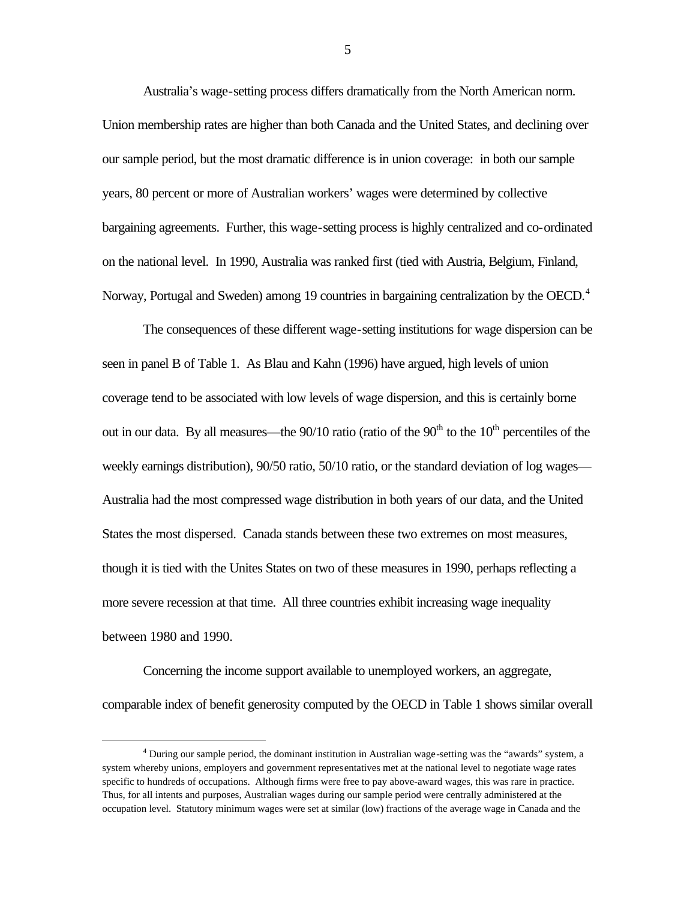Australia's wage-setting process differs dramatically from the North American norm. Union membership rates are higher than both Canada and the United States, and declining over our sample period, but the most dramatic difference is in union coverage: in both our sample years, 80 percent or more of Australian workers' wages were determined by collective bargaining agreements. Further, this wage-setting process is highly centralized and co-ordinated on the national level. In 1990, Australia was ranked first (tied with Austria, Belgium, Finland, Norway, Portugal and Sweden) among 19 countries in bargaining centralization by the OECD.[4]

The consequences of these different wage-setting institutions for wage dispersion can be seen in panel B of Table 1. As Blau and Kahn (1996) have argued, high levels of union coverage tend to be associated with low levels of wage dispersion, and this is certainly borne out in our data. By all measures—the 90/10 ratio (ratio of the $90^{th}$ to the $10^{th}$ percentiles of the weekly earnings distribution), 90/50 ratio, 50/10 ratio, or the standard deviation of log wages—Australia had the most compressed wage distribution in both years of our data, and the United States the most dispersed. Canada stands between these two extremes on most measures, though it is tied with the Unites States on two of these measures in 1990, perhaps reflecting a more severe recession at that time. All three countries exhibit increasing wage inequality between 1980 and 1990.

Concerning the income support available to unemployed workers, an aggregate, comparable index of benefit generosity computed by the OECD in Table 1 shows similar overall

[4] During our sample period, the dominant institution in Australian wage-setting was the "awards" system, a system whereby unions, employers and government representatives met at the national level to negotiate wage rates specific to hundreds of occupations. Although firms were free to pay above-award wages, this was rare in practice. Thus, for all intents and purposes, Australian wages during our sample period were centrally administered at the occupation level. Statutory minimum wages were set at similar (low) fractions of the average wage in Canada and the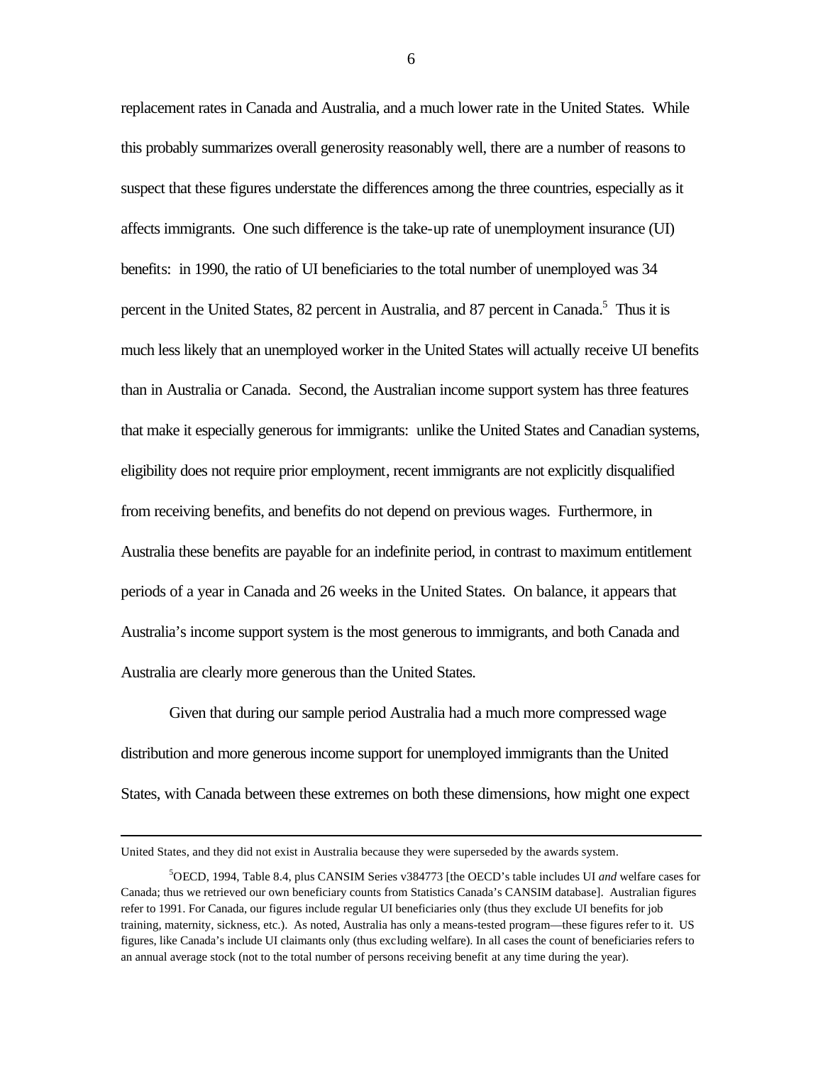replacement rates in Canada and Australia, and a much lower rate in the United States. While this probably summarizes overall generosity reasonably well, there are a number of reasons to suspect that these figures understate the differences among the three countries, especially as it affects immigrants. One such difference is the take-up rate of unemployment insurance (UI) benefits: in 1990, the ratio of UI beneficiaries to the total number of unemployed was 34 percent in the United States, 82 percent in Australia, and 87 percent in Canada.[5] Thus it is much less likely that an unemployed worker in the United States will actually receive UI benefits than in Australia or Canada. Second, the Australian income support system has three features that make it especially generous for immigrants: unlike the United States and Canadian systems, eligibility does not require prior employment, recent immigrants are not explicitly disqualified from receiving benefits, and benefits do not depend on previous wages. Furthermore, in Australia these benefits are payable for an indefinite period, in contrast to maximum entitlement periods of a year in Canada and 26 weeks in the United States. On balance, it appears that Australia's income support system is the most generous to immigrants, and both Canada and Australia are clearly more generous than the United States.

Given that during our sample period Australia had a much more compressed wage distribution and more generous income support for unemployed immigrants than the United States, with Canada between these extremes on both these dimensions, how might one expect

---

United States, and they did not exist in Australia because they were superseded by the awards system.

[5]OECD, 1994, Table 8.4, plus CANSIM Series v384773 [the OECD's table includes UI *and* welfare cases for Canada; thus we retrieved our own beneficiary counts from Statistics Canada's CANSIM database]. Australian figures refer to 1991. For Canada, our figures include regular UI beneficiaries only (thus they exclude UI benefits for job training, maternity, sickness, etc.). As noted, Australia has only a means-tested program—these figures refer to it. US figures, like Canada's include UI claimants only (thus excluding welfare). In all cases the count of beneficiaries refers to an annual average stock (not to the total number of persons receiving benefit at any time during the year).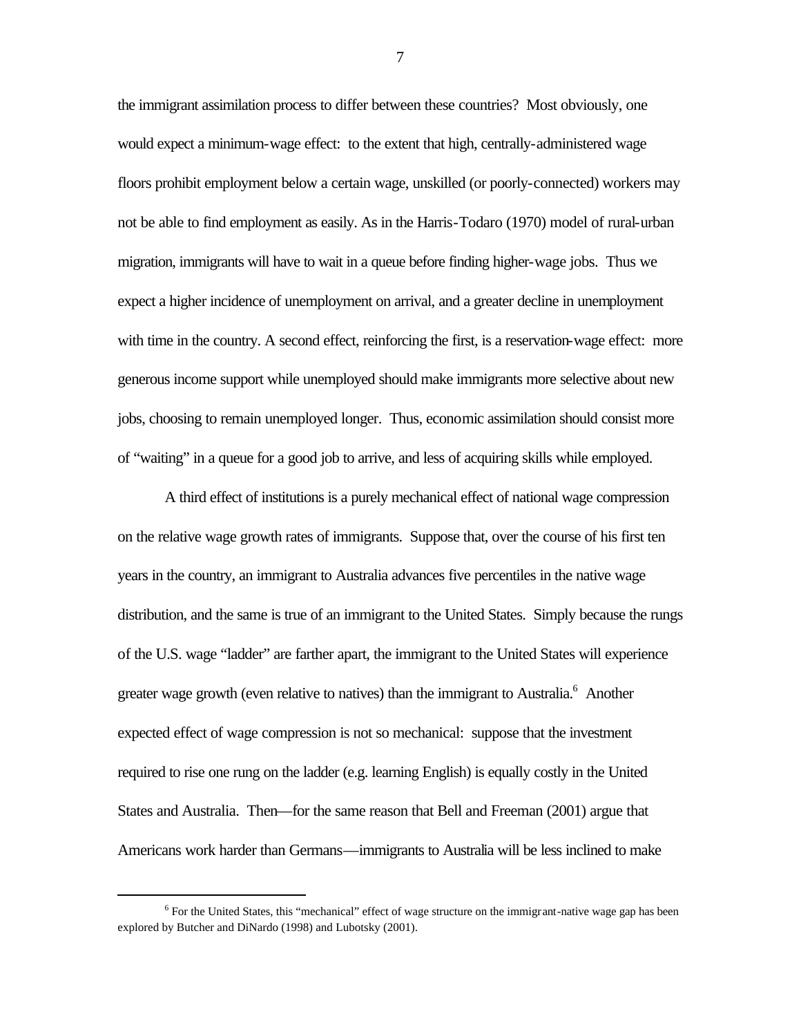the immigrant assimilation process to differ between these countries? Most obviously, one would expect a minimum-wage effect: to the extent that high, centrally-administered wage floors prohibit employment below a certain wage, unskilled (or poorly-connected) workers may not be able to find employment as easily. As in the Harris-Todaro (1970) model of rural-urban migration, immigrants will have to wait in a queue before finding higher-wage jobs. Thus we expect a higher incidence of unemployment on arrival, and a greater decline in unemployment with time in the country. A second effect, reinforcing the first, is a reservation-wage effect: more generous income support while unemployed should make immigrants more selective about new jobs, choosing to remain unemployed longer. Thus, economic assimilation should consist more of "waiting" in a queue for a good job to arrive, and less of acquiring skills while employed.

A third effect of institutions is a purely mechanical effect of national wage compression on the relative wage growth rates of immigrants. Suppose that, over the course of his first ten years in the country, an immigrant to Australia advances five percentiles in the native wage distribution, and the same is true of an immigrant to the United States. Simply because the rungs of the U.S. wage "ladder" are farther apart, the immigrant to the United States will experience greater wage growth (even relative to natives) than the immigrant to Australia.[6] Another expected effect of wage compression is not so mechanical: suppose that the investment required to rise one rung on the ladder (e.g. learning English) is equally costly in the United States and Australia. Then—for the same reason that Bell and Freeman (2001) argue that Americans work harder than Germans—immigrants to Australia will be less inclined to make

[6] For the United States, this "mechanical" effect of wage structure on the immigrant-native wage gap has been explored by Butcher and DiNardo (1998) and Lubotsky (2001).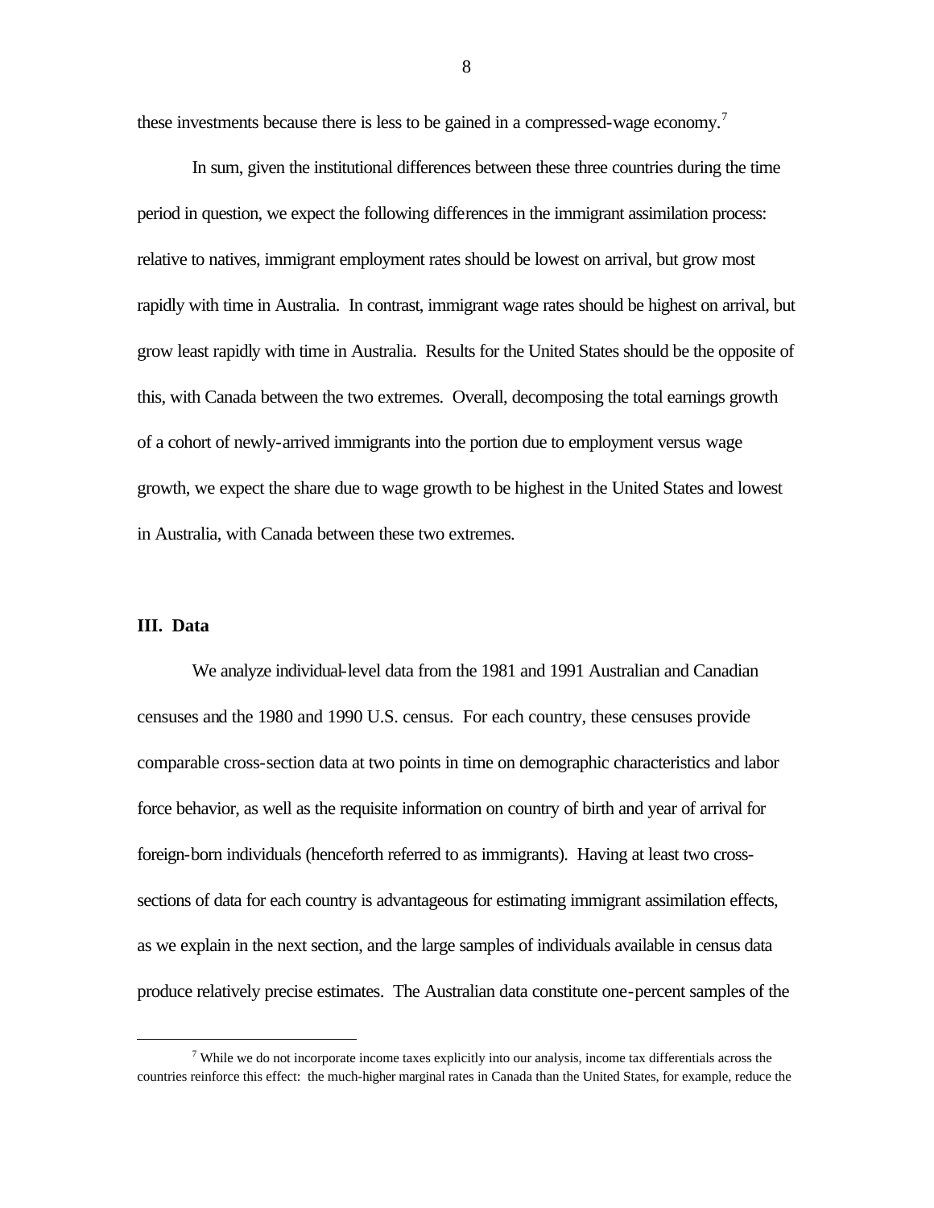these investments because there is less to be gained in a compressed-wage economy.[7]

In sum, given the institutional differences between these three countries during the time period in question, we expect the following differences in the immigrant assimilation process: relative to natives, immigrant employment rates should be lowest on arrival, but grow most rapidly with time in Australia. In contrast, immigrant wage rates should be highest on arrival, but grow least rapidly with time in Australia. Results for the United States should be the opposite of this, with Canada between the two extremes. Overall, decomposing the total earnings growth of a cohort of newly-arrived immigrants into the portion due to employment versus wage growth, we expect the share due to wage growth to be highest in the United States and lowest in Australia, with Canada between these two extremes.

## III. Data

We analyze individual-level data from the 1981 and 1991 Australian and Canadian censuses and the 1980 and 1990 U.S. census. For each country, these censuses provide comparable cross-section data at two points in time on demographic characteristics and labor force behavior, as well as the requisite information on country of birth and year of arrival for foreign-born individuals (henceforth referred to as immigrants). Having at least two cross-sections of data for each country is advantageous for estimating immigrant assimilation effects, as we explain in the next section, and the large samples of individuals available in census data produce relatively precise estimates. The Australian data constitute one-percent samples of the

---

[7] While we do not incorporate income taxes explicitly into our analysis, income tax differentials across the countries reinforce this effect: the much-higher marginal rates in Canada than the United States, for example, reduce the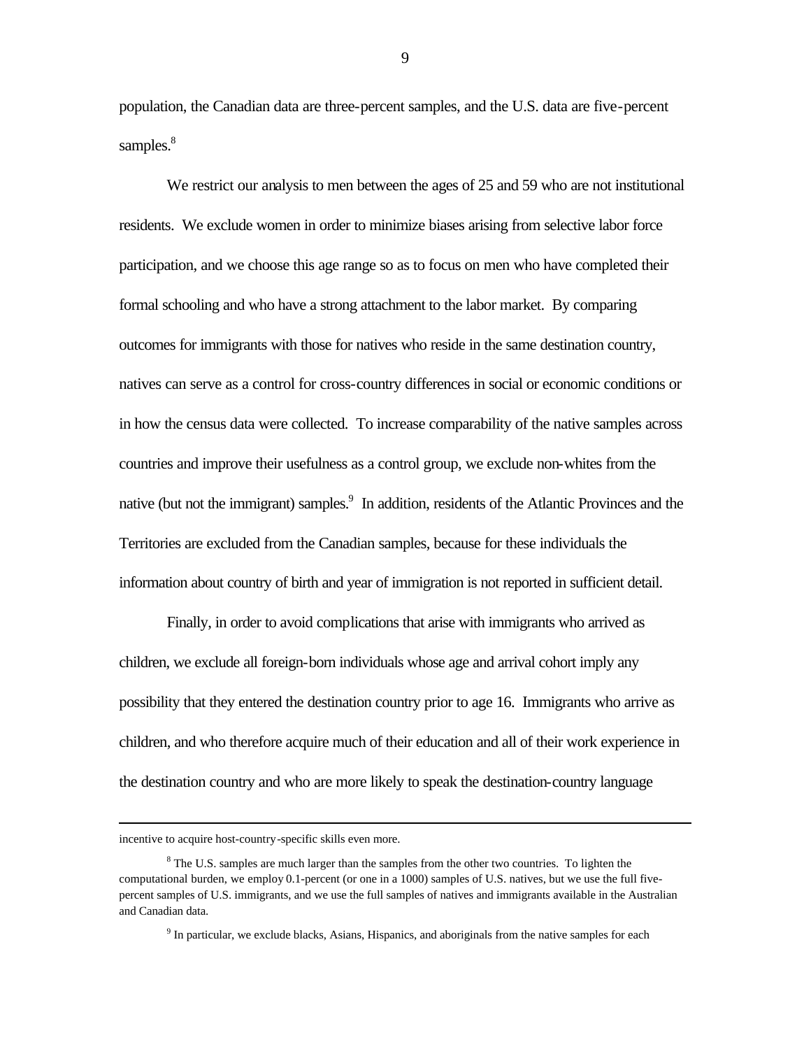population, the Canadian data are three-percent samples, and the U.S. data are five-percent samples.[8]

We restrict our analysis to men between the ages of 25 and 59 who are not institutional residents. We exclude women in order to minimize biases arising from selective labor force participation, and we choose this age range so as to focus on men who have completed their formal schooling and who have a strong attachment to the labor market. By comparing outcomes for immigrants with those for natives who reside in the same destination country, natives can serve as a control for cross-country differences in social or economic conditions or in how the census data were collected. To increase comparability of the native samples across countries and improve their usefulness as a control group, we exclude non-whites from the native (but not the immigrant) samples.[9] In addition, residents of the Atlantic Provinces and the Territories are excluded from the Canadian samples, because for these individuals the information about country of birth and year of immigration is not reported in sufficient detail.

Finally, in order to avoid complications that arise with immigrants who arrived as children, we exclude all foreign-born individuals whose age and arrival cohort imply any possibility that they entered the destination country prior to age 16. Immigrants who arrive as children, and who therefore acquire much of their education and all of their work experience in the destination country and who are more likely to speak the destination-country language

---

incentive to acquire host-country-specific skills even more.

[8] The U.S. samples are much larger than the samples from the other two countries. To lighten the computational burden, we employ 0.1-percent (or one in a 1000) samples of U.S. natives, but we use the full five-percent samples of U.S. immigrants, and we use the full samples of natives and immigrants available in the Australian and Canadian data.

[9] In particular, we exclude blacks, Asians, Hispanics, and aboriginals from the native samples for each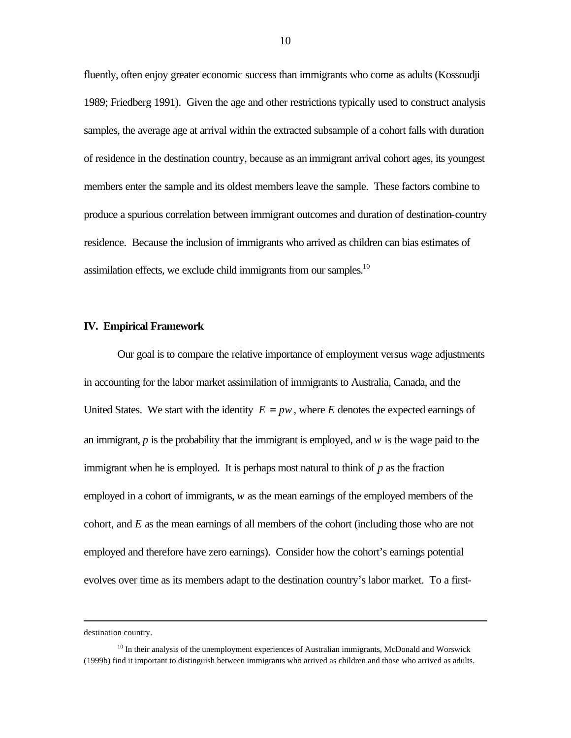fluently, often enjoy greater economic success than immigrants who come as adults (Kossoudji 1989; Friedberg 1991). Given the age and other restrictions typically used to construct analysis samples, the average age at arrival within the extracted subsample of a cohort falls with duration of residence in the destination country, because as an immigrant arrival cohort ages, its youngest members enter the sample and its oldest members leave the sample. These factors combine to produce a spurious correlation between immigrant outcomes and duration of destination-country residence. Because the inclusion of immigrants who arrived as children can bias estimates of assimilation effects, we exclude child immigrants from our samples.[10]

## IV. Empirical Framework

Our goal is to compare the relative importance of employment versus wage adjustments in accounting for the labor market assimilation of immigrants to Australia, Canada, and the United States. We start with the identity $E = pw$, where $E$ denotes the expected earnings of an immigrant, $p$ is the probability that the immigrant is employed, and $w$ is the wage paid to the immigrant when he is employed. It is perhaps most natural to think of $p$ as the fraction employed in a cohort of immigrants, $w$ as the mean earnings of the employed members of the cohort, and $E$ as the mean earnings of all members of the cohort (including those who are not employed and therefore have zero earnings). Consider how the cohort's earnings potential evolves over time as its members adapt to the destination country's labor market. To a first-

---

destination country.

[10] In their analysis of the unemployment experiences of Australian immigrants, McDonald and Worswick (1999b) find it important to distinguish between immigrants who arrived as children and those who arrived as adults.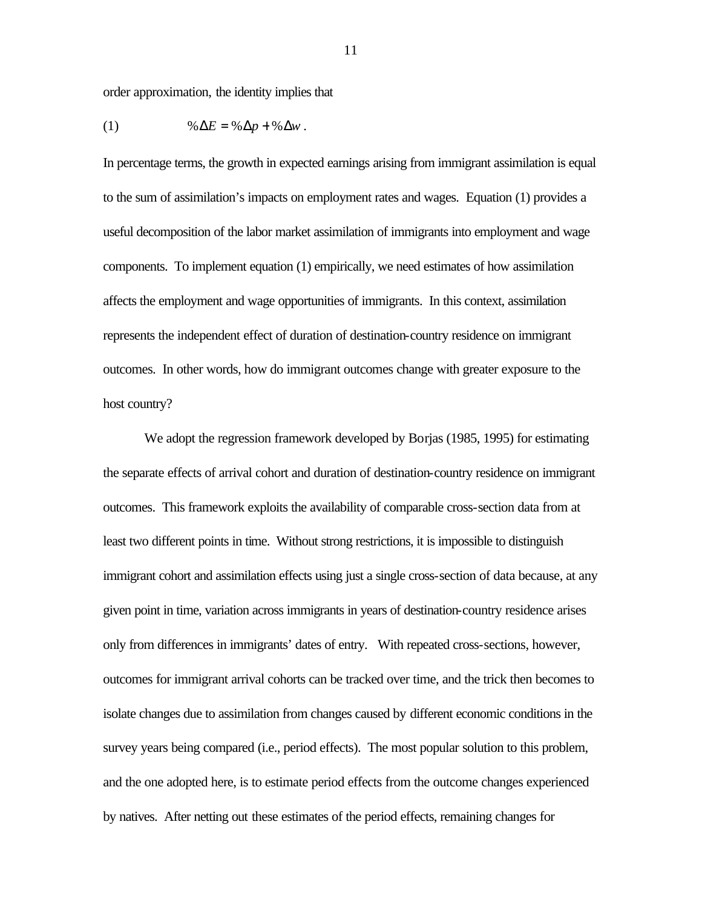order approximation, the identity implies that

$$(1) \qquad \%\Delta E = \%\Delta p + \%\Delta w\,.$$

In percentage terms, the growth in expected earnings arising from immigrant assimilation is equal to the sum of assimilation's impacts on employment rates and wages. Equation (1) provides a useful decomposition of the labor market assimilation of immigrants into employment and wage components. To implement equation (1) empirically, we need estimates of how assimilation affects the employment and wage opportunities of immigrants. In this context, assimilation represents the independent effect of duration of destination-country residence on immigrant outcomes. In other words, how do immigrant outcomes change with greater exposure to the host country?

We adopt the regression framework developed by Borjas (1985, 1995) for estimating the separate effects of arrival cohort and duration of destination-country residence on immigrant outcomes. This framework exploits the availability of comparable cross-section data from at least two different points in time. Without strong restrictions, it is impossible to distinguish immigrant cohort and assimilation effects using just a single cross-section of data because, at any given point in time, variation across immigrants in years of destination-country residence arises only from differences in immigrants' dates of entry. With repeated cross-sections, however, outcomes for immigrant arrival cohorts can be tracked over time, and the trick then becomes to isolate changes due to assimilation from changes caused by different economic conditions in the survey years being compared (i.e., period effects). The most popular solution to this problem, and the one adopted here, is to estimate period effects from the outcome changes experienced by natives. After netting out these estimates of the period effects, remaining changes for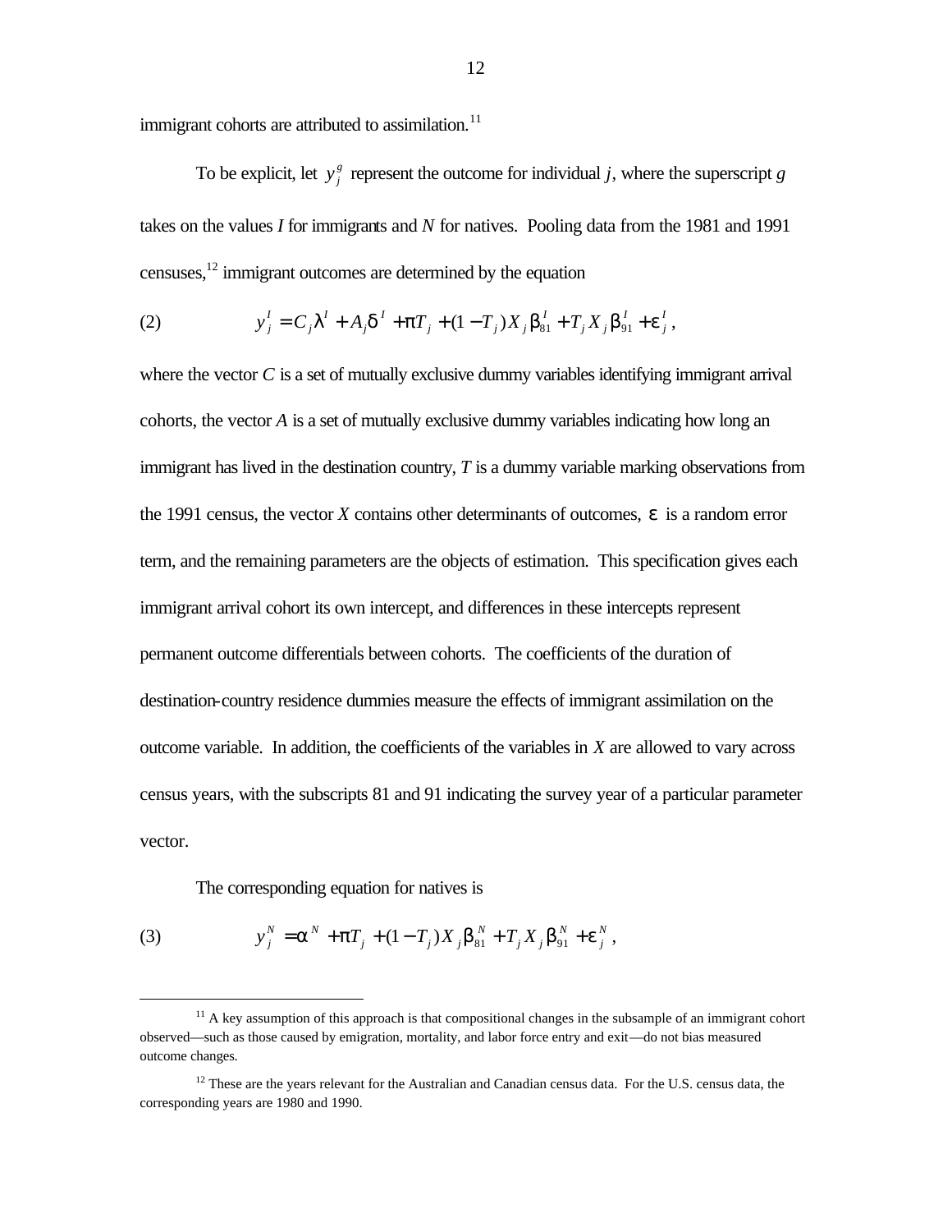immigrant cohorts are attributed to assimilation.[11]

To be explicit, let $y_j^g$ represent the outcome for individual $j$, where the superscript $g$ takes on the values $I$ for immigrants and $N$ for natives. Pooling data from the 1981 and 1991 censuses,[12] immigrant outcomes are determined by the equation

$$y_j^I = C_j\lambda^I + A_j\delta^I + \pi T_j + (1-T_j)X_j\beta_{81}^I + T_jX_j\beta_{91}^I + \varepsilon_j^I, \tag{2}$$

where the vector $C$ is a set of mutually exclusive dummy variables identifying immigrant arrival cohorts, the vector $A$ is a set of mutually exclusive dummy variables indicating how long an immigrant has lived in the destination country, $T$ is a dummy variable marking observations from the 1991 census, the vector $X$ contains other determinants of outcomes, $\varepsilon$ is a random error term, and the remaining parameters are the objects of estimation. This specification gives each immigrant arrival cohort its own intercept, and differences in these intercepts represent permanent outcome differentials between cohorts. The coefficients of the duration of destination-country residence dummies measure the effects of immigrant assimilation on the outcome variable. In addition, the coefficients of the variables in $X$ are allowed to vary across census years, with the subscripts 81 and 91 indicating the survey year of a particular parameter vector.

The corresponding equation for natives is

$$y_j^N = \alpha^N + \pi T_j + (1-T_j)X_j\beta_{81}^N + T_jX_j\beta_{91}^N + \varepsilon_j^N, \tag{3}$$

[11] A key assumption of this approach is that compositional changes in the subsample of an immigrant cohort observed—such as those caused by emigration, mortality, and labor force entry and exit—do not bias measured outcome changes.

[12] These are the years relevant for the Australian and Canadian census data. For the U.S. census data, the corresponding years are 1980 and 1990.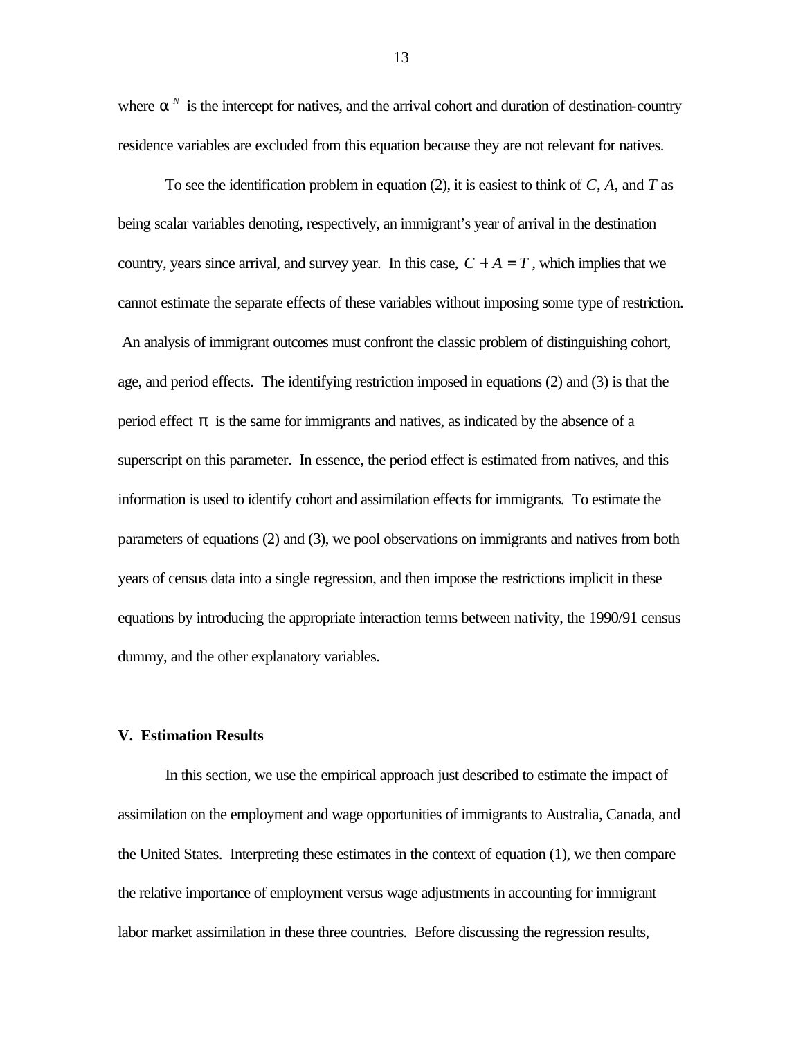where $\alpha^N$ is the intercept for natives, and the arrival cohort and duration of destination-country residence variables are excluded from this equation because they are not relevant for natives.

To see the identification problem in equation (2), it is easiest to think of $C$, $A$, and $T$ as being scalar variables denoting, respectively, an immigrant's year of arrival in the destination country, years since arrival, and survey year. In this case, $C + A = T$, which implies that we cannot estimate the separate effects of these variables without imposing some type of restriction. An analysis of immigrant outcomes must confront the classic problem of distinguishing cohort, age, and period effects. The identifying restriction imposed in equations (2) and (3) is that the period effect $\pi$ is the same for immigrants and natives, as indicated by the absence of a superscript on this parameter. In essence, the period effect is estimated from natives, and this information is used to identify cohort and assimilation effects for immigrants. To estimate the parameters of equations (2) and (3), we pool observations on immigrants and natives from both years of census data into a single regression, and then impose the restrictions implicit in these equations by introducing the appropriate interaction terms between nativity, the 1990/91 census dummy, and the other explanatory variables.

## V. Estimation Results

In this section, we use the empirical approach just described to estimate the impact of assimilation on the employment and wage opportunities of immigrants to Australia, Canada, and the United States. Interpreting these estimates in the context of equation (1), we then compare the relative importance of employment versus wage adjustments in accounting for immigrant labor market assimilation in these three countries. Before discussing the regression results,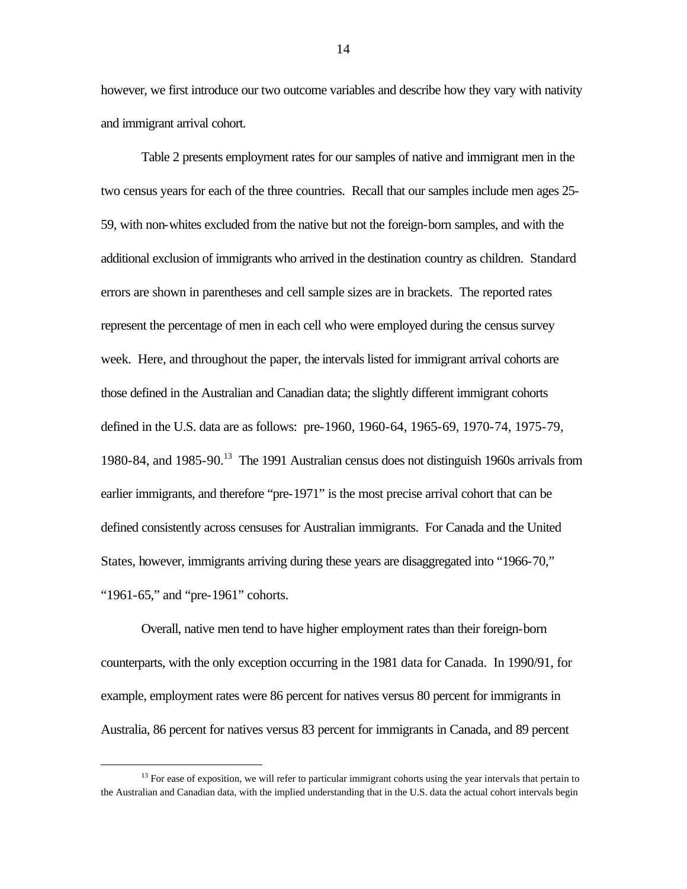however, we first introduce our two outcome variables and describe how they vary with nativity and immigrant arrival cohort.

Table 2 presents employment rates for our samples of native and immigrant men in the two census years for each of the three countries. Recall that our samples include men ages 25-59, with non-whites excluded from the native but not the foreign-born samples, and with the additional exclusion of immigrants who arrived in the destination country as children. Standard errors are shown in parentheses and cell sample sizes are in brackets. The reported rates represent the percentage of men in each cell who were employed during the census survey week. Here, and throughout the paper, the intervals listed for immigrant arrival cohorts are those defined in the Australian and Canadian data; the slightly different immigrant cohorts defined in the U.S. data are as follows: pre-1960, 1960-64, 1965-69, 1970-74, 1975-79, 1980-84, and 1985-90.[13] The 1991 Australian census does not distinguish 1960s arrivals from earlier immigrants, and therefore "pre-1971" is the most precise arrival cohort that can be defined consistently across censuses for Australian immigrants. For Canada and the United States, however, immigrants arriving during these years are disaggregated into "1966-70," "1961-65," and "pre-1961" cohorts.

Overall, native men tend to have higher employment rates than their foreign-born counterparts, with the only exception occurring in the 1981 data for Canada. In 1990/91, for example, employment rates were 86 percent for natives versus 80 percent for immigrants in Australia, 86 percent for natives versus 83 percent for immigrants in Canada, and 89 percent

[13] For ease of exposition, we will refer to particular immigrant cohorts using the year intervals that pertain to the Australian and Canadian data, with the implied understanding that in the U.S. data the actual cohort intervals begin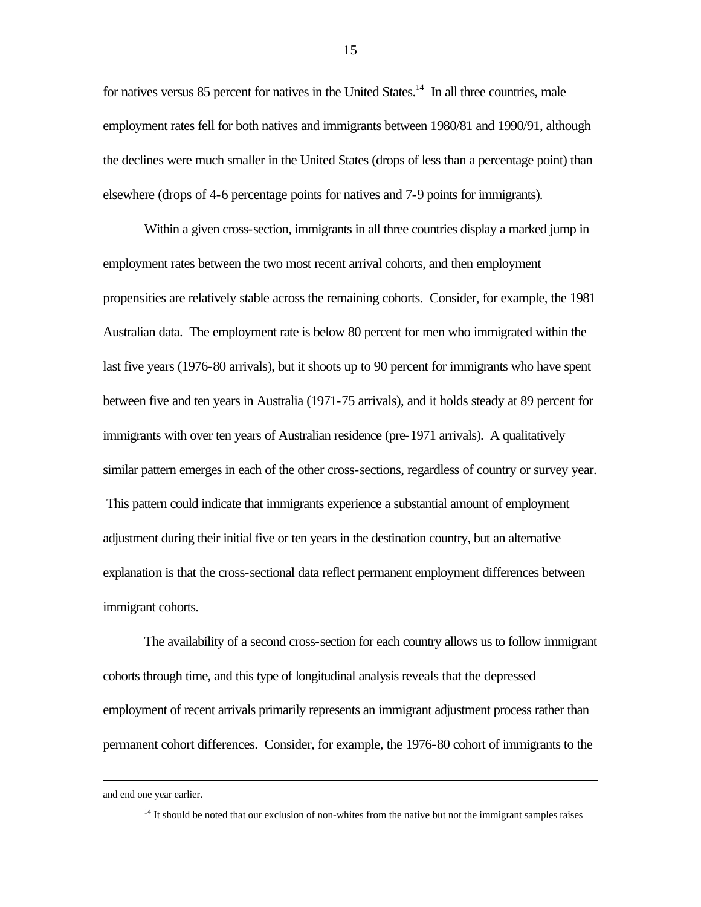for natives versus 85 percent for natives in the United States.[14] In all three countries, male employment rates fell for both natives and immigrants between 1980/81 and 1990/91, although the declines were much smaller in the United States (drops of less than a percentage point) than elsewhere (drops of 4-6 percentage points for natives and 7-9 points for immigrants).

Within a given cross-section, immigrants in all three countries display a marked jump in employment rates between the two most recent arrival cohorts, and then employment propensities are relatively stable across the remaining cohorts. Consider, for example, the 1981 Australian data. The employment rate is below 80 percent for men who immigrated within the last five years (1976-80 arrivals), but it shoots up to 90 percent for immigrants who have spent between five and ten years in Australia (1971-75 arrivals), and it holds steady at 89 percent for immigrants with over ten years of Australian residence (pre-1971 arrivals). A qualitatively similar pattern emerges in each of the other cross-sections, regardless of country or survey year. This pattern could indicate that immigrants experience a substantial amount of employment adjustment during their initial five or ten years in the destination country, but an alternative explanation is that the cross-sectional data reflect permanent employment differences between immigrant cohorts.

The availability of a second cross-section for each country allows us to follow immigrant cohorts through time, and this type of longitudinal analysis reveals that the depressed employment of recent arrivals primarily represents an immigrant adjustment process rather than permanent cohort differences. Consider, for example, the 1976-80 cohort of immigrants to the

---

and end one year earlier.

[14] It should be noted that our exclusion of non-whites from the native but not the immigrant samples raises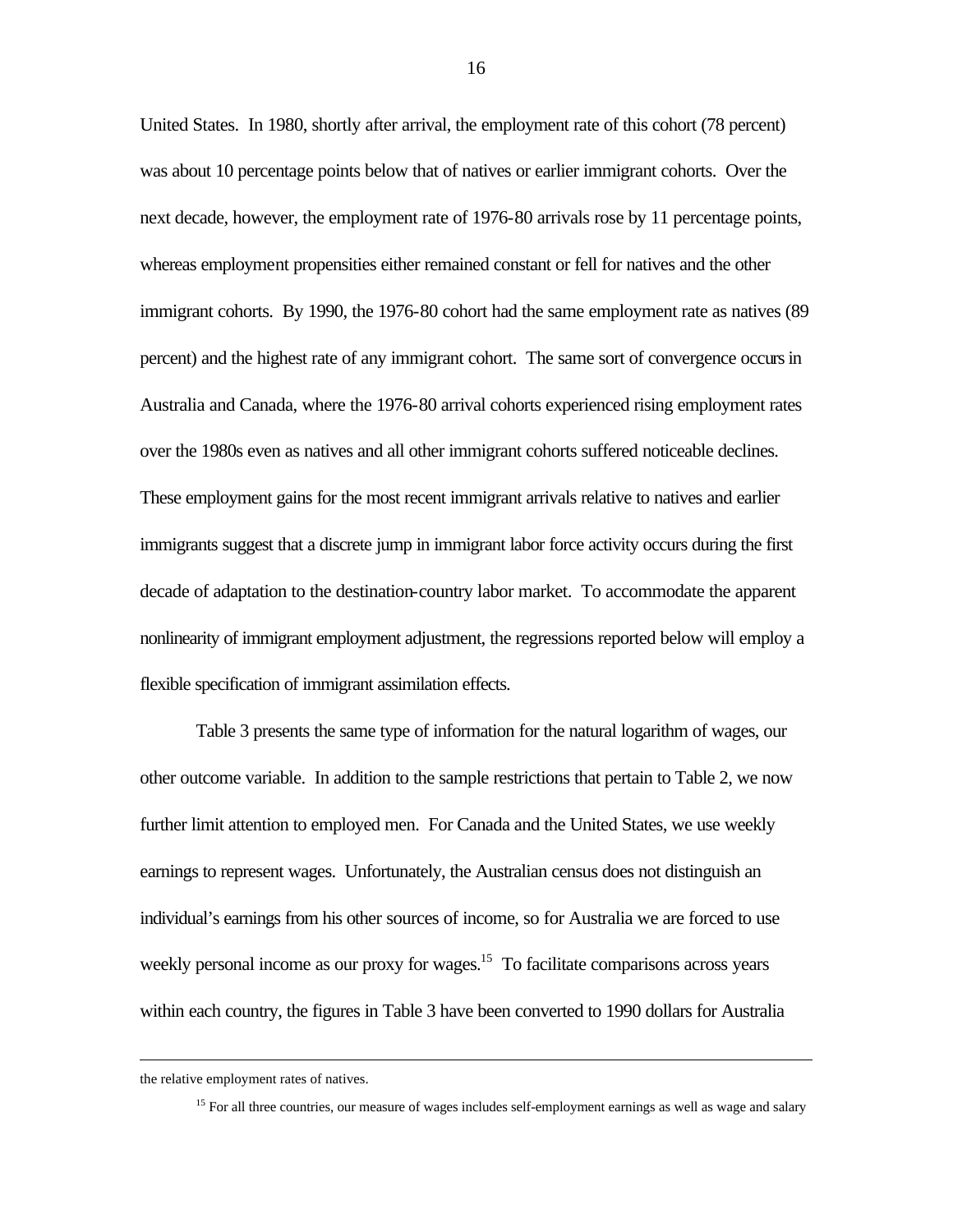United States. In 1980, shortly after arrival, the employment rate of this cohort (78 percent) was about 10 percentage points below that of natives or earlier immigrant cohorts. Over the next decade, however, the employment rate of 1976-80 arrivals rose by 11 percentage points, whereas employment propensities either remained constant or fell for natives and the other immigrant cohorts. By 1990, the 1976-80 cohort had the same employment rate as natives (89 percent) and the highest rate of any immigrant cohort. The same sort of convergence occurs in Australia and Canada, where the 1976-80 arrival cohorts experienced rising employment rates over the 1980s even as natives and all other immigrant cohorts suffered noticeable declines. These employment gains for the most recent immigrant arrivals relative to natives and earlier immigrants suggest that a discrete jump in immigrant labor force activity occurs during the first decade of adaptation to the destination-country labor market. To accommodate the apparent nonlinearity of immigrant employment adjustment, the regressions reported below will employ a flexible specification of immigrant assimilation effects.

Table 3 presents the same type of information for the natural logarithm of wages, our other outcome variable. In addition to the sample restrictions that pertain to Table 2, we now further limit attention to employed men. For Canada and the United States, we use weekly earnings to represent wages. Unfortunately, the Australian census does not distinguish an individual's earnings from his other sources of income, so for Australia we are forced to use weekly personal income as our proxy for wages.[15] To facilitate comparisons across years within each country, the figures in Table 3 have been converted to 1990 dollars for Australia

---

the relative employment rates of natives.

[15] For all three countries, our measure of wages includes self-employment earnings as well as wage and salary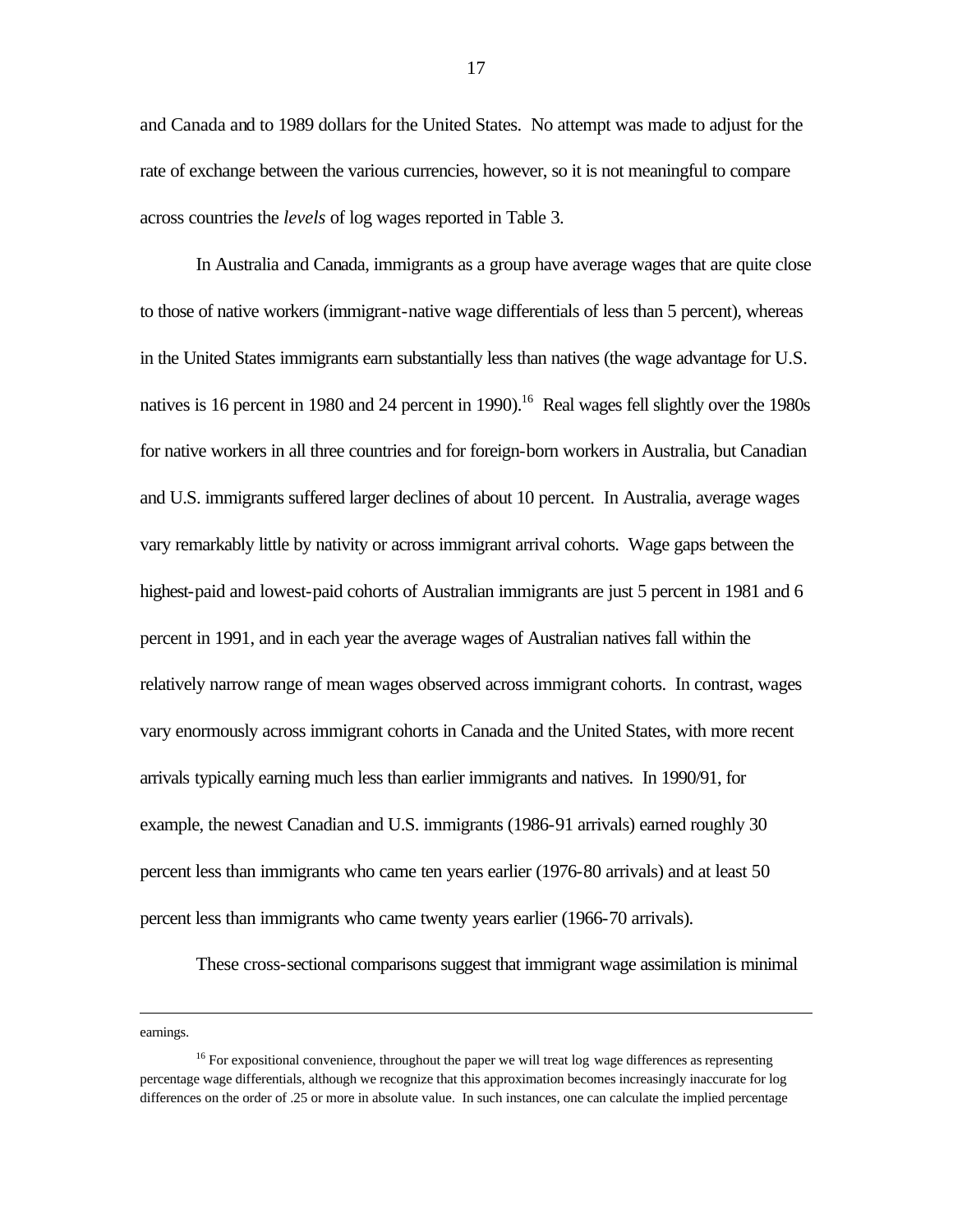and Canada and to 1989 dollars for the United States. No attempt was made to adjust for the rate of exchange between the various currencies, however, so it is not meaningful to compare across countries the *levels* of log wages reported in Table 3.

In Australia and Canada, immigrants as a group have average wages that are quite close to those of native workers (immigrant-native wage differentials of less than 5 percent), whereas in the United States immigrants earn substantially less than natives (the wage advantage for U.S. natives is 16 percent in 1980 and 24 percent in 1990).[16] Real wages fell slightly over the 1980s for native workers in all three countries and for foreign-born workers in Australia, but Canadian and U.S. immigrants suffered larger declines of about 10 percent. In Australia, average wages vary remarkably little by nativity or across immigrant arrival cohorts. Wage gaps between the highest-paid and lowest-paid cohorts of Australian immigrants are just 5 percent in 1981 and 6 percent in 1991, and in each year the average wages of Australian natives fall within the relatively narrow range of mean wages observed across immigrant cohorts. In contrast, wages vary enormously across immigrant cohorts in Canada and the United States, with more recent arrivals typically earning much less than earlier immigrants and natives. In 1990/91, for example, the newest Canadian and U.S. immigrants (1986-91 arrivals) earned roughly 30 percent less than immigrants who came ten years earlier (1976-80 arrivals) and at least 50 percent less than immigrants who came twenty years earlier (1966-70 arrivals).

These cross-sectional comparisons suggest that immigrant wage assimilation is minimal

---

earnings.

[16] For expositional convenience, throughout the paper we will treat log wage differences as representing percentage wage differentials, although we recognize that this approximation becomes increasingly inaccurate for log differences on the order of .25 or more in absolute value. In such instances, one can calculate the implied percentage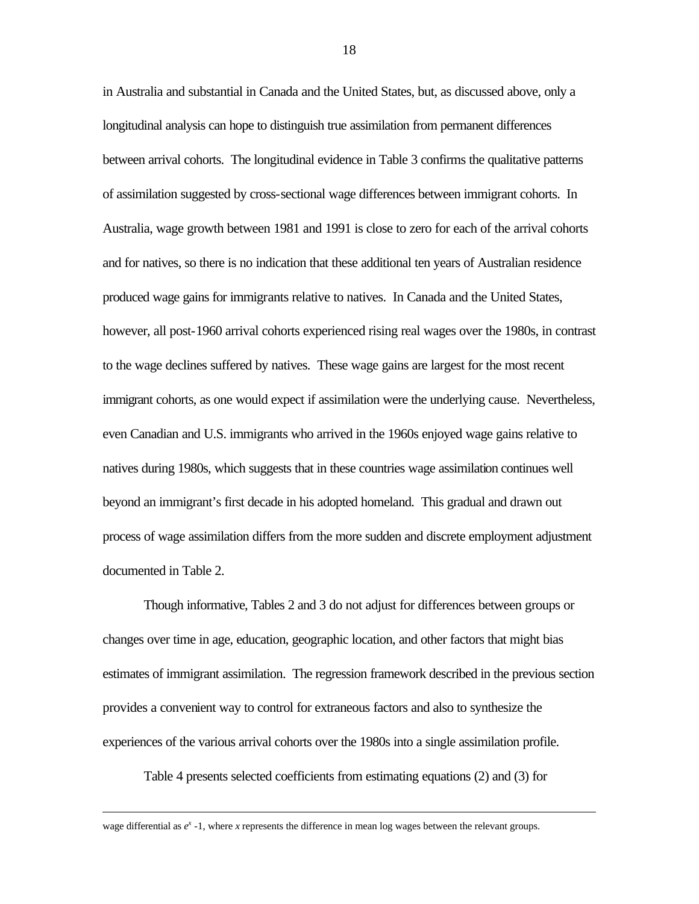in Australia and substantial in Canada and the United States, but, as discussed above, only a longitudinal analysis can hope to distinguish true assimilation from permanent differences between arrival cohorts. The longitudinal evidence in Table 3 confirms the qualitative patterns of assimilation suggested by cross-sectional wage differences between immigrant cohorts. In Australia, wage growth between 1981 and 1991 is close to zero for each of the arrival cohorts and for natives, so there is no indication that these additional ten years of Australian residence produced wage gains for immigrants relative to natives. In Canada and the United States, however, all post-1960 arrival cohorts experienced rising real wages over the 1980s, in contrast to the wage declines suffered by natives. These wage gains are largest for the most recent immigrant cohorts, as one would expect if assimilation were the underlying cause. Nevertheless, even Canadian and U.S. immigrants who arrived in the 1960s enjoyed wage gains relative to natives during 1980s, which suggests that in these countries wage assimilation continues well beyond an immigrant's first decade in his adopted homeland. This gradual and drawn out process of wage assimilation differs from the more sudden and discrete employment adjustment documented in Table 2.

Though informative, Tables 2 and 3 do not adjust for differences between groups or changes over time in age, education, geographic location, and other factors that might bias estimates of immigrant assimilation. The regression framework described in the previous section provides a convenient way to control for extraneous factors and also to synthesize the experiences of the various arrival cohorts over the 1980s into a single assimilation profile.

Table 4 presents selected coefficients from estimating equations (2) and (3) for

---

wage differential as $e^x$ -1, where $x$ represents the difference in mean log wages between the relevant groups.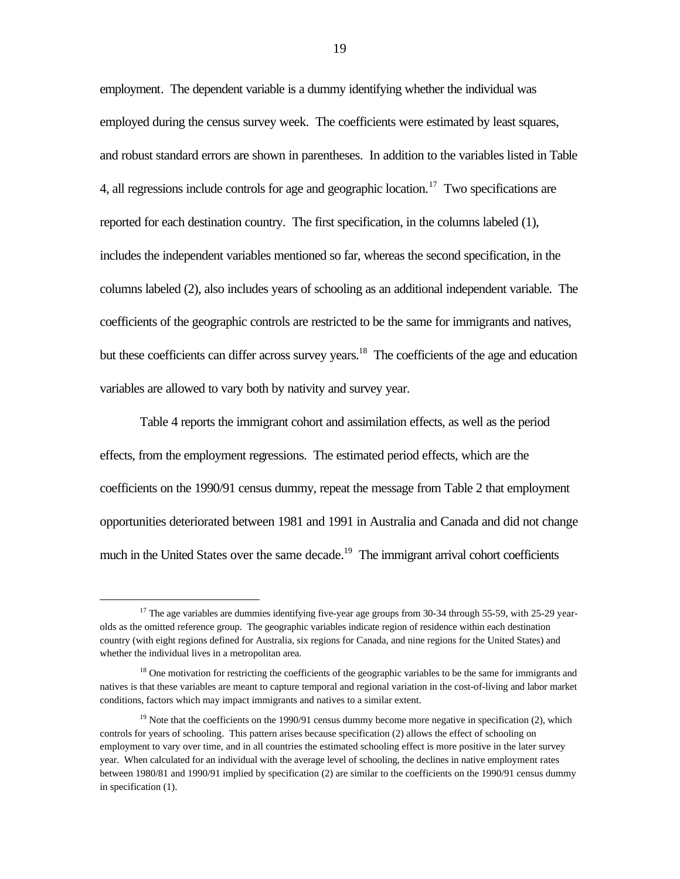employment. The dependent variable is a dummy identifying whether the individual was employed during the census survey week. The coefficients were estimated by least squares, and robust standard errors are shown in parentheses. In addition to the variables listed in Table 4, all regressions include controls for age and geographic location.[17] Two specifications are reported for each destination country. The first specification, in the columns labeled (1), includes the independent variables mentioned so far, whereas the second specification, in the columns labeled (2), also includes years of schooling as an additional independent variable. The coefficients of the geographic controls are restricted to be the same for immigrants and natives, but these coefficients can differ across survey years.[18] The coefficients of the age and education variables are allowed to vary both by nativity and survey year.

Table 4 reports the immigrant cohort and assimilation effects, as well as the period effects, from the employment regressions. The estimated period effects, which are the coefficients on the 1990/91 census dummy, repeat the message from Table 2 that employment opportunities deteriorated between 1981 and 1991 in Australia and Canada and did not change much in the United States over the same decade.[19] The immigrant arrival cohort coefficients

---

[17] The age variables are dummies identifying five-year age groups from 30-34 through 55-59, with 25-29 year-olds as the omitted reference group. The geographic variables indicate region of residence within each destination country (with eight regions defined for Australia, six regions for Canada, and nine regions for the United States) and whether the individual lives in a metropolitan area.

[18] One motivation for restricting the coefficients of the geographic variables to be the same for immigrants and natives is that these variables are meant to capture temporal and regional variation in the cost-of-living and labor market conditions, factors which may impact immigrants and natives to a similar extent.

[19] Note that the coefficients on the 1990/91 census dummy become more negative in specification (2), which controls for years of schooling. This pattern arises because specification (2) allows the effect of schooling on employment to vary over time, and in all countries the estimated schooling effect is more positive in the later survey year. When calculated for an individual with the average level of schooling, the declines in native employment rates between 1980/81 and 1990/91 implied by specification (2) are similar to the coefficients on the 1990/91 census dummy in specification (1).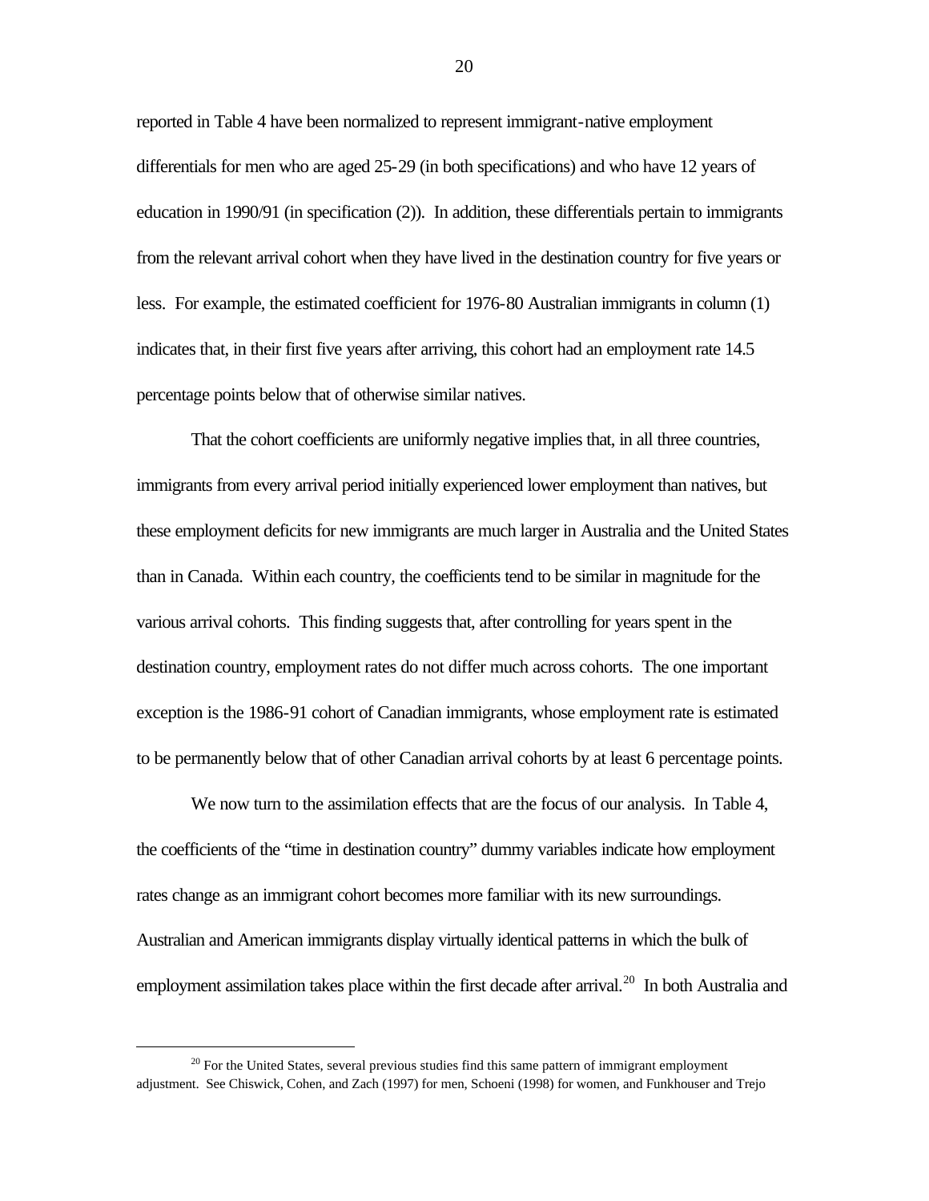reported in Table 4 have been normalized to represent immigrant-native employment differentials for men who are aged 25-29 (in both specifications) and who have 12 years of education in 1990/91 (in specification (2)). In addition, these differentials pertain to immigrants from the relevant arrival cohort when they have lived in the destination country for five years or less. For example, the estimated coefficient for 1976-80 Australian immigrants in column (1) indicates that, in their first five years after arriving, this cohort had an employment rate 14.5 percentage points below that of otherwise similar natives.

That the cohort coefficients are uniformly negative implies that, in all three countries, immigrants from every arrival period initially experienced lower employment than natives, but these employment deficits for new immigrants are much larger in Australia and the United States than in Canada. Within each country, the coefficients tend to be similar in magnitude for the various arrival cohorts. This finding suggests that, after controlling for years spent in the destination country, employment rates do not differ much across cohorts. The one important exception is the 1986-91 cohort of Canadian immigrants, whose employment rate is estimated to be permanently below that of other Canadian arrival cohorts by at least 6 percentage points.

We now turn to the assimilation effects that are the focus of our analysis. In Table 4, the coefficients of the "time in destination country" dummy variables indicate how employment rates change as an immigrant cohort becomes more familiar with its new surroundings. Australian and American immigrants display virtually identical patterns in which the bulk of employment assimilation takes place within the first decade after arrival.[20] In both Australia and

[20] For the United States, several previous studies find this same pattern of immigrant employment adjustment. See Chiswick, Cohen, and Zach (1997) for men, Schoeni (1998) for women, and Funkhouser and Trejo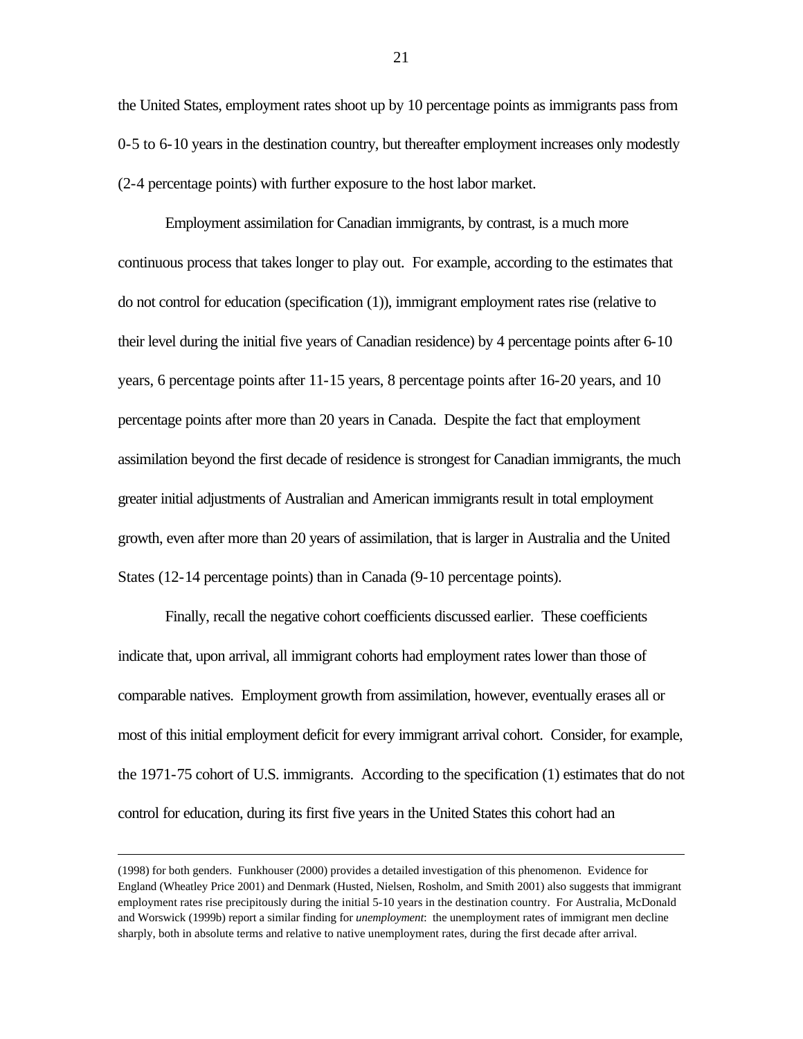the United States, employment rates shoot up by 10 percentage points as immigrants pass from 0-5 to 6-10 years in the destination country, but thereafter employment increases only modestly (2-4 percentage points) with further exposure to the host labor market.

Employment assimilation for Canadian immigrants, by contrast, is a much more continuous process that takes longer to play out. For example, according to the estimates that do not control for education (specification (1)), immigrant employment rates rise (relative to their level during the initial five years of Canadian residence) by 4 percentage points after 6-10 years, 6 percentage points after 11-15 years, 8 percentage points after 16-20 years, and 10 percentage points after more than 20 years in Canada. Despite the fact that employment assimilation beyond the first decade of residence is strongest for Canadian immigrants, the much greater initial adjustments of Australian and American immigrants result in total employment growth, even after more than 20 years of assimilation, that is larger in Australia and the United States (12-14 percentage points) than in Canada (9-10 percentage points).

Finally, recall the negative cohort coefficients discussed earlier. These coefficients indicate that, upon arrival, all immigrant cohorts had employment rates lower than those of comparable natives. Employment growth from assimilation, however, eventually erases all or most of this initial employment deficit for every immigrant arrival cohort. Consider, for example, the 1971-75 cohort of U.S. immigrants. According to the specification (1) estimates that do not control for education, during its first five years in the United States this cohort had an

---

(1998) for both genders. Funkhouser (2000) provides a detailed investigation of this phenomenon. Evidence for England (Wheatley Price 2001) and Denmark (Husted, Nielsen, Rosholm, and Smith 2001) also suggests that immigrant employment rates rise precipitously during the initial 5-10 years in the destination country. For Australia, McDonald and Worswick (1999b) report a similar finding for *unemployment*: the unemployment rates of immigrant men decline sharply, both in absolute terms and relative to native unemployment rates, during the first decade after arrival.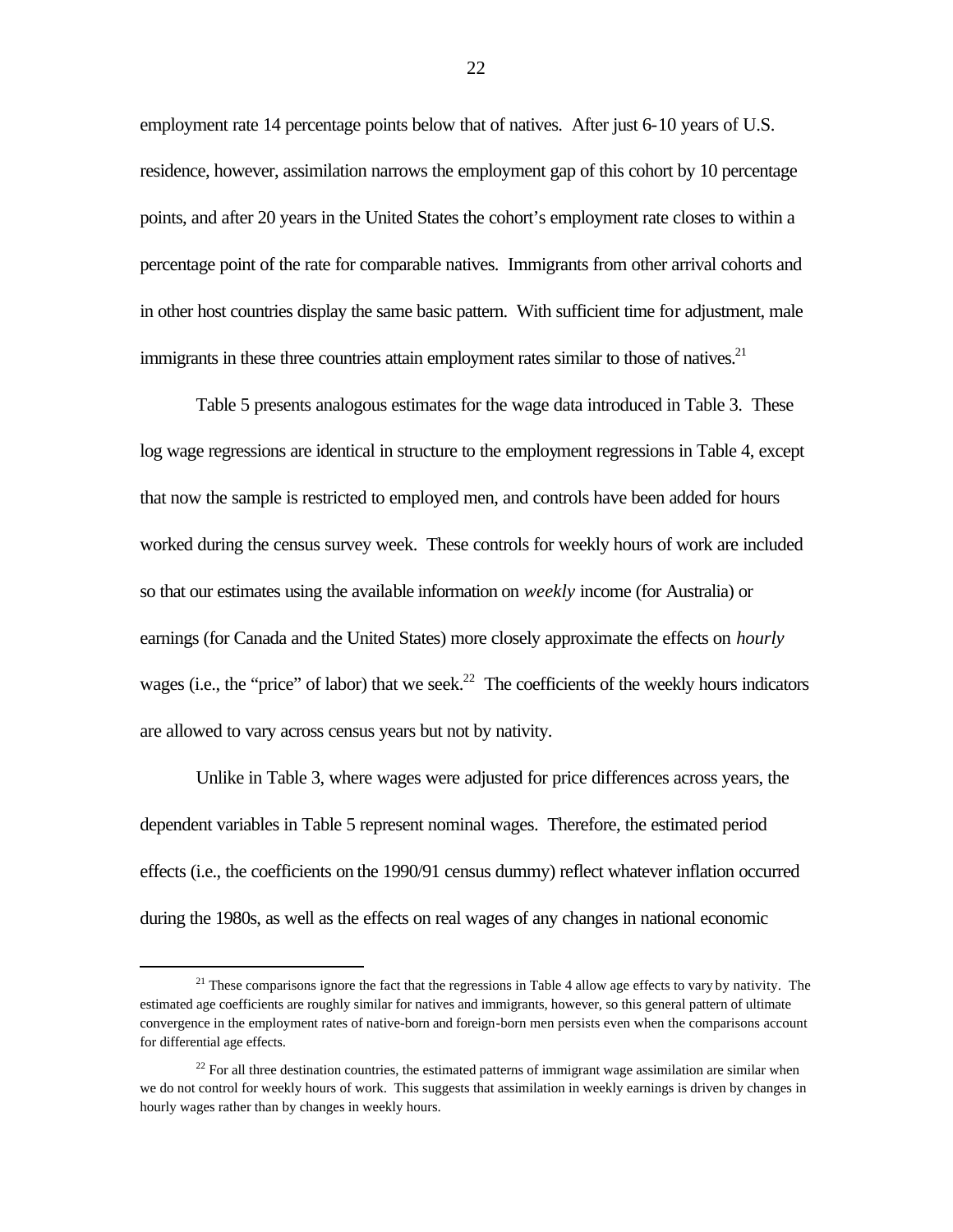employment rate 14 percentage points below that of natives. After just 6-10 years of U.S. residence, however, assimilation narrows the employment gap of this cohort by 10 percentage points, and after 20 years in the United States the cohort's employment rate closes to within a percentage point of the rate for comparable natives. Immigrants from other arrival cohorts and in other host countries display the same basic pattern. With sufficient time for adjustment, male immigrants in these three countries attain employment rates similar to those of natives.[21]

Table 5 presents analogous estimates for the wage data introduced in Table 3. These log wage regressions are identical in structure to the employment regressions in Table 4, except that now the sample is restricted to employed men, and controls have been added for hours worked during the census survey week. These controls for weekly hours of work are included so that our estimates using the available information on *weekly* income (for Australia) or earnings (for Canada and the United States) more closely approximate the effects on *hourly* wages (i.e., the "price" of labor) that we seek.[22] The coefficients of the weekly hours indicators are allowed to vary across census years but not by nativity.

Unlike in Table 3, where wages were adjusted for price differences across years, the dependent variables in Table 5 represent nominal wages. Therefore, the estimated period effects (i.e., the coefficients on the 1990/91 census dummy) reflect whatever inflation occurred during the 1980s, as well as the effects on real wages of any changes in national economic

---

[21] These comparisons ignore the fact that the regressions in Table 4 allow age effects to vary by nativity. The estimated age coefficients are roughly similar for natives and immigrants, however, so this general pattern of ultimate convergence in the employment rates of native-born and foreign-born men persists even when the comparisons account for differential age effects.

[22] For all three destination countries, the estimated patterns of immigrant wage assimilation are similar when we do not control for weekly hours of work. This suggests that assimilation in weekly earnings is driven by changes in hourly wages rather than by changes in weekly hours.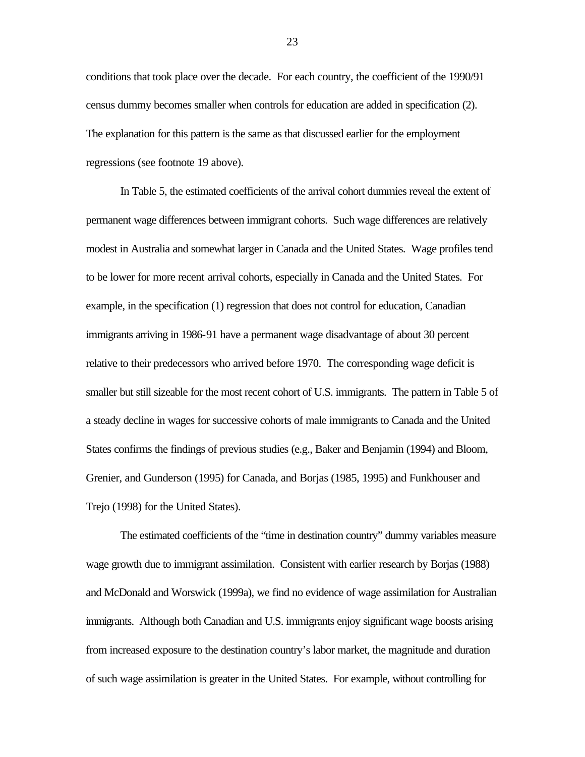conditions that took place over the decade. For each country, the coefficient of the 1990/91 census dummy becomes smaller when controls for education are added in specification (2). The explanation for this pattern is the same as that discussed earlier for the employment regressions (see footnote 19 above).

In Table 5, the estimated coefficients of the arrival cohort dummies reveal the extent of permanent wage differences between immigrant cohorts. Such wage differences are relatively modest in Australia and somewhat larger in Canada and the United States. Wage profiles tend to be lower for more recent arrival cohorts, especially in Canada and the United States. For example, in the specification (1) regression that does not control for education, Canadian immigrants arriving in 1986-91 have a permanent wage disadvantage of about 30 percent relative to their predecessors who arrived before 1970. The corresponding wage deficit is smaller but still sizeable for the most recent cohort of U.S. immigrants. The pattern in Table 5 of a steady decline in wages for successive cohorts of male immigrants to Canada and the United States confirms the findings of previous studies (e.g., Baker and Benjamin (1994) and Bloom, Grenier, and Gunderson (1995) for Canada, and Borjas (1985, 1995) and Funkhouser and Trejo (1998) for the United States).

The estimated coefficients of the "time in destination country" dummy variables measure wage growth due to immigrant assimilation. Consistent with earlier research by Borjas (1988) and McDonald and Worswick (1999a), we find no evidence of wage assimilation for Australian immigrants. Although both Canadian and U.S. immigrants enjoy significant wage boosts arising from increased exposure to the destination country's labor market, the magnitude and duration of such wage assimilation is greater in the United States. For example, without controlling for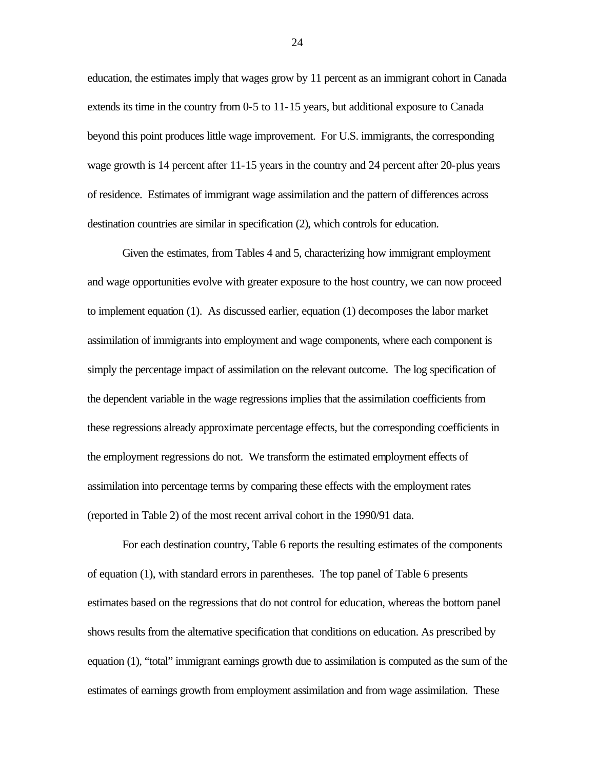education, the estimates imply that wages grow by 11 percent as an immigrant cohort in Canada extends its time in the country from 0-5 to 11-15 years, but additional exposure to Canada beyond this point produces little wage improvement. For U.S. immigrants, the corresponding wage growth is 14 percent after 11-15 years in the country and 24 percent after 20-plus years of residence. Estimates of immigrant wage assimilation and the pattern of differences across destination countries are similar in specification (2), which controls for education.

Given the estimates, from Tables 4 and 5, characterizing how immigrant employment and wage opportunities evolve with greater exposure to the host country, we can now proceed to implement equation (1). As discussed earlier, equation (1) decomposes the labor market assimilation of immigrants into employment and wage components, where each component is simply the percentage impact of assimilation on the relevant outcome. The log specification of the dependent variable in the wage regressions implies that the assimilation coefficients from these regressions already approximate percentage effects, but the corresponding coefficients in the employment regressions do not. We transform the estimated employment effects of assimilation into percentage terms by comparing these effects with the employment rates (reported in Table 2) of the most recent arrival cohort in the 1990/91 data.

For each destination country, Table 6 reports the resulting estimates of the components of equation (1), with standard errors in parentheses. The top panel of Table 6 presents estimates based on the regressions that do not control for education, whereas the bottom panel shows results from the alternative specification that conditions on education. As prescribed by equation (1), "total" immigrant earnings growth due to assimilation is computed as the sum of the estimates of earnings growth from employment assimilation and from wage assimilation. These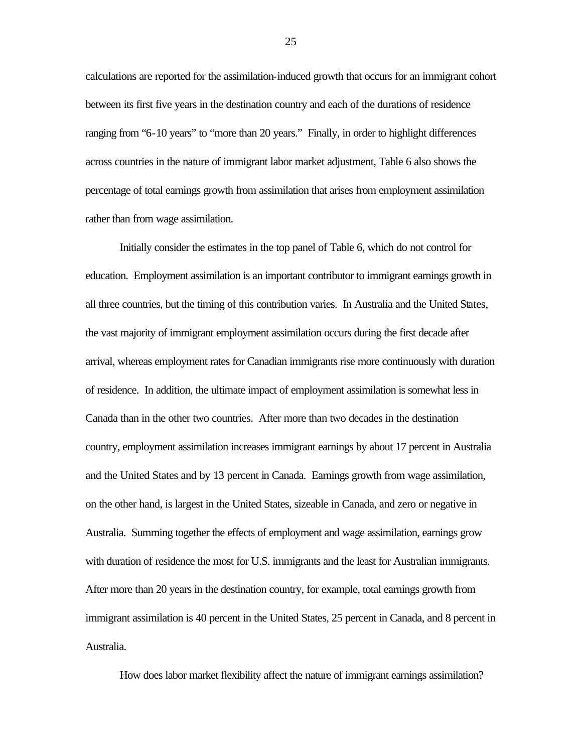calculations are reported for the assimilation-induced growth that occurs for an immigrant cohort between its first five years in the destination country and each of the durations of residence ranging from "6-10 years" to "more than 20 years." Finally, in order to highlight differences across countries in the nature of immigrant labor market adjustment, Table 6 also shows the percentage of total earnings growth from assimilation that arises from employment assimilation rather than from wage assimilation.

Initially consider the estimates in the top panel of Table 6, which do not control for education. Employment assimilation is an important contributor to immigrant earnings growth in all three countries, but the timing of this contribution varies. In Australia and the United States, the vast majority of immigrant employment assimilation occurs during the first decade after arrival, whereas employment rates for Canadian immigrants rise more continuously with duration of residence. In addition, the ultimate impact of employment assimilation is somewhat less in Canada than in the other two countries. After more than two decades in the destination country, employment assimilation increases immigrant earnings by about 17 percent in Australia and the United States and by 13 percent in Canada. Earnings growth from wage assimilation, on the other hand, is largest in the United States, sizeable in Canada, and zero or negative in Australia. Summing together the effects of employment and wage assimilation, earnings grow with duration of residence the most for U.S. immigrants and the least for Australian immigrants. After more than 20 years in the destination country, for example, total earnings growth from immigrant assimilation is 40 percent in the United States, 25 percent in Canada, and 8 percent in Australia.

How does labor market flexibility affect the nature of immigrant earnings assimilation?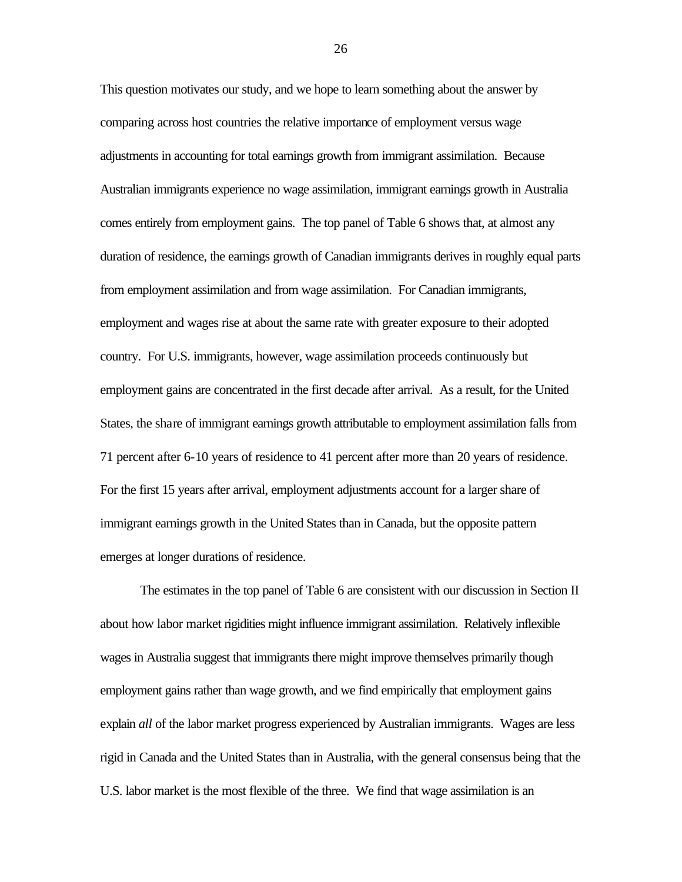This question motivates our study, and we hope to learn something about the answer by comparing across host countries the relative importance of employment versus wage adjustments in accounting for total earnings growth from immigrant assimilation. Because Australian immigrants experience no wage assimilation, immigrant earnings growth in Australia comes entirely from employment gains. The top panel of Table 6 shows that, at almost any duration of residence, the earnings growth of Canadian immigrants derives in roughly equal parts from employment assimilation and from wage assimilation. For Canadian immigrants, employment and wages rise at about the same rate with greater exposure to their adopted country. For U.S. immigrants, however, wage assimilation proceeds continuously but employment gains are concentrated in the first decade after arrival. As a result, for the United States, the share of immigrant earnings growth attributable to employment assimilation falls from 71 percent after 6-10 years of residence to 41 percent after more than 20 years of residence. For the first 15 years after arrival, employment adjustments account for a larger share of immigrant earnings growth in the United States than in Canada, but the opposite pattern emerges at longer durations of residence.

The estimates in the top panel of Table 6 are consistent with our discussion in Section II about how labor market rigidities might influence immigrant assimilation. Relatively inflexible wages in Australia suggest that immigrants there might improve themselves primarily though employment gains rather than wage growth, and we find empirically that employment gains explain *all* of the labor market progress experienced by Australian immigrants. Wages are less rigid in Canada and the United States than in Australia, with the general consensus being that the U.S. labor market is the most flexible of the three. We find that wage assimilation is an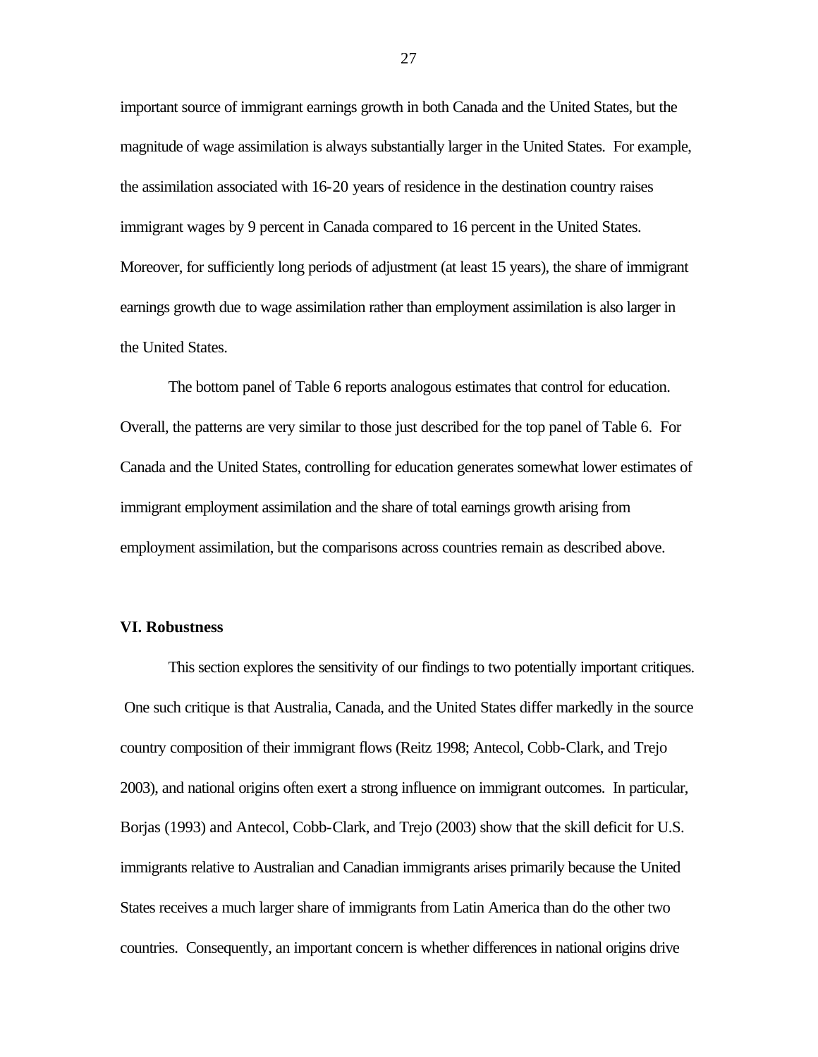important source of immigrant earnings growth in both Canada and the United States, but the magnitude of wage assimilation is always substantially larger in the United States. For example, the assimilation associated with 16-20 years of residence in the destination country raises immigrant wages by 9 percent in Canada compared to 16 percent in the United States. Moreover, for sufficiently long periods of adjustment (at least 15 years), the share of immigrant earnings growth due to wage assimilation rather than employment assimilation is also larger in the United States.

The bottom panel of Table 6 reports analogous estimates that control for education. Overall, the patterns are very similar to those just described for the top panel of Table 6. For Canada and the United States, controlling for education generates somewhat lower estimates of immigrant employment assimilation and the share of total earnings growth arising from employment assimilation, but the comparisons across countries remain as described above.

### VI. Robustness

This section explores the sensitivity of our findings to two potentially important critiques. One such critique is that Australia, Canada, and the United States differ markedly in the source country composition of their immigrant flows (Reitz 1998; Antecol, Cobb-Clark, and Trejo 2003), and national origins often exert a strong influence on immigrant outcomes. In particular, Borjas (1993) and Antecol, Cobb-Clark, and Trejo (2003) show that the skill deficit for U.S. immigrants relative to Australian and Canadian immigrants arises primarily because the United States receives a much larger share of immigrants from Latin America than do the other two countries. Consequently, an important concern is whether differences in national origins drive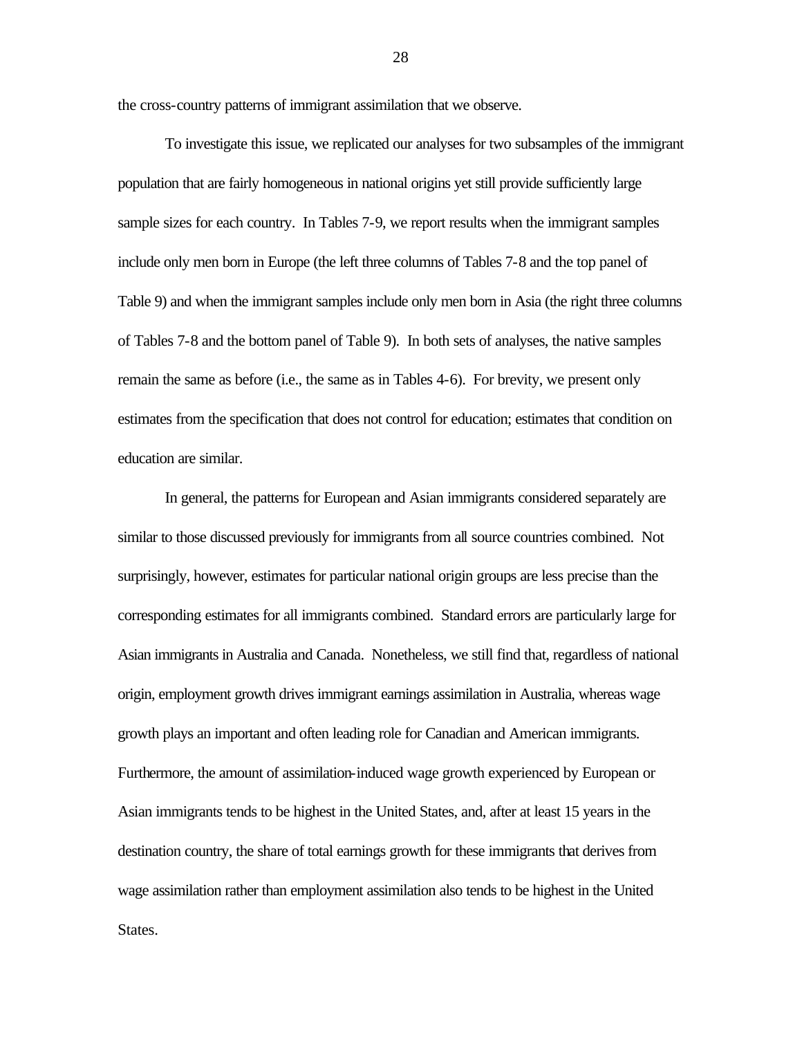the cross-country patterns of immigrant assimilation that we observe.

To investigate this issue, we replicated our analyses for two subsamples of the immigrant population that are fairly homogeneous in national origins yet still provide sufficiently large sample sizes for each country. In Tables 7-9, we report results when the immigrant samples include only men born in Europe (the left three columns of Tables 7-8 and the top panel of Table 9) and when the immigrant samples include only men born in Asia (the right three columns of Tables 7-8 and the bottom panel of Table 9). In both sets of analyses, the native samples remain the same as before (i.e., the same as in Tables 4-6). For brevity, we present only estimates from the specification that does not control for education; estimates that condition on education are similar.

In general, the patterns for European and Asian immigrants considered separately are similar to those discussed previously for immigrants from all source countries combined. Not surprisingly, however, estimates for particular national origin groups are less precise than the corresponding estimates for all immigrants combined. Standard errors are particularly large for Asian immigrants in Australia and Canada. Nonetheless, we still find that, regardless of national origin, employment growth drives immigrant earnings assimilation in Australia, whereas wage growth plays an important and often leading role for Canadian and American immigrants. Furthermore, the amount of assimilation-induced wage growth experienced by European or Asian immigrants tends to be highest in the United States, and, after at least 15 years in the destination country, the share of total earnings growth for these immigrants that derives from wage assimilation rather than employment assimilation also tends to be highest in the United States.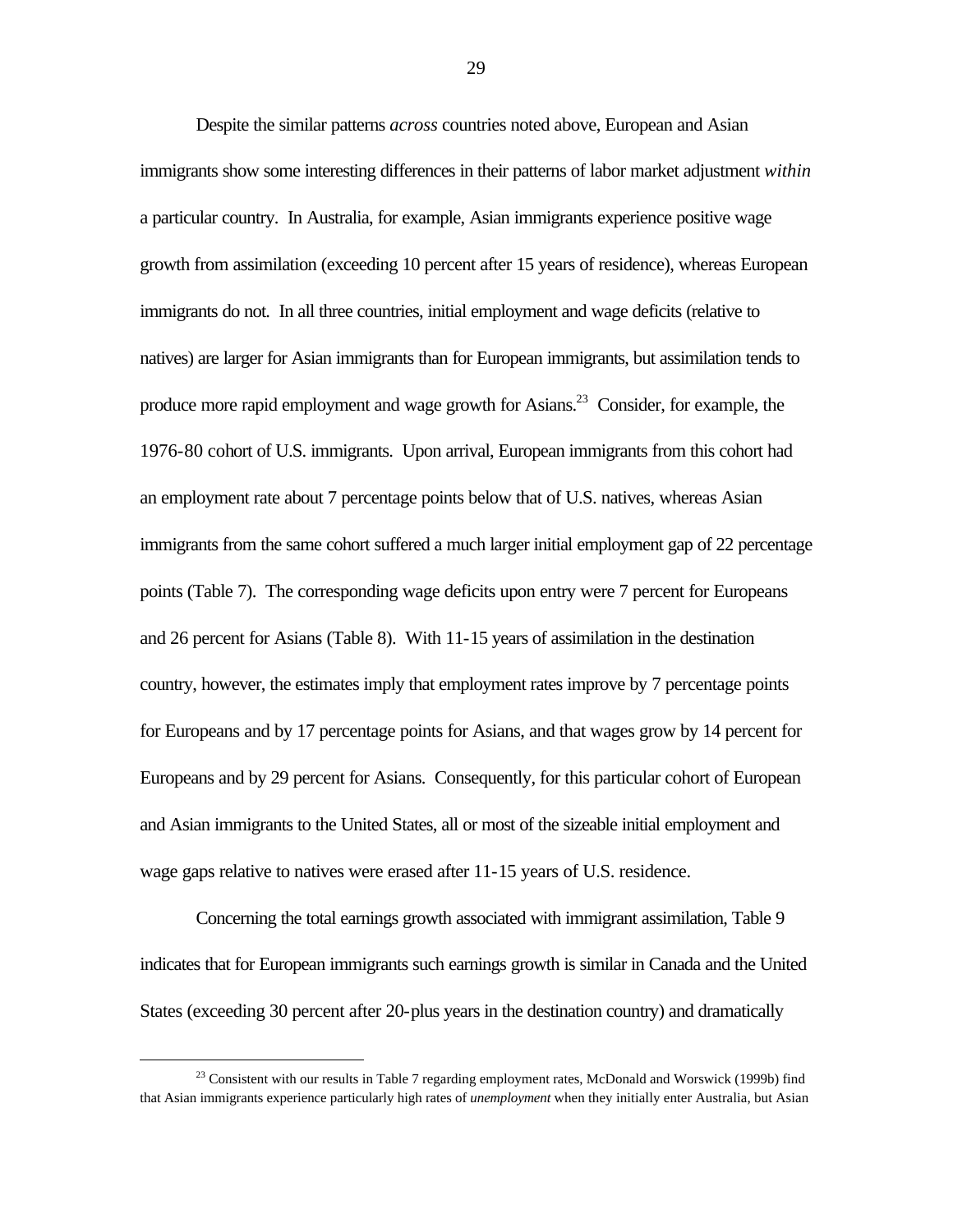Despite the similar patterns *across* countries noted above, European and Asian immigrants show some interesting differences in their patterns of labor market adjustment *within* a particular country. In Australia, for example, Asian immigrants experience positive wage growth from assimilation (exceeding 10 percent after 15 years of residence), whereas European immigrants do not. In all three countries, initial employment and wage deficits (relative to natives) are larger for Asian immigrants than for European immigrants, but assimilation tends to produce more rapid employment and wage growth for Asians.[23] Consider, for example, the 1976-80 cohort of U.S. immigrants. Upon arrival, European immigrants from this cohort had an employment rate about 7 percentage points below that of U.S. natives, whereas Asian immigrants from the same cohort suffered a much larger initial employment gap of 22 percentage points (Table 7). The corresponding wage deficits upon entry were 7 percent for Europeans and 26 percent for Asians (Table 8). With 11-15 years of assimilation in the destination country, however, the estimates imply that employment rates improve by 7 percentage points for Europeans and by 17 percentage points for Asians, and that wages grow by 14 percent for Europeans and by 29 percent for Asians. Consequently, for this particular cohort of European and Asian immigrants to the United States, all or most of the sizeable initial employment and wage gaps relative to natives were erased after 11-15 years of U.S. residence.

Concerning the total earnings growth associated with immigrant assimilation, Table 9 indicates that for European immigrants such earnings growth is similar in Canada and the United States (exceeding 30 percent after 20-plus years in the destination country) and dramatically

[23] Consistent with our results in Table 7 regarding employment rates, McDonald and Worswick (1999b) find that Asian immigrants experience particularly high rates of *unemployment* when they initially enter Australia, but Asian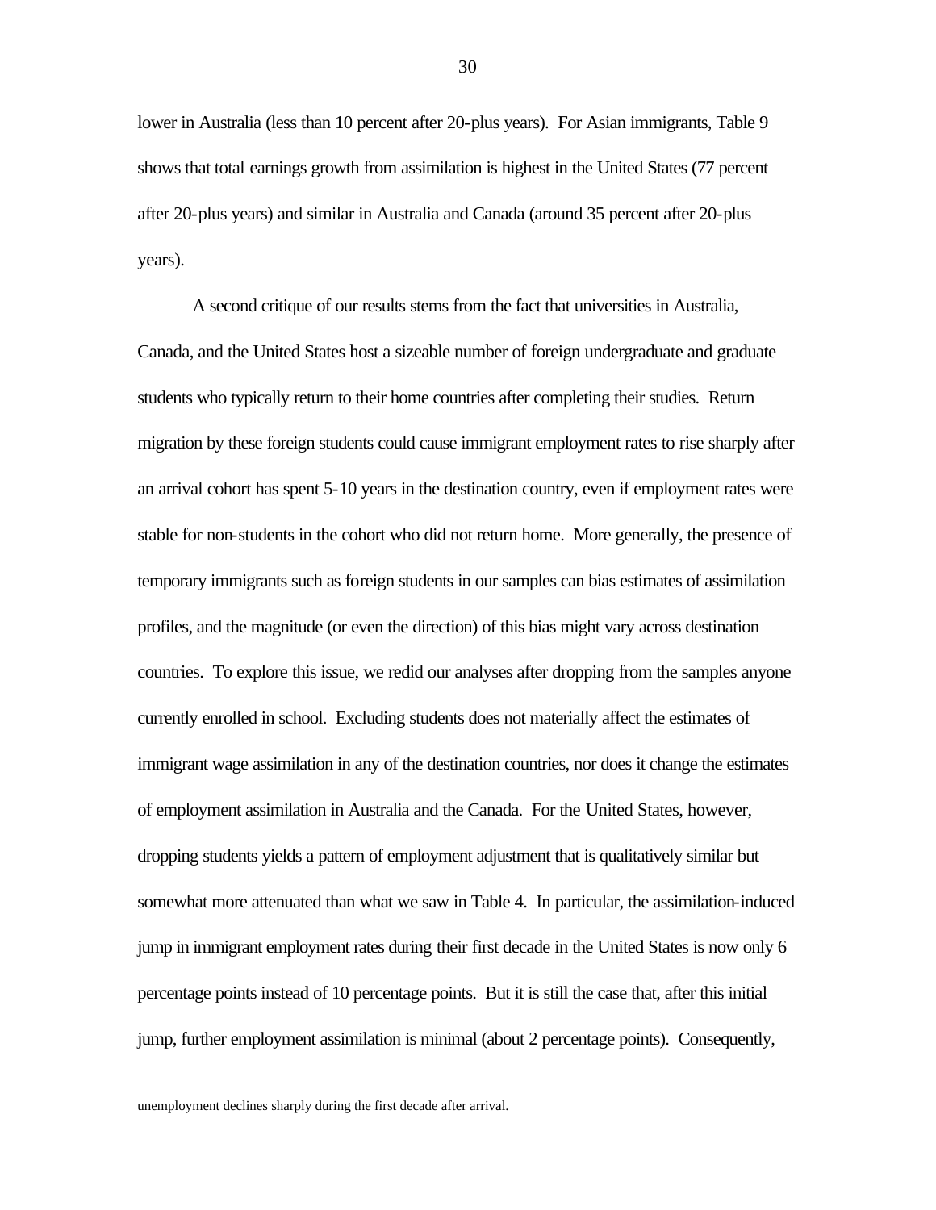lower in Australia (less than 10 percent after 20-plus years). For Asian immigrants, Table 9 shows that total earnings growth from assimilation is highest in the United States (77 percent after 20-plus years) and similar in Australia and Canada (around 35 percent after 20-plus years).

A second critique of our results stems from the fact that universities in Australia, Canada, and the United States host a sizeable number of foreign undergraduate and graduate students who typically return to their home countries after completing their studies. Return migration by these foreign students could cause immigrant employment rates to rise sharply after an arrival cohort has spent 5-10 years in the destination country, even if employment rates were stable for non-students in the cohort who did not return home. More generally, the presence of temporary immigrants such as foreign students in our samples can bias estimates of assimilation profiles, and the magnitude (or even the direction) of this bias might vary across destination countries. To explore this issue, we redid our analyses after dropping from the samples anyone currently enrolled in school. Excluding students does not materially affect the estimates of immigrant wage assimilation in any of the destination countries, nor does it change the estimates of employment assimilation in Australia and the Canada. For the United States, however, dropping students yields a pattern of employment adjustment that is qualitatively similar but somewhat more attenuated than what we saw in Table 4. In particular, the assimilation-induced jump in immigrant employment rates during their first decade in the United States is now only 6 percentage points instead of 10 percentage points. But it is still the case that, after this initial jump, further employment assimilation is minimal (about 2 percentage points). Consequently,

---

unemployment declines sharply during the first decade after arrival.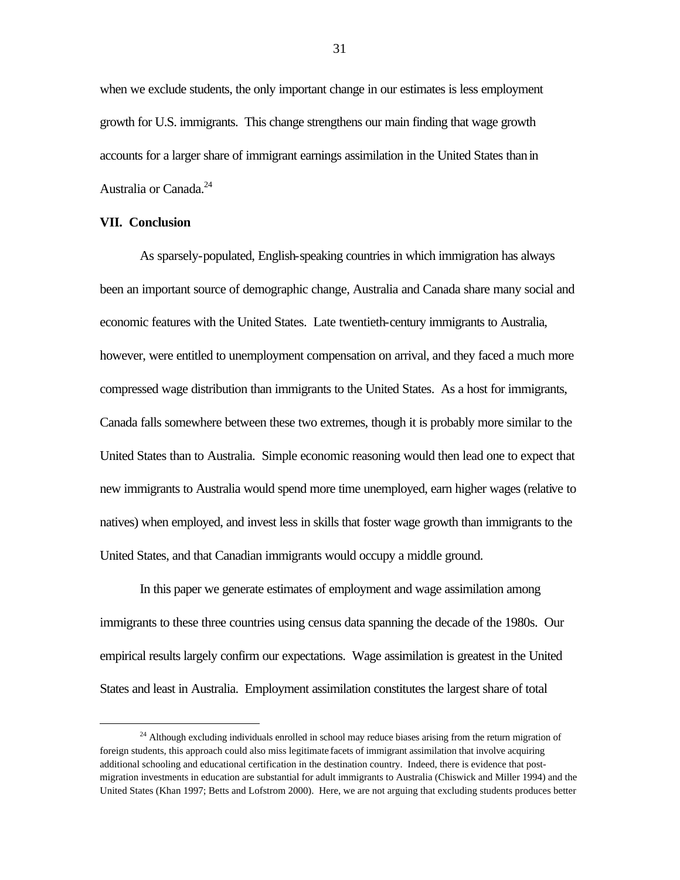when we exclude students, the only important change in our estimates is less employment growth for U.S. immigrants. This change strengthens our main finding that wage growth accounts for a larger share of immigrant earnings assimilation in the United States than in Australia or Canada.[24]

## VII. Conclusion

As sparsely-populated, English-speaking countries in which immigration has always been an important source of demographic change, Australia and Canada share many social and economic features with the United States. Late twentieth-century immigrants to Australia, however, were entitled to unemployment compensation on arrival, and they faced a much more compressed wage distribution than immigrants to the United States. As a host for immigrants, Canada falls somewhere between these two extremes, though it is probably more similar to the United States than to Australia. Simple economic reasoning would then lead one to expect that new immigrants to Australia would spend more time unemployed, earn higher wages (relative to natives) when employed, and invest less in skills that foster wage growth than immigrants to the United States, and that Canadian immigrants would occupy a middle ground.

In this paper we generate estimates of employment and wage assimilation among immigrants to these three countries using census data spanning the decade of the 1980s. Our empirical results largely confirm our expectations. Wage assimilation is greatest in the United States and least in Australia. Employment assimilation constitutes the largest share of total

[24] Although excluding individuals enrolled in school may reduce biases arising from the return migration of foreign students, this approach could also miss legitimate facets of immigrant assimilation that involve acquiring additional schooling and educational certification in the destination country. Indeed, there is evidence that post-migration investments in education are substantial for adult immigrants to Australia (Chiswick and Miller 1994) and the United States (Khan 1997; Betts and Lofstrom 2000). Here, we are not arguing that excluding students produces better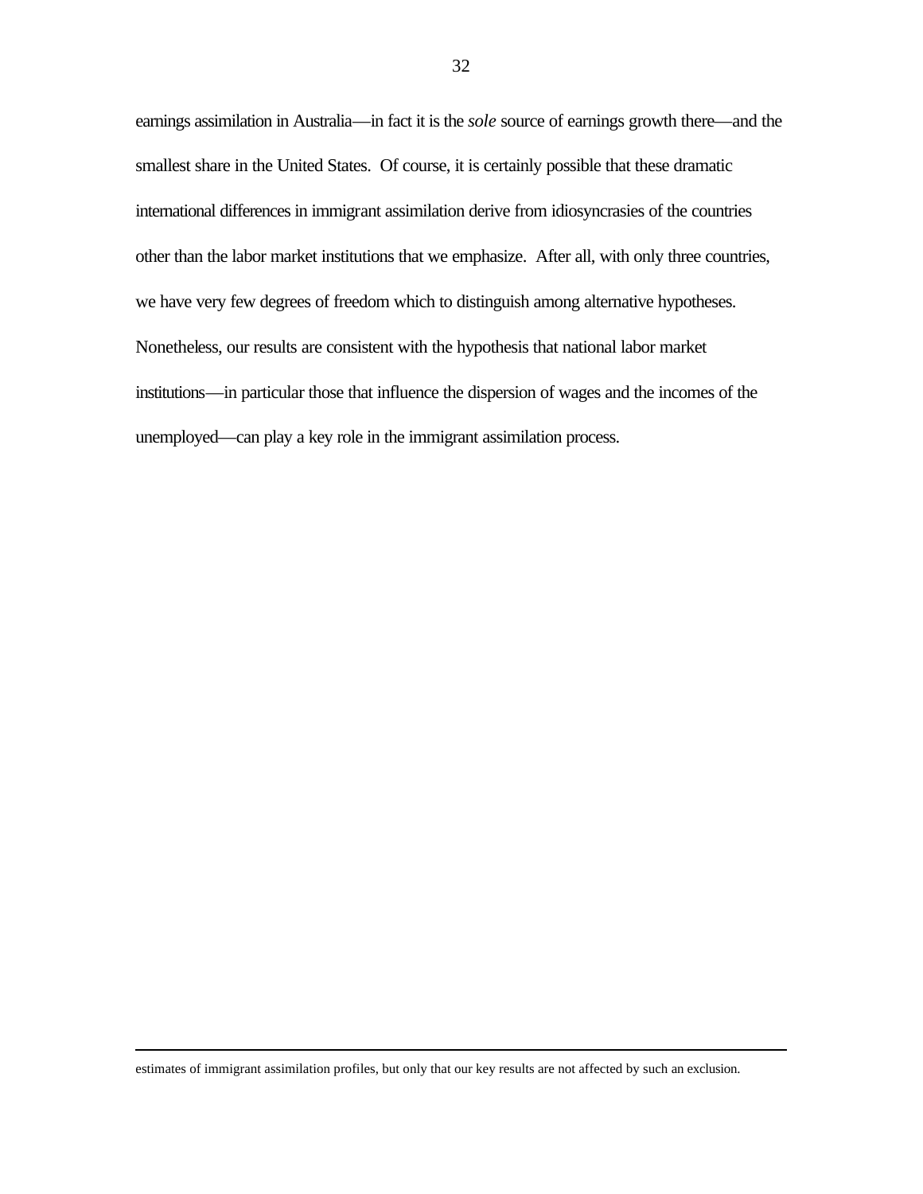earnings assimilation in Australia—in fact it is the *sole* source of earnings growth there—and the smallest share in the United States. Of course, it is certainly possible that these dramatic international differences in immigrant assimilation derive from idiosyncrasies of the countries other than the labor market institutions that we emphasize. After all, with only three countries, we have very few degrees of freedom which to distinguish among alternative hypotheses. Nonetheless, our results are consistent with the hypothesis that national labor market institutions—in particular those that influence the dispersion of wages and the incomes of the unemployed—can play a key role in the immigrant assimilation process.

---

estimates of immigrant assimilation profiles, but only that our key results are not affected by such an exclusion.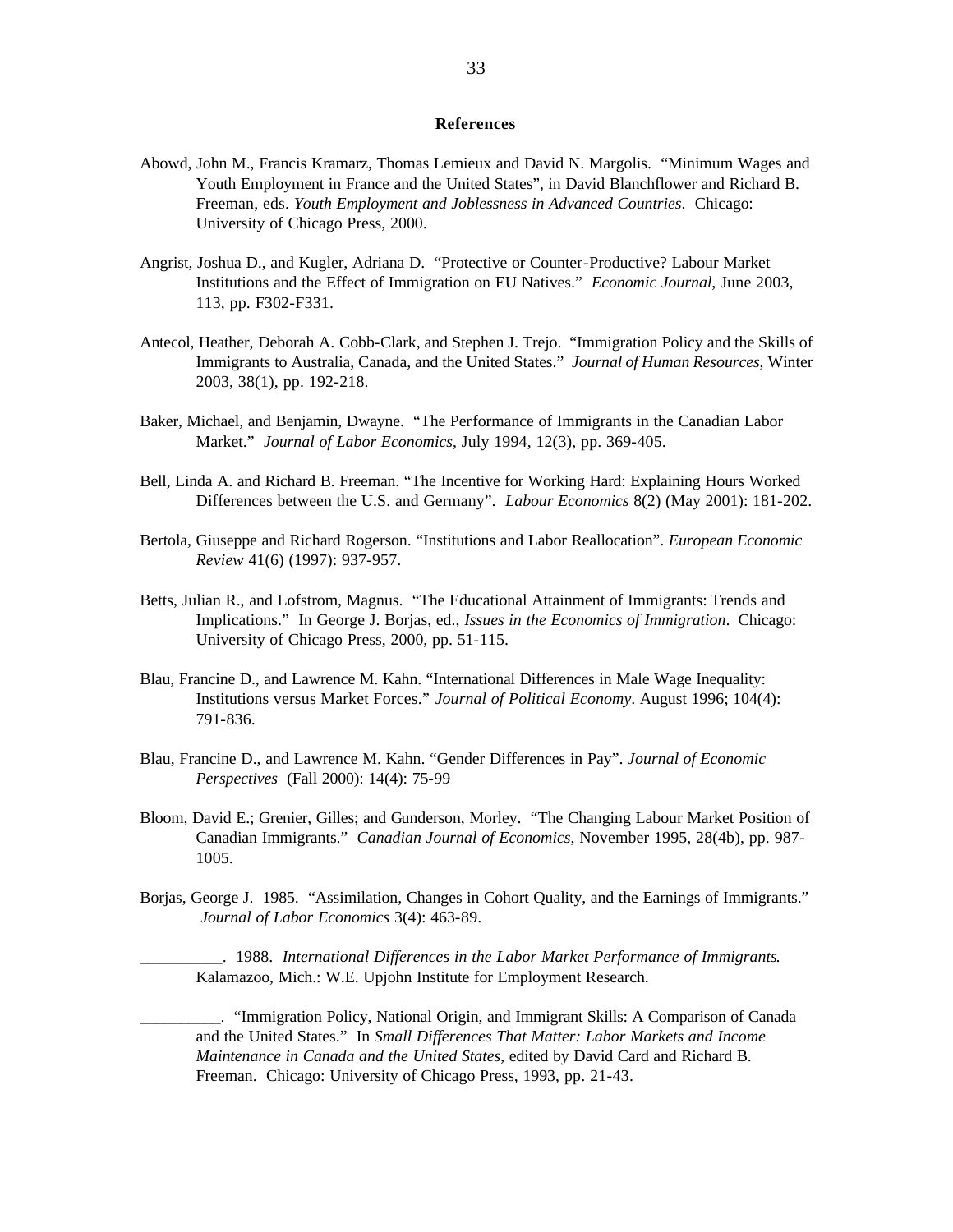## References

Abowd, John M., Francis Kramarz, Thomas Lemieux and David N. Margolis. "Minimum Wages and Youth Employment in France and the United States", in David Blanchflower and Richard B. Freeman, eds. *Youth Employment and Joblessness in Advanced Countries*. Chicago: University of Chicago Press, 2000.

Angrist, Joshua D., and Kugler, Adriana D. "Protective or Counter-Productive? Labour Market Institutions and the Effect of Immigration on EU Natives." *Economic Journal*, June 2003, 113, pp. F302-F331.

Antecol, Heather, Deborah A. Cobb-Clark, and Stephen J. Trejo. "Immigration Policy and the Skills of Immigrants to Australia, Canada, and the United States." *Journal of Human Resources*, Winter 2003, 38(1), pp. 192-218.

Baker, Michael, and Benjamin, Dwayne. "The Performance of Immigrants in the Canadian Labor Market." *Journal of Labor Economics*, July 1994, 12(3), pp. 369-405.

Bell, Linda A. and Richard B. Freeman. "The Incentive for Working Hard: Explaining Hours Worked Differences between the U.S. and Germany". *Labour Economics* 8(2) (May 2001): 181-202.

Bertola, Giuseppe and Richard Rogerson. "Institutions and Labor Reallocation". *European Economic Review* 41(6) (1997): 937-957.

Betts, Julian R., and Lofstrom, Magnus. "The Educational Attainment of Immigrants: Trends and Implications." In George J. Borjas, ed., *Issues in the Economics of Immigration*. Chicago: University of Chicago Press, 2000, pp. 51-115.

Blau, Francine D., and Lawrence M. Kahn. "International Differences in Male Wage Inequality: Institutions versus Market Forces." *Journal of Political Economy*. August 1996; 104(4): 791-836.

Blau, Francine D., and Lawrence M. Kahn. "Gender Differences in Pay". *Journal of Economic Perspectives* (Fall 2000): 14(4): 75-99

Bloom, David E.; Grenier, Gilles; and Gunderson, Morley. "The Changing Labour Market Position of Canadian Immigrants." *Canadian Journal of Economics*, November 1995, 28(4b), pp. 987-1005.

Borjas, George J. 1985. "Assimilation, Changes in Cohort Quality, and the Earnings of Immigrants." *Journal of Labor Economics* 3(4): 463-89.

__________. 1988. *International Differences in the Labor Market Performance of Immigrants*. Kalamazoo, Mich.: W.E. Upjohn Institute for Employment Research.

__________. "Immigration Policy, National Origin, and Immigrant Skills: A Comparison of Canada and the United States." In *Small Differences That Matter: Labor Markets and Income Maintenance in Canada and the United States*, edited by David Card and Richard B. Freeman. Chicago: University of Chicago Press, 1993, pp. 21-43.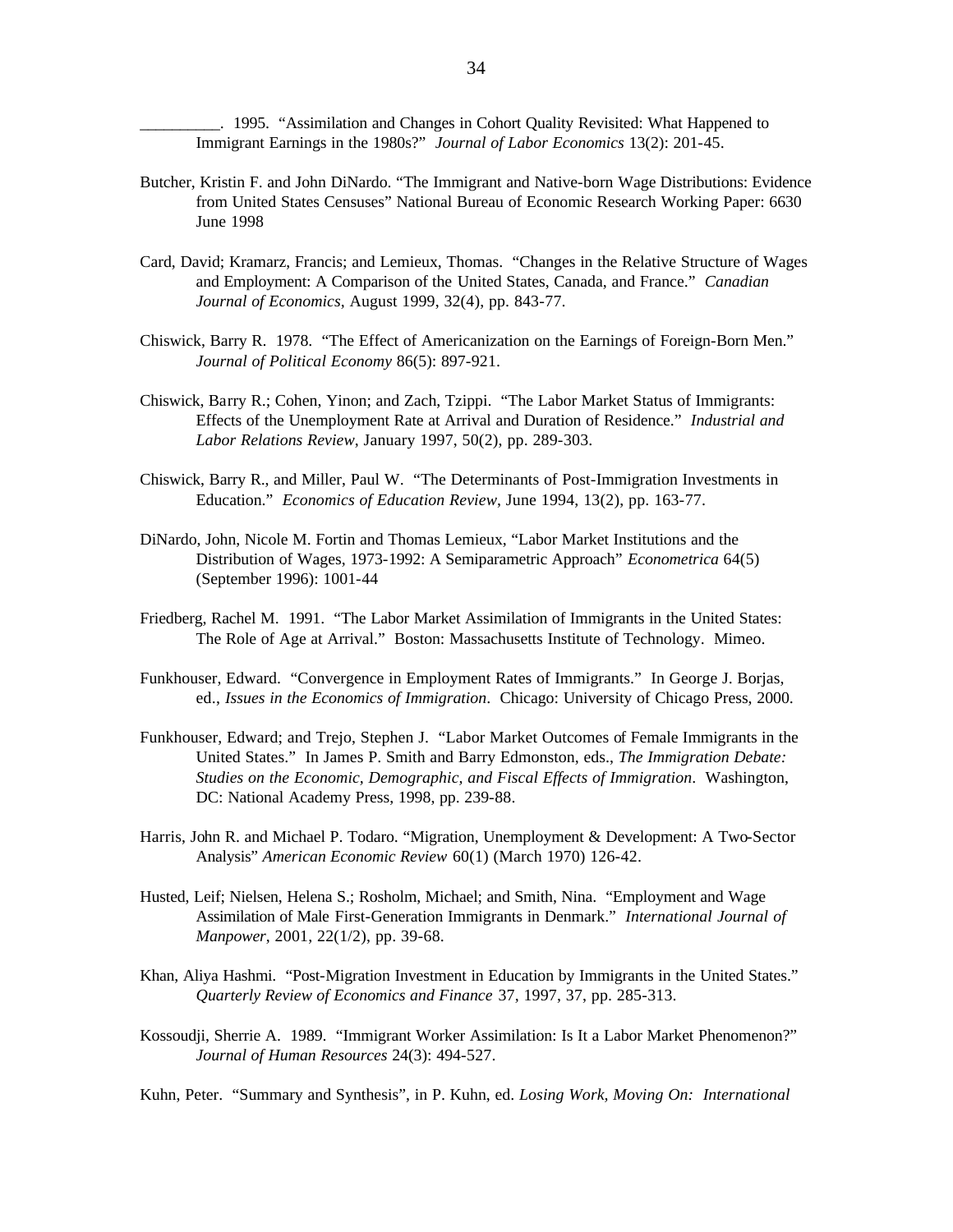__________. 1995. "Assimilation and Changes in Cohort Quality Revisited: What Happened to Immigrant Earnings in the 1980s?" *Journal of Labor Economics* 13(2): 201-45.

Butcher, Kristin F. and John DiNardo. "The Immigrant and Native-born Wage Distributions: Evidence from United States Censuses" National Bureau of Economic Research Working Paper: 6630 June 1998

Card, David; Kramarz, Francis; and Lemieux, Thomas. "Changes in the Relative Structure of Wages and Employment: A Comparison of the United States, Canada, and France." *Canadian Journal of Economics*, August 1999, 32(4), pp. 843-77.

Chiswick, Barry R. 1978. "The Effect of Americanization on the Earnings of Foreign-Born Men." *Journal of Political Economy* 86(5): 897-921.

Chiswick, Barry R.; Cohen, Yinon; and Zach, Tzippi. "The Labor Market Status of Immigrants: Effects of the Unemployment Rate at Arrival and Duration of Residence." *Industrial and Labor Relations Review*, January 1997, 50(2), pp. 289-303.

Chiswick, Barry R., and Miller, Paul W. "The Determinants of Post-Immigration Investments in Education." *Economics of Education Review*, June 1994, 13(2), pp. 163-77.

DiNardo, John, Nicole M. Fortin and Thomas Lemieux, "Labor Market Institutions and the Distribution of Wages, 1973-1992: A Semiparametric Approach" *Econometrica* 64(5) (September 1996): 1001-44

Friedberg, Rachel M. 1991. "The Labor Market Assimilation of Immigrants in the United States: The Role of Age at Arrival." Boston: Massachusetts Institute of Technology. Mimeo.

Funkhouser, Edward. "Convergence in Employment Rates of Immigrants." In George J. Borjas, ed., *Issues in the Economics of Immigration*. Chicago: University of Chicago Press, 2000.

Funkhouser, Edward; and Trejo, Stephen J. "Labor Market Outcomes of Female Immigrants in the United States." In James P. Smith and Barry Edmonston, eds., *The Immigration Debate: Studies on the Economic, Demographic, and Fiscal Effects of Immigration*. Washington, DC: National Academy Press, 1998, pp. 239-88.

Harris, John R. and Michael P. Todaro. "Migration, Unemployment & Development: A Two-Sector Analysis" *American Economic Review* 60(1) (March 1970) 126-42.

Husted, Leif; Nielsen, Helena S.; Rosholm, Michael; and Smith, Nina. "Employment and Wage Assimilation of Male First-Generation Immigrants in Denmark." *International Journal of Manpower*, 2001, 22(1/2), pp. 39-68.

Khan, Aliya Hashmi. "Post-Migration Investment in Education by Immigrants in the United States." *Quarterly Review of Economics and Finance* 37, 1997, 37, pp. 285-313.

Kossoudji, Sherrie A. 1989. "Immigrant Worker Assimilation: Is It a Labor Market Phenomenon?" *Journal of Human Resources* 24(3): 494-527.

Kuhn, Peter. "Summary and Synthesis", in P. Kuhn, ed. *Losing Work, Moving On: International*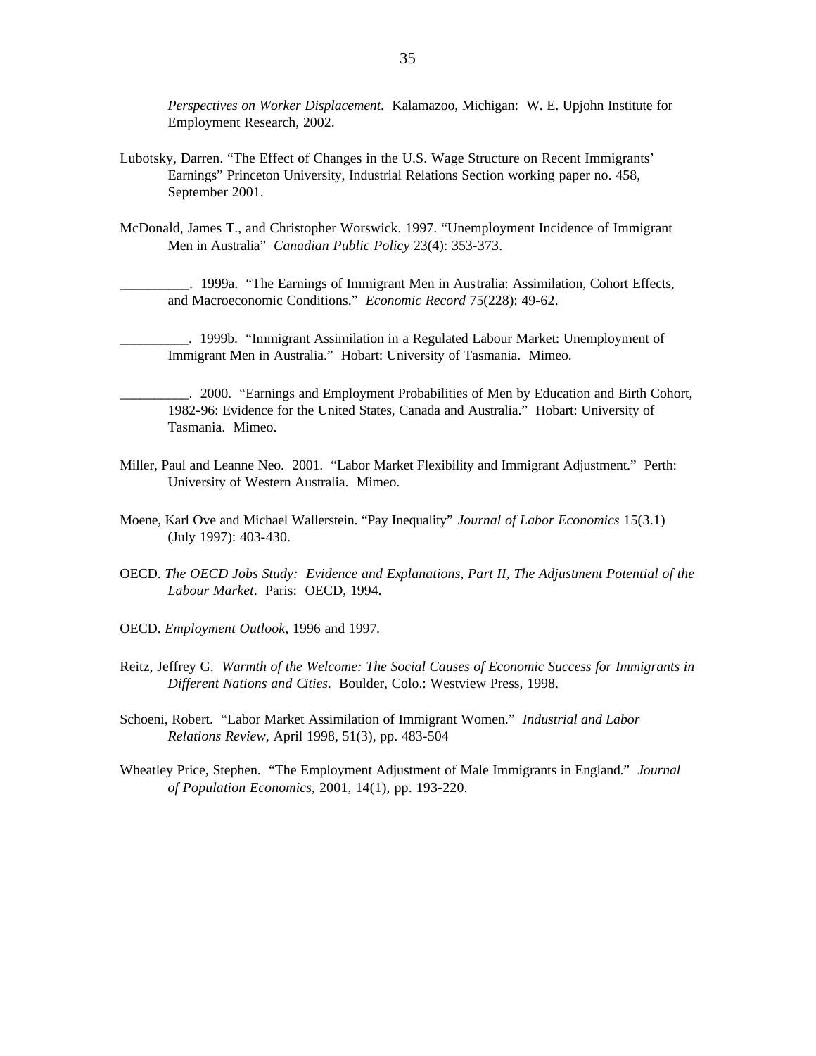*Perspectives on Worker Displacement.* Kalamazoo, Michigan: W. E. Upjohn Institute for Employment Research, 2002.

Lubotsky, Darren. "The Effect of Changes in the U.S. Wage Structure on Recent Immigrants' Earnings" Princeton University, Industrial Relations Section working paper no. 458, September 2001.

McDonald, James T., and Christopher Worswick. 1997. "Unemployment Incidence of Immigrant Men in Australia" *Canadian Public Policy* 23(4): 353-373.

__________. 1999a. "The Earnings of Immigrant Men in Australia: Assimilation, Cohort Effects, and Macroeconomic Conditions." *Economic Record* 75(228): 49-62.

__________. 1999b. "Immigrant Assimilation in a Regulated Labour Market: Unemployment of Immigrant Men in Australia." Hobart: University of Tasmania. Mimeo.

__________. 2000. "Earnings and Employment Probabilities of Men by Education and Birth Cohort, 1982-96: Evidence for the United States, Canada and Australia." Hobart: University of Tasmania. Mimeo.

Miller, Paul and Leanne Neo. 2001. "Labor Market Flexibility and Immigrant Adjustment." Perth: University of Western Australia. Mimeo.

Moene, Karl Ove and Michael Wallerstein. "Pay Inequality" *Journal of Labor Economics* 15(3.1) (July 1997): 403-430.

OECD. *The OECD Jobs Study: Evidence and Explanations, Part II, The Adjustment Potential of the Labour Market*. Paris: OECD, 1994.

OECD. *Employment Outlook,* 1996 and 1997.

Reitz, Jeffrey G. *Warmth of the Welcome: The Social Causes of Economic Success for Immigrants in Different Nations and Cities.* Boulder, Colo.: Westview Press, 1998.

Schoeni, Robert. "Labor Market Assimilation of Immigrant Women." *Industrial and Labor Relations Review*, April 1998, 51(3), pp. 483-504

Wheatley Price, Stephen. "The Employment Adjustment of Male Immigrants in England." *Journal of Population Economics*, 2001, 14(1), pp. 193-220.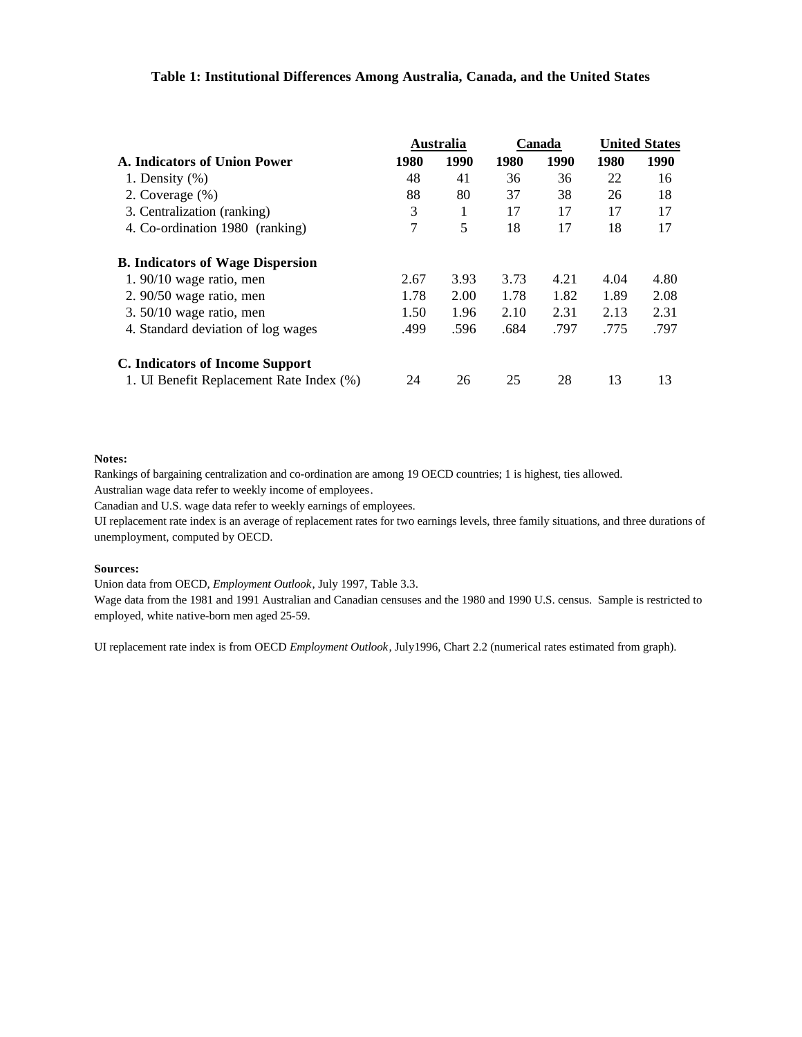**Table 1: Institutional Differences Among Australia, Canada, and the United States**

| | Australia | | Canada | | United States | |
|---|---|---|---|---|---|---|
| **A. Indicators of Union Power** | **1980** | **1990** | **1980** | **1990** | **1980** | **1990** |
| 1. Density (%) | 48 | 41 | 36 | 36 | 22 | 16 |
| 2. Coverage (%) | 88 | 80 | 37 | 38 | 26 | 18 |
| 3. Centralization (ranking) | 3 | 1 | 17 | 17 | 17 | 17 |
| 4. Co-ordination 1980 (ranking) | 7 | 5 | 18 | 17 | 18 | 17 |
| **B. Indicators of Wage Dispersion** | | | | | | |
| 1. 90/10 wage ratio, men | 2.67 | 3.93 | 3.73 | 4.21 | 4.04 | 4.80 |
| 2. 90/50 wage ratio, men | 1.78 | 2.00 | 1.78 | 1.82 | 1.89 | 2.08 |
| 3. 50/10 wage ratio, men | 1.50 | 1.96 | 2.10 | 2.31 | 2.13 | 2.31 |
| 4. Standard deviation of log wages | .499 | .596 | .684 | .797 | .775 | .797 |
| **C. Indicators of Income Support** | | | | | | |
| 1. UI Benefit Replacement Rate Index (%) | 24 | 26 | 25 | 28 | 13 | 13 |

**Notes:**

Rankings of bargaining centralization and co-ordination are among 19 OECD countries; 1 is highest, ties allowed.

Australian wage data refer to weekly income of employees.

Canadian and U.S. wage data refer to weekly earnings of employees.

UI replacement rate index is an average of replacement rates for two earnings levels, three family situations, and three durations of unemployment, computed by OECD.

**Sources:**

Union data from OECD, *Employment Outlook*, July 1997, Table 3.3.

Wage data from the 1981 and 1991 Australian and Canadian censuses and the 1980 and 1990 U.S. census. Sample is restricted to employed, white native-born men aged 25-59.

UI replacement rate index is from OECD *Employment Outlook*, July1996, Chart 2.2 (numerical rates estimated from graph).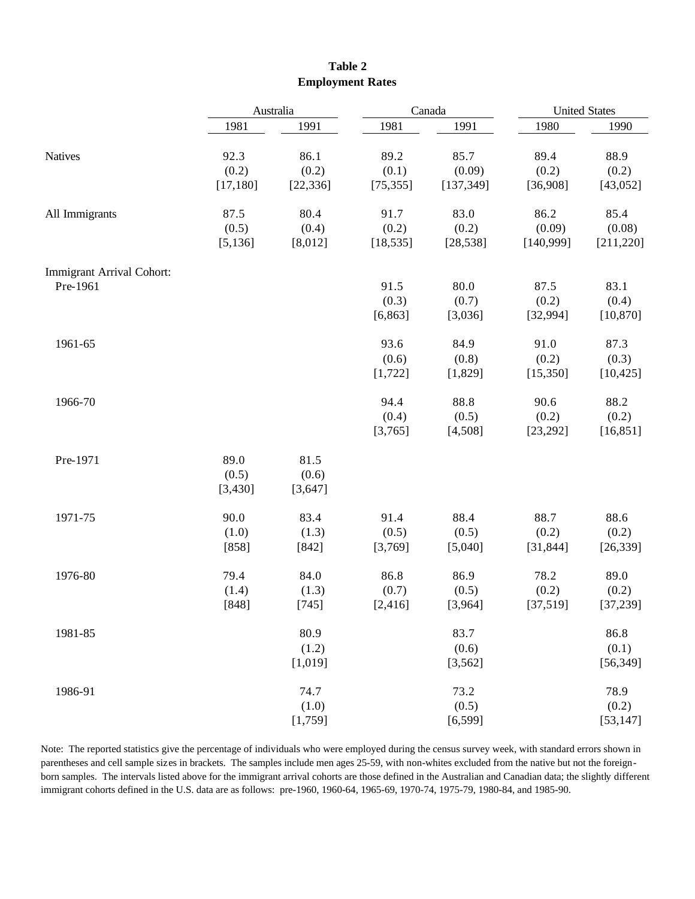**Table 2**
**Employment Rates**

| | Australia | | Canada | | United States | |
|---|---|---|---|---|---|---|
| | 1981 | 1991 | 1981 | 1991 | 1980 | 1990 |
| Natives | 92.3<br>(0.2)<br>[17,180] | 86.1<br>(0.2)<br>[22,336] | 89.2<br>(0.1)<br>[75,355] | 85.7<br>(0.09)<br>[137,349] | 89.4<br>(0.2)<br>[36,908] | 88.9<br>(0.2)<br>[43,052] |
| All Immigrants | 87.5<br>(0.5)<br>[5,136] | 80.4<br>(0.4)<br>[8,012] | 91.7<br>(0.2)<br>[18,535] | 83.0<br>(0.2)<br>[28,538] | 86.2<br>(0.09)<br>[140,999] | 85.4<br>(0.08)<br>[211,220] |
| Immigrant Arrival Cohort: | | | | | | |
| Pre-1961 | | | 91.5<br>(0.3)<br>[6,863] | 80.0<br>(0.7)<br>[3,036] | 87.5<br>(0.2)<br>[32,994] | 83.1<br>(0.4)<br>[10,870] |
| 1961-65 | | | 93.6<br>(0.6)<br>[1,722] | 84.9<br>(0.8)<br>[1,829] | 91.0<br>(0.2)<br>[15,350] | 87.3<br>(0.3)<br>[10,425] |
| 1966-70 | | | 94.4<br>(0.4)<br>[3,765] | 88.8<br>(0.5)<br>[4,508] | 90.6<br>(0.2)<br>[23,292] | 88.2<br>(0.2)<br>[16,851] |
| Pre-1971 | 89.0<br>(0.5)<br>[3,430] | 81.5<br>(0.6)<br>[3,647] | | | | |
| 1971-75 | 90.0<br>(1.0)<br>[858] | 83.4<br>(1.3)<br>[842] | 91.4<br>(0.5)<br>[3,769] | 88.4<br>(0.5)<br>[5,040] | 88.7<br>(0.2)<br>[31,844] | 88.6<br>(0.2)<br>[26,339] |
| 1976-80 | 79.4<br>(1.4)<br>[848] | 84.0<br>(1.3)<br>[745] | 86.8<br>(0.7)<br>[2,416] | 86.9<br>(0.5)<br>[3,964] | 78.2<br>(0.2)<br>[37,519] | 89.0<br>(0.2)<br>[37,239] |
| 1981-85 | | 80.9<br>(1.2)<br>[1,019] | | 83.7<br>(0.6)<br>[3,562] | | 86.8<br>(0.1)<br>[56,349] |
| 1986-91 | | 74.7<br>(1.0)<br>[1,759] | | 73.2<br>(0.5)<br>[6,599] | | 78.9<br>(0.2)<br>[53,147] |

Note: The reported statistics give the percentage of individuals who were employed during the census survey week, with standard errors shown in parentheses and cell sample sizes in brackets. The samples include men ages 25-59, with non-whites excluded from the native but not the foreign-born samples. The intervals listed above for the immigrant arrival cohorts are those defined in the Australian and Canadian data; the slightly different immigrant cohorts defined in the U.S. data are as follows: pre-1960, 1960-64, 1965-69, 1970-74, 1975-79, 1980-84, and 1985-90.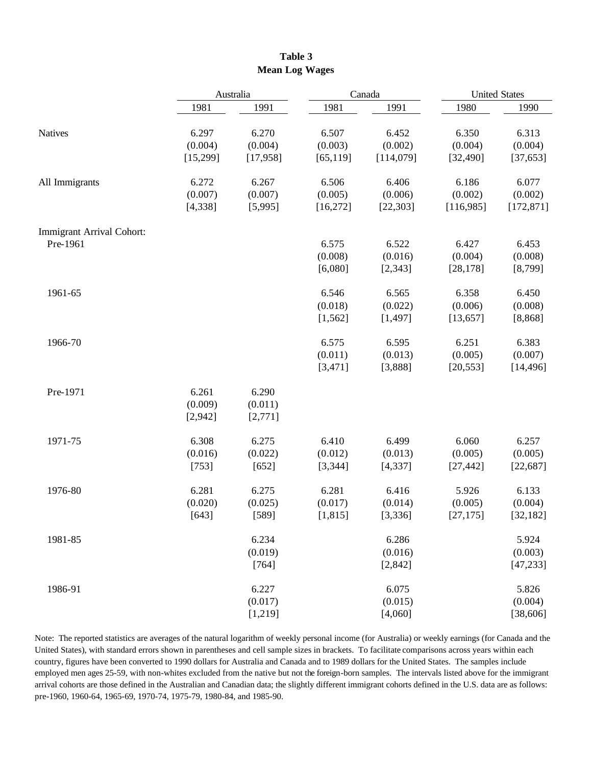# Table 3
## Mean Log Wages

| | Australia | | Canada | | United States | |
|---|---|---|---|---|---|---|
| | 1981 | 1991 | 1981 | 1991 | 1980 | 1990 |
| Natives | 6.297 | 6.270 | 6.507 | 6.452 | 6.350 | 6.313 |
| | (0.004) | (0.004) | (0.003) | (0.002) | (0.004) | (0.004) |
| | [15,299] | [17,958] | [65,119] | [114,079] | [32,490] | [37,653] |
| All Immigrants | 6.272 | 6.267 | 6.506 | 6.406 | 6.186 | 6.077 |
| | (0.007) | (0.007) | (0.005) | (0.006) | (0.002) | (0.002) |
| | [4,338] | [5,995] | [16,272] | [22,303] | [116,985] | [172,871] |
| Immigrant Arrival Cohort: | | | | | | |
| Pre-1961 | | | 6.575 | 6.522 | 6.427 | 6.453 |
| | | | (0.008) | (0.016) | (0.004) | (0.008) |
| | | | [6,080] | [2,343] | [28,178] | [8,799] |
| 1961-65 | | | 6.546 | 6.565 | 6.358 | 6.450 |
| | | | (0.018) | (0.022) | (0.006) | (0.008) |
| | | | [1,562] | [1,497] | [13,657] | [8,868] |
| 1966-70 | | | 6.575 | 6.595 | 6.251 | 6.383 |
| | | | (0.011) | (0.013) | (0.005) | (0.007) |
| | | | [3,471] | [3,888] | [20,553] | [14,496] |
| Pre-1971 | 6.261 | 6.290 | | | | |
| | (0.009) | (0.011) | | | | |
| | [2,942] | [2,771] | | | | |
| 1971-75 | 6.308 | 6.275 | 6.410 | 6.499 | 6.060 | 6.257 |
| | (0.016) | (0.022) | (0.012) | (0.013) | (0.005) | (0.005) |
| | [753] | [652] | [3,344] | [4,337] | [27,442] | [22,687] |
| 1976-80 | 6.281 | 6.275 | 6.281 | 6.416 | 5.926 | 6.133 |
| | (0.020) | (0.025) | (0.017) | (0.014) | (0.005) | (0.004) |
| | [643] | [589] | [1,815] | [3,336] | [27,175] | [32,182] |
| 1981-85 | | 6.234 | | 6.286 | | 5.924 |
| | | (0.019) | | (0.016) | | (0.003) |
| | | [764] | | [2,842] | | [47,233] |
| 1986-91 | | 6.227 | | 6.075 | | 5.826 |
| | | (0.017) | | (0.015) | | (0.004) |
| | | [1,219] | | [4,060] | | [38,606] |

Note: The reported statistics are averages of the natural logarithm of weekly personal income (for Australia) or weekly earnings (for Canada and the United States), with standard errors shown in parentheses and cell sample sizes in brackets. To facilitate comparisons across years within each country, figures have been converted to 1990 dollars for Australia and Canada and to 1989 dollars for the United States. The samples include employed men ages 25-59, with non-whites excluded from the native but not the foreign-born samples. The intervals listed above for the immigrant arrival cohorts are those defined in the Australian and Canadian data; the slightly different immigrant cohorts defined in the U.S. data are as follows: pre-1960, 1960-64, 1965-69, 1970-74, 1975-79, 1980-84, and 1985-90.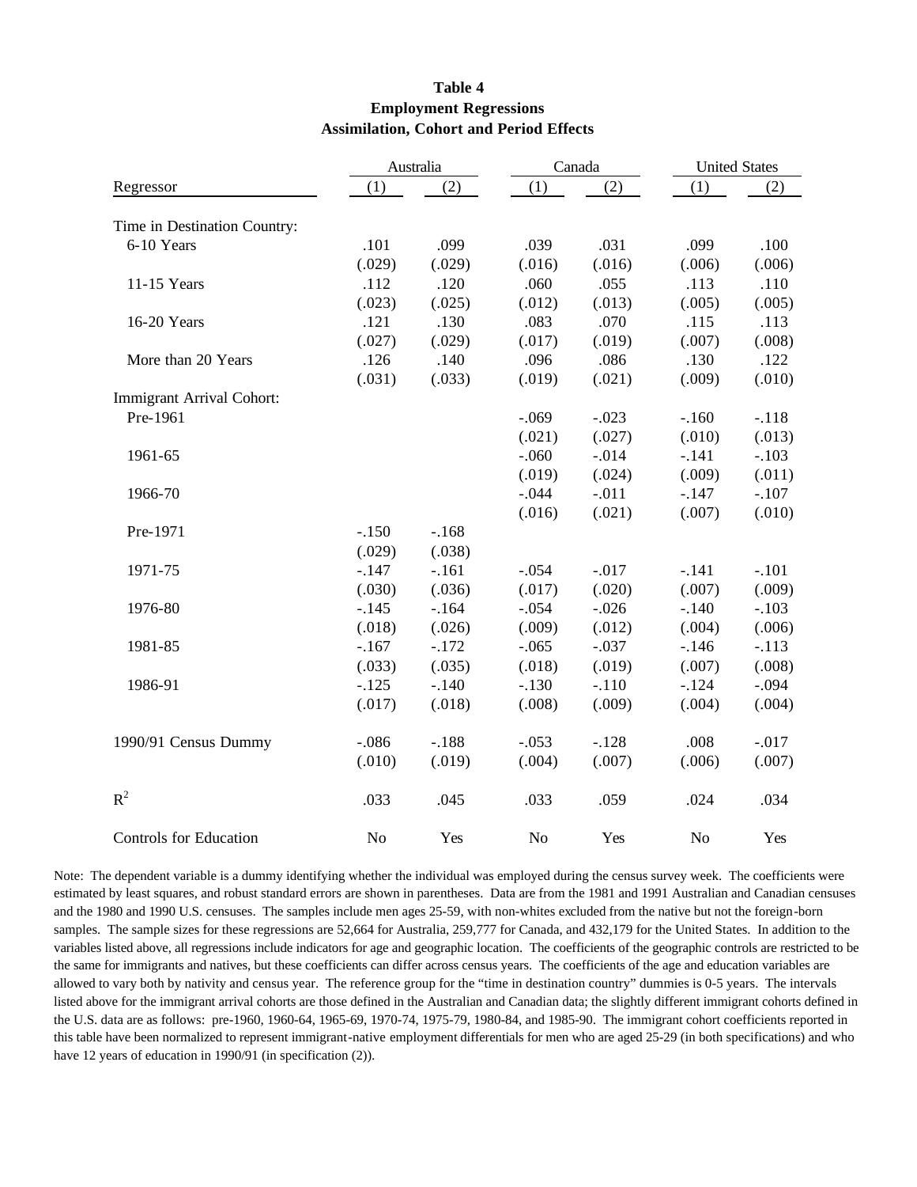**Table 4**
**Employment Regressions**
**Assimilation, Cohort and Period Effects**

| Regressor | Australia (1) | Australia (2) | Canada (1) | Canada (2) | United States (1) | United States (2) |
|---|---|---|---|---|---|---|
| Time in Destination Country: | | | | | | |
| 6-10 Years | .101 | .099 | .039 | .031 | .099 | .100 |
| | (.029) | (.029) | (.016) | (.016) | (.006) | (.006) |
| 11-15 Years | .112 | .120 | .060 | .055 | .113 | .110 |
| | (.023) | (.025) | (.012) | (.013) | (.005) | (.005) |
| 16-20 Years | .121 | .130 | .083 | .070 | .115 | .113 |
| | (.027) | (.029) | (.017) | (.019) | (.007) | (.008) |
| More than 20 Years | .126 | .140 | .096 | .086 | .130 | .122 |
| | (.031) | (.033) | (.019) | (.021) | (.009) | (.010) |
| Immigrant Arrival Cohort: | | | | | | |
| Pre-1961 | | | -.069 | -.023 | -.160 | -.118 |
| | | | (.021) | (.027) | (.010) | (.013) |
| 1961-65 | | | -.060 | -.014 | -.141 | -.103 |
| | | | (.019) | (.024) | (.009) | (.011) |
| 1966-70 | | | -.044 | -.011 | -.147 | -.107 |
| | | | (.016) | (.021) | (.007) | (.010) |
| Pre-1971 | -.150 | -.168 | | | | |
| | (.029) | (.038) | | | | |
| 1971-75 | -.147 | -.161 | -.054 | -.017 | -.141 | -.101 |
| | (.030) | (.036) | (.017) | (.020) | (.007) | (.009) |
| 1976-80 | -.145 | -.164 | -.054 | -.026 | -.140 | -.103 |
| | (.018) | (.026) | (.009) | (.012) | (.004) | (.006) |
| 1981-85 | -.167 | -.172 | -.065 | -.037 | -.146 | -.113 |
| | (.033) | (.035) | (.018) | (.019) | (.007) | (.008) |
| 1986-91 | -.125 | -.140 | -.130 | -.110 | -.124 | -.094 |
| | (.017) | (.018) | (.008) | (.009) | (.004) | (.004) |
| 1990/91 Census Dummy | -.086 | -.188 | -.053 | -.128 | .008 | -.017 |
| | (.010) | (.019) | (.004) | (.007) | (.006) | (.007) |
| $R^2$ | .033 | .045 | .033 | .059 | .024 | .034 |
| Controls for Education | No | Yes | No | Yes | No | Yes |

Note: The dependent variable is a dummy identifying whether the individual was employed during the census survey week. The coefficients were estimated by least squares, and robust standard errors are shown in parentheses. Data are from the 1981 and 1991 Australian and Canadian censuses and the 1980 and 1990 U.S. censuses. The samples include men ages 25-59, with non-whites excluded from the native but not the foreign-born samples. The sample sizes for these regressions are 52,664 for Australia, 259,777 for Canada, and 432,179 for the United States. In addition to the variables listed above, all regressions include indicators for age and geographic location. The coefficients of the geographic controls are restricted to be the same for immigrants and natives, but these coefficients can differ across census years. The coefficients of the age and education variables are allowed to vary both by nativity and census year. The reference group for the "time in destination country" dummies is 0-5 years. The intervals listed above for the immigrant arrival cohorts are those defined in the Australian and Canadian data; the slightly different immigrant cohorts defined in the U.S. data are as follows: pre-1960, 1960-64, 1965-69, 1970-74, 1975-79, 1980-84, and 1985-90. The immigrant cohort coefficients reported in this table have been normalized to represent immigrant-native employment differentials for men who are aged 25-29 (in both specifications) and who have 12 years of education in 1990/91 (in specification (2)).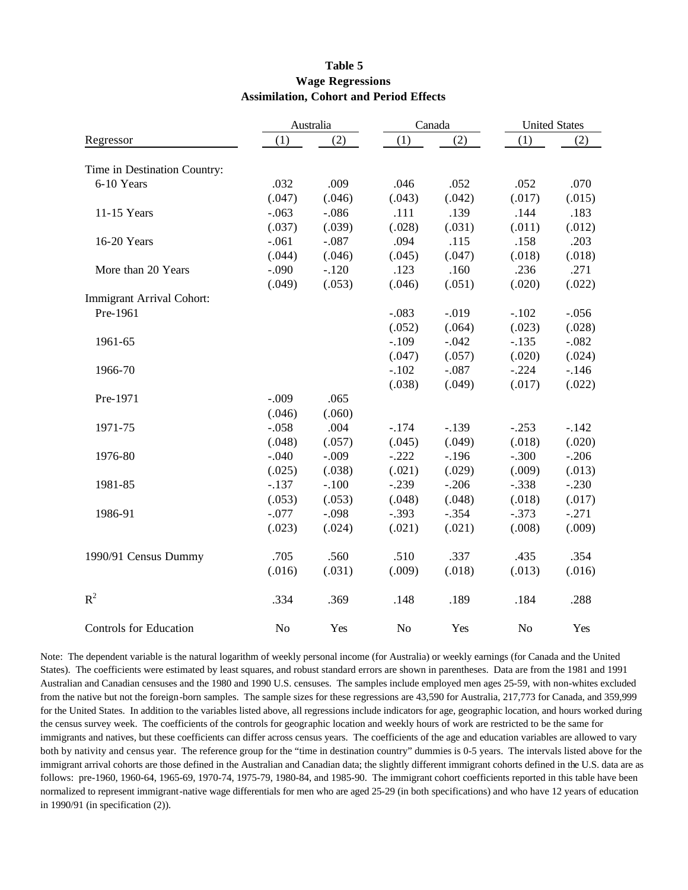# Table 5
## Wage Regressions
## Assimilation, Cohort and Period Effects

| Regressor | Australia (1) | Australia (2) | Canada (1) | Canada (2) | United States (1) | United States (2) |
|---|---|---|---|---|---|---|
| Time in Destination Country: | | | | | | |
| 6-10 Years | .032 | .009 | .046 | .052 | .052 | .070 |
| | (.047) | (.046) | (.043) | (.042) | (.017) | (.015) |
| 11-15 Years | -.063 | -.086 | .111 | .139 | .144 | .183 |
| | (.037) | (.039) | (.028) | (.031) | (.011) | (.012) |
| 16-20 Years | -.061 | -.087 | .094 | .115 | .158 | .203 |
| | (.044) | (.046) | (.045) | (.047) | (.018) | (.018) |
| More than 20 Years | -.090 | -.120 | .123 | .160 | .236 | .271 |
| | (.049) | (.053) | (.046) | (.051) | (.020) | (.022) |
| Immigrant Arrival Cohort: | | | | | | |
| Pre-1961 | | | -.083 | -.019 | -.102 | -.056 |
| | | | (.052) | (.064) | (.023) | (.028) |
| 1961-65 | | | -.109 | -.042 | -.135 | -.082 |
| | | | (.047) | (.057) | (.020) | (.024) |
| 1966-70 | | | -.102 | -.087 | -.224 | -.146 |
| | | | (.038) | (.049) | (.017) | (.022) |
| Pre-1971 | -.009 | .065 | | | | |
| | (.046) | (.060) | | | | |
| 1971-75 | -.058 | .004 | -.174 | -.139 | -.253 | -.142 |
| | (.048) | (.057) | (.045) | (.049) | (.018) | (.020) |
| 1976-80 | -.040 | -.009 | -.222 | -.196 | -.300 | -.206 |
| | (.025) | (.038) | (.021) | (.029) | (.009) | (.013) |
| 1981-85 | -.137 | -.100 | -.239 | -.206 | -.338 | -.230 |
| | (.053) | (.053) | (.048) | (.048) | (.018) | (.017) |
| 1986-91 | -.077 | -.098 | -.393 | -.354 | -.373 | -.271 |
| | (.023) | (.024) | (.021) | (.021) | (.008) | (.009) |
| 1990/91 Census Dummy | .705 | .560 | .510 | .337 | .435 | .354 |
| | (.016) | (.031) | (.009) | (.018) | (.013) | (.016) |
| $R^2$ | .334 | .369 | .148 | .189 | .184 | .288 |
| Controls for Education | No | Yes | No | Yes | No | Yes |

Note: The dependent variable is the natural logarithm of weekly personal income (for Australia) or weekly earnings (for Canada and the United States). The coefficients were estimated by least squares, and robust standard errors are shown in parentheses. Data are from the 1981 and 1991 Australian and Canadian censuses and the 1980 and 1990 U.S. censuses. The samples include employed men ages 25-59, with non-whites excluded from the native but not the foreign-born samples. The sample sizes for these regressions are 43,590 for Australia, 217,773 for Canada, and 359,999 for the United States. In addition to the variables listed above, all regressions include indicators for age, geographic location, and hours worked during the census survey week. The coefficients of the controls for geographic location and weekly hours of work are restricted to be the same for immigrants and natives, but these coefficients can differ across census years. The coefficients of the age and education variables are allowed to vary both by nativity and census year. The reference group for the "time in destination country" dummies is 0-5 years. The intervals listed above for the immigrant arrival cohorts are those defined in the Australian and Canadian data; the slightly different immigrant cohorts defined in the U.S. data are as follows: pre-1960, 1960-64, 1965-69, 1970-74, 1975-79, 1980-84, and 1985-90. The immigrant cohort coefficients reported in this table have been normalized to represent immigrant-native wage differentials for men who are aged 25-29 (in both specifications) and who have 12 years of education in 1990/91 (in specification (2)).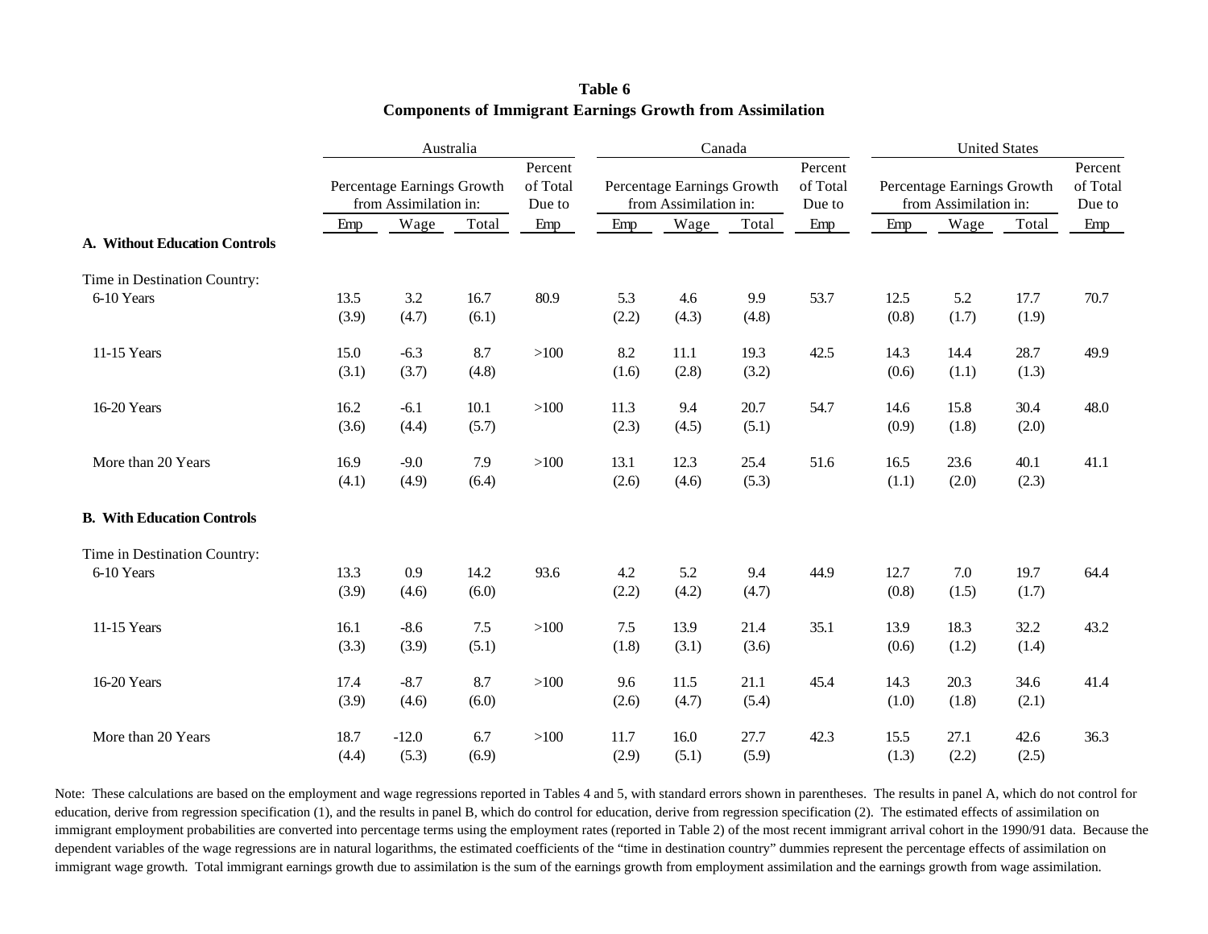**Table 6**
**Components of Immigrant Earnings Growth from Assimilation**

| | Australia | | | | Canada | | | | United States | | | |
|---|---|---|---|---|---|---|---|---|---|---|---|---|
| | Percentage Earnings Growth from Assimilation in: | | | Percent of Total Due to | Percentage Earnings Growth from Assimilation in: | | | Percent of Total Due to | Percentage Earnings Growth from Assimilation in: | | | Percent of Total Due to |
| | Emp | Wage | Total | Emp | Emp | Wage | Total | Emp | Emp | Wage | Total | Emp |
| **A. Without Education Controls** | | | | | | | | | | | | |
| Time in Destination Country: | | | | | | | | | | | | |
| 6-10 Years | 13.5 | 3.2 | 16.7 | 80.9 | 5.3 | 4.6 | 9.9 | 53.7 | 12.5 | 5.2 | 17.7 | 70.7 |
| | (3.9) | (4.7) | (6.1) | | (2.2) | (4.3) | (4.8) | | (0.8) | (1.7) | (1.9) | |
| 11-15 Years | 15.0 | -6.3 | 8.7 | >100 | 8.2 | 11.1 | 19.3 | 42.5 | 14.3 | 14.4 | 28.7 | 49.9 |
| | (3.1) | (3.7) | (4.8) | | (1.6) | (2.8) | (3.2) | | (0.6) | (1.1) | (1.3) | |
| 16-20 Years | 16.2 | -6.1 | 10.1 | >100 | 11.3 | 9.4 | 20.7 | 54.7 | 14.6 | 15.8 | 30.4 | 48.0 |
| | (3.6) | (4.4) | (5.7) | | (2.3) | (4.5) | (5.1) | | (0.9) | (1.8) | (2.0) | |
| More than 20 Years | 16.9 | -9.0 | 7.9 | >100 | 13.1 | 12.3 | 25.4 | 51.6 | 16.5 | 23.6 | 40.1 | 41.1 |
| | (4.1) | (4.9) | (6.4) | | (2.6) | (4.6) | (5.3) | | (1.1) | (2.0) | (2.3) | |
| **B. With Education Controls** | | | | | | | | | | | | |
| Time in Destination Country: | | | | | | | | | | | | |
| 6-10 Years | 13.3 | 0.9 | 14.2 | 93.6 | 4.2 | 5.2 | 9.4 | 44.9 | 12.7 | 7.0 | 19.7 | 64.4 |
| | (3.9) | (4.6) | (6.0) | | (2.2) | (4.2) | (4.7) | | (0.8) | (1.5) | (1.7) | |
| 11-15 Years | 16.1 | -8.6 | 7.5 | >100 | 7.5 | 13.9 | 21.4 | 35.1 | 13.9 | 18.3 | 32.2 | 43.2 |
| | (3.3) | (3.9) | (5.1) | | (1.8) | (3.1) | (3.6) | | (0.6) | (1.2) | (1.4) | |
| 16-20 Years | 17.4 | -8.7 | 8.7 | >100 | 9.6 | 11.5 | 21.1 | 45.4 | 14.3 | 20.3 | 34.6 | 41.4 |
| | (3.9) | (4.6) | (6.0) | | (2.6) | (4.7) | (5.4) | | (1.0) | (1.8) | (2.1) | |
| More than 20 Years | 18.7 | -12.0 | 6.7 | >100 | 11.7 | 16.0 | 27.7 | 42.3 | 15.5 | 27.1 | 42.6 | 36.3 |
| | (4.4) | (5.3) | (6.9) | | (2.9) | (5.1) | (5.9) | | (1.3) | (2.2) | (2.5) | |

Note: These calculations are based on the employment and wage regressions reported in Tables 4 and 5, with standard errors shown in parentheses. The results in panel A, which do not control for education, derive from regression specification (1), and the results in panel B, which do control for education, derive from regression specification (2). The estimated effects of assimilation on immigrant employment probabilities are converted into percentage terms using the employment rates (reported in Table 2) of the most recent immigrant arrival cohort in the 1990/91 data. Because the dependent variables of the wage regressions are in natural logarithms, the estimated coefficients of the "time in destination country" dummies represent the percentage effects of assimilation on immigrant wage growth. Total immigrant earnings growth due to assimilation is the sum of the earnings growth from employment assimilation and the earnings growth from wage assimilation.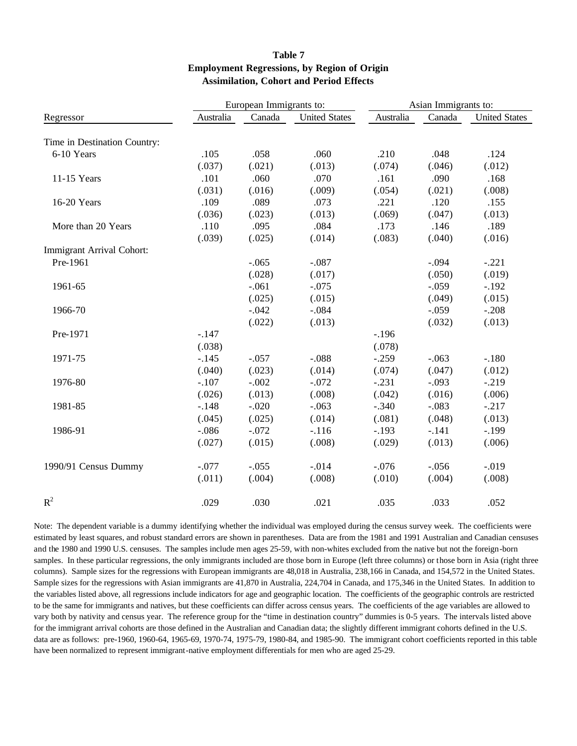**Table 7**
**Employment Regressions, by Region of Origin**
**Assimilation, Cohort and Period Effects**

| | European Immigrants to: | | | Asian Immigrants to: | | |
|---|---|---|---|---|---|---|
| Regressor | Australia | Canada | United States | Australia | Canada | United States |
| Time in Destination Country: | | | | | | |
| 6-10 Years | .105 | .058 | .060 | .210 | .048 | .124 |
| | (.037) | (.021) | (.013) | (.074) | (.046) | (.012) |
| 11-15 Years | .101 | .060 | .070 | .161 | .090 | .168 |
| | (.031) | (.016) | (.009) | (.054) | (.021) | (.008) |
| 16-20 Years | .109 | .089 | .073 | .221 | .120 | .155 |
| | (.036) | (.023) | (.013) | (.069) | (.047) | (.013) |
| More than 20 Years | .110 | .095 | .084 | .173 | .146 | .189 |
| | (.039) | (.025) | (.014) | (.083) | (.040) | (.016) |
| Immigrant Arrival Cohort: | | | | | | |
| Pre-1961 | | -.065 | -.087 | | -.094 | -.221 |
| | | (.028) | (.017) | | (.050) | (.019) |
| 1961-65 | | -.061 | -.075 | | -.059 | -.192 |
| | | (.025) | (.015) | | (.049) | (.015) |
| 1966-70 | | -.042 | -.084 | | -.059 | -.208 |
| | | (.022) | (.013) | | (.032) | (.013) |
| Pre-1971 | -.147 | | | -.196 | | |
| | (.038) | | | (.078) | | |
| 1971-75 | -.145 | -.057 | -.088 | -.259 | -.063 | -.180 |
| | (.040) | (.023) | (.014) | (.074) | (.047) | (.012) |
| 1976-80 | -.107 | -.002 | -.072 | -.231 | -.093 | -.219 |
| | (.026) | (.013) | (.008) | (.042) | (.016) | (.006) |
| 1981-85 | -.148 | -.020 | -.063 | -.340 | -.083 | -.217 |
| | (.045) | (.025) | (.014) | (.081) | (.048) | (.013) |
| 1986-91 | -.086 | -.072 | -.116 | -.193 | -.141 | -.199 |
| | (.027) | (.015) | (.008) | (.029) | (.013) | (.006) |
| 1990/91 Census Dummy | -.077 | -.055 | -.014 | -.076 | -.056 | -.019 |
| | (.011) | (.004) | (.008) | (.010) | (.004) | (.008) |
| $R^2$ | .029 | .030 | .021 | .035 | .033 | .052 |

Note: The dependent variable is a dummy identifying whether the individual was employed during the census survey week. The coefficients were estimated by least squares, and robust standard errors are shown in parentheses. Data are from the 1981 and 1991 Australian and Canadian censuses and the 1980 and 1990 U.S. censuses. The samples include men ages 25-59, with non-whites excluded from the native but not the foreign-born samples. In these particular regressions, the only immigrants included are those born in Europe (left three columns) or those born in Asia (right three columns). Sample sizes for the regressions with European immigrants are 48,018 in Australia, 238,166 in Canada, and 154,572 in the United States. Sample sizes for the regressions with Asian immigrants are 41,870 in Australia, 224,704 in Canada, and 175,346 in the United States. In addition to the variables listed above, all regressions include indicators for age and geographic location. The coefficients of the geographic controls are restricted to be the same for immigrants and natives, but these coefficients can differ across census years. The coefficients of the age variables are allowed to vary both by nativity and census year. The reference group for the "time in destination country" dummies is 0-5 years. The intervals listed above for the immigrant arrival cohorts are those defined in the Australian and Canadian data; the slightly different immigrant cohorts defined in the U.S. data are as follows: pre-1960, 1960-64, 1965-69, 1970-74, 1975-79, 1980-84, and 1985-90. The immigrant cohort coefficients reported in this table have been normalized to represent immigrant-native employment differentials for men who are aged 25-29.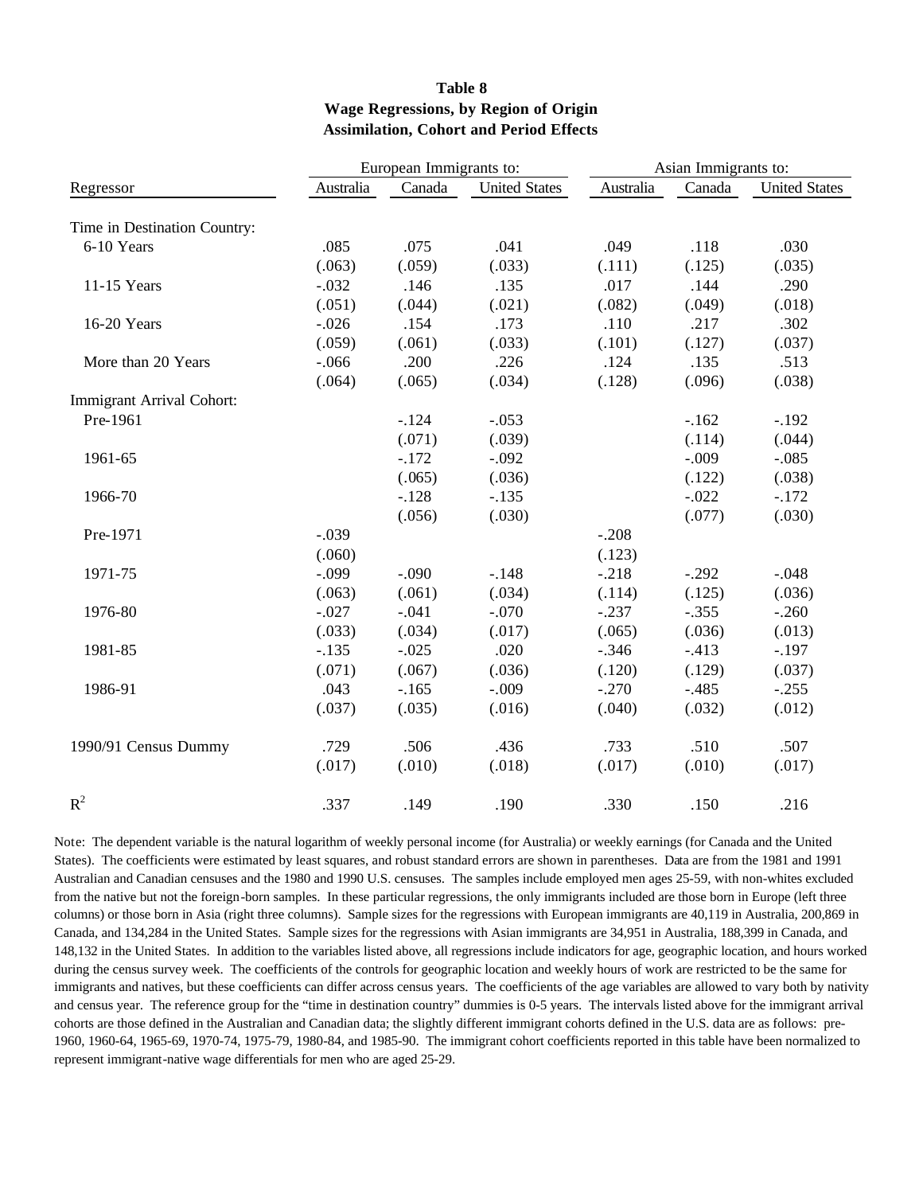**Table 8**
**Wage Regressions, by Region of Origin**
**Assimilation, Cohort and Period Effects**

| Regressor | European Immigrants to: | | | Asian Immigrants to: | | |
|---|---|---|---|---|---|---|
| | Australia | Canada | United States | Australia | Canada | United States |
| Time in Destination Country: | | | | | | |
| 6-10 Years | .085 | .075 | .041 | .049 | .118 | .030 |
| | (.063) | (.059) | (.033) | (.111) | (.125) | (.035) |
| 11-15 Years | -.032 | .146 | .135 | .017 | .144 | .290 |
| | (.051) | (.044) | (.021) | (.082) | (.049) | (.018) |
| 16-20 Years | -.026 | .154 | .173 | .110 | .217 | .302 |
| | (.059) | (.061) | (.033) | (.101) | (.127) | (.037) |
| More than 20 Years | -.066 | .200 | .226 | .124 | .135 | .513 |
| | (.064) | (.065) | (.034) | (.128) | (.096) | (.038) |
| Immigrant Arrival Cohort: | | | | | | |
| Pre-1961 | | -.124 | -.053 | | -.162 | -.192 |
| | | (.071) | (.039) | | (.114) | (.044) |
| 1961-65 | | -.172 | -.092 | | -.009 | -.085 |
| | | (.065) | (.036) | | (.122) | (.038) |
| 1966-70 | | -.128 | -.135 | | -.022 | -.172 |
| | | (.056) | (.030) | | (.077) | (.030) |
| Pre-1971 | -.039 | | | -.208 | | |
| | (.060) | | | (.123) | | |
| 1971-75 | -.099 | -.090 | -.148 | -.218 | -.292 | -.048 |
| | (.063) | (.061) | (.034) | (.114) | (.125) | (.036) |
| 1976-80 | -.027 | -.041 | -.070 | -.237 | -.355 | -.260 |
| | (.033) | (.034) | (.017) | (.065) | (.036) | (.013) |
| 1981-85 | -.135 | -.025 | .020 | -.346 | -.413 | -.197 |
| | (.071) | (.067) | (.036) | (.120) | (.129) | (.037) |
| 1986-91 | .043 | -.165 | -.009 | -.270 | -.485 | -.255 |
| | (.037) | (.035) | (.016) | (.040) | (.032) | (.012) |
| 1990/91 Census Dummy | .729 | .506 | .436 | .733 | .510 | .507 |
| | (.017) | (.010) | (.018) | (.017) | (.010) | (.017) |
| $R^2$ | .337 | .149 | .190 | .330 | .150 | .216 |

Note: The dependent variable is the natural logarithm of weekly personal income (for Australia) or weekly earnings (for Canada and the United States). The coefficients were estimated by least squares, and robust standard errors are shown in parentheses. Data are from the 1981 and 1991 Australian and Canadian censuses and the 1980 and 1990 U.S. censuses. The samples include employed men ages 25-59, with non-whites excluded from the native but not the foreign-born samples. In these particular regressions, the only immigrants included are those born in Europe (left three columns) or those born in Asia (right three columns). Sample sizes for the regressions with European immigrants are 40,119 in Australia, 200,869 in Canada, and 134,284 in the United States. Sample sizes for the regressions with Asian immigrants are 34,951 in Australia, 188,399 in Canada, and 148,132 in the United States. In addition to the variables listed above, all regressions include indicators for age, geographic location, and hours worked during the census survey week. The coefficients of the controls for geographic location and weekly hours of work are restricted to be the same for immigrants and natives, but these coefficients can differ across census years. The coefficients of the age variables are allowed to vary both by nativity and census year. The reference group for the "time in destination country" dummies is 0-5 years. The intervals listed above for the immigrant arrival cohorts are those defined in the Australian and Canadian data; the slightly different immigrant cohorts defined in the U.S. data are as follows: pre-1960, 1960-64, 1965-69, 1970-74, 1975-79, 1980-84, and 1985-90. The immigrant cohort coefficients reported in this table have been normalized to represent immigrant-native wage differentials for men who are aged 25-29.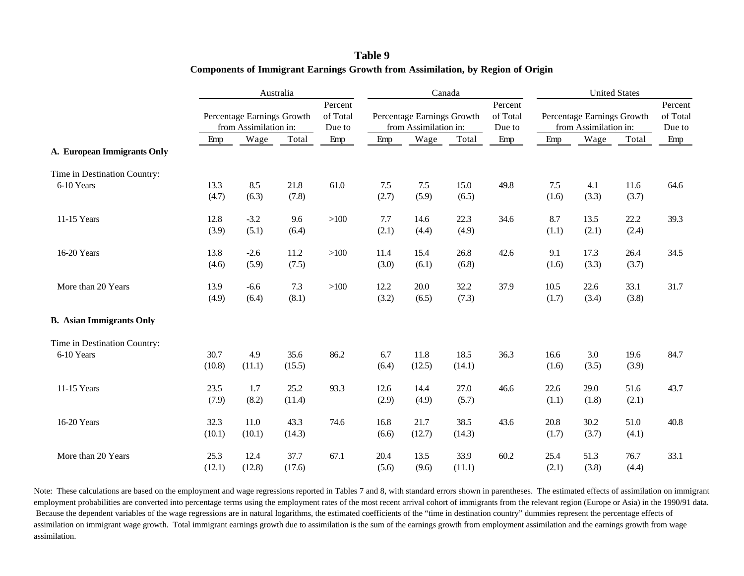**Table 9**

**Components of Immigrant Earnings Growth from Assimilation, by Region of Origin**

| | Australia | | | | Canada | | | | United States | | | |
|---|---|---|---|---|---|---|---|---|---|---|---|---|
| | Percentage Earnings Growth from Assimilation in: | | | Percent of Total Due to | Percentage Earnings Growth from Assimilation in: | | | Percent of Total Due to | Percentage Earnings Growth from Assimilation in: | | | Percent of Total Due to |
| | Emp | Wage | Total | Emp | Emp | Wage | Total | Emp | Emp | Wage | Total | Emp |
| **A. European Immigrants Only** | | | | | | | | | | | | |
| Time in Destination Country: | | | | | | | | | | | | |
| 6-10 Years | 13.3 | 8.5 | 21.8 | 61.0 | 7.5 | 7.5 | 15.0 | 49.8 | 7.5 | 4.1 | 11.6 | 64.6 |
| | (4.7) | (6.3) | (7.8) | | (2.7) | (5.9) | (6.5) | | (1.6) | (3.3) | (3.7) | |
| 11-15 Years | 12.8 | -3.2 | 9.6 | >100 | 7.7 | 14.6 | 22.3 | 34.6 | 8.7 | 13.5 | 22.2 | 39.3 |
| | (3.9) | (5.1) | (6.4) | | (2.1) | (4.4) | (4.9) | | (1.1) | (2.1) | (2.4) | |
| 16-20 Years | 13.8 | -2.6 | 11.2 | >100 | 11.4 | 15.4 | 26.8 | 42.6 | 9.1 | 17.3 | 26.4 | 34.5 |
| | (4.6) | (5.9) | (7.5) | | (3.0) | (6.1) | (6.8) | | (1.6) | (3.3) | (3.7) | |
| More than 20 Years | 13.9 | -6.6 | 7.3 | >100 | 12.2 | 20.0 | 32.2 | 37.9 | 10.5 | 22.6 | 33.1 | 31.7 |
| | (4.9) | (6.4) | (8.1) | | (3.2) | (6.5) | (7.3) | | (1.7) | (3.4) | (3.8) | |
| **B. Asian Immigrants Only** | | | | | | | | | | | | |
| Time in Destination Country: | | | | | | | | | | | | |
| 6-10 Years | 30.7 | 4.9 | 35.6 | 86.2 | 6.7 | 11.8 | 18.5 | 36.3 | 16.6 | 3.0 | 19.6 | 84.7 |
| | (10.8) | (11.1) | (15.5) | | (6.4) | (12.5) | (14.1) | | (1.6) | (3.5) | (3.9) | |
| 11-15 Years | 23.5 | 1.7 | 25.2 | 93.3 | 12.6 | 14.4 | 27.0 | 46.6 | 22.6 | 29.0 | 51.6 | 43.7 |
| | (7.9) | (8.2) | (11.4) | | (2.9) | (4.9) | (5.7) | | (1.1) | (1.8) | (2.1) | |
| 16-20 Years | 32.3 | 11.0 | 43.3 | 74.6 | 16.8 | 21.7 | 38.5 | 43.6 | 20.8 | 30.2 | 51.0 | 40.8 |
| | (10.1) | (10.1) | (14.3) | | (6.6) | (12.7) | (14.3) | | (1.7) | (3.7) | (4.1) | |
| More than 20 Years | 25.3 | 12.4 | 37.7 | 67.1 | 20.4 | 13.5 | 33.9 | 60.2 | 25.4 | 51.3 | 76.7 | 33.1 |
| | (12.1) | (12.8) | (17.6) | | (5.6) | (9.6) | (11.1) | | (2.1) | (3.8) | (4.4) | |

Note: These calculations are based on the employment and wage regressions reported in Tables 7 and 8, with standard errors shown in parentheses. The estimated effects of assimilation on immigrant employment probabilities are converted into percentage terms using the employment rates of the most recent arrival cohort of immigrants from the relevant region (Europe or Asia) in the 1990/91 data. Because the dependent variables of the wage regressions are in natural logarithms, the estimated coefficients of the "time in destination country" dummies represent the percentage effects of assimilation on immigrant wage growth. Total immigrant earnings growth due to assimilation is the sum of the earnings growth from employment assimilation and the earnings growth from wage assimilation.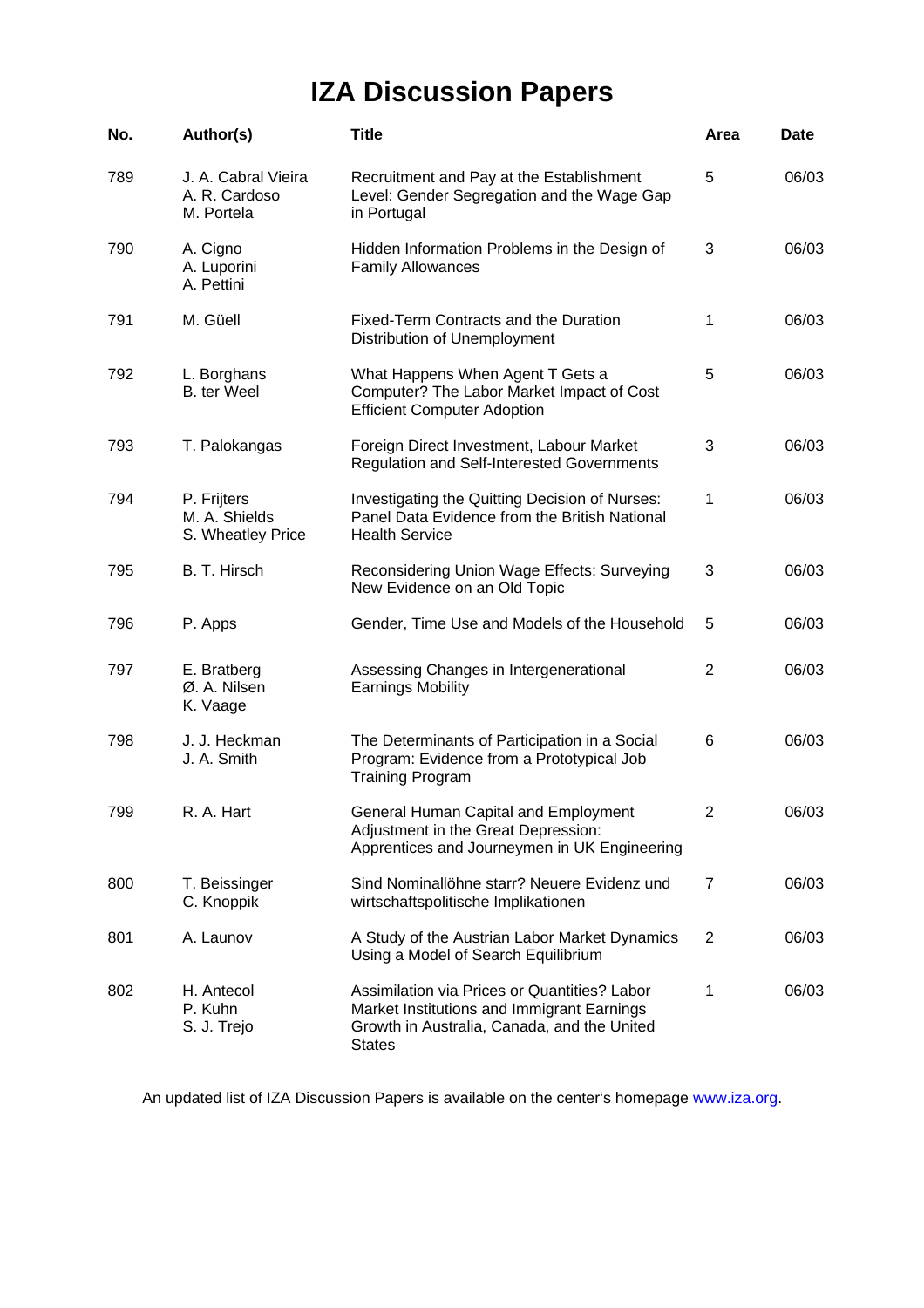# IZA Discussion Papers

| No. | Author(s) | Title | Area | Date |
|---|---|---|---|---|
| 789 | J. A. Cabral Vieira<br>A. R. Cardoso<br>M. Portela | Recruitment and Pay at the Establishment Level: Gender Segregation and the Wage Gap in Portugal | 5 | 06/03 |
| 790 | A. Cigno<br>A. Luporini<br>A. Pettini | Hidden Information Problems in the Design of Family Allowances | 3 | 06/03 |
| 791 | M. Güell | Fixed-Term Contracts and the Duration Distribution of Unemployment | 1 | 06/03 |
| 792 | L. Borghans<br>B. ter Weel | What Happens When Agent T Gets a Computer? The Labor Market Impact of Cost Efficient Computer Adoption | 5 | 06/03 |
| 793 | T. Palokangas | Foreign Direct Investment, Labour Market Regulation and Self-Interested Governments | 3 | 06/03 |
| 794 | P. Frijters<br>M. A. Shields<br>S. Wheatley Price | Investigating the Quitting Decision of Nurses: Panel Data Evidence from the British National Health Service | 1 | 06/03 |
| 795 | B. T. Hirsch | Reconsidering Union Wage Effects: Surveying New Evidence on an Old Topic | 3 | 06/03 |
| 796 | P. Apps | Gender, Time Use and Models of the Household | 5 | 06/03 |
| 797 | E. Bratberg<br>Ø. A. Nilsen<br>K. Vaage | Assessing Changes in Intergenerational Earnings Mobility | 2 | 06/03 |
| 798 | J. J. Heckman<br>J. A. Smith | The Determinants of Participation in a Social Program: Evidence from a Prototypical Job Training Program | 6 | 06/03 |
| 799 | R. A. Hart | General Human Capital and Employment Adjustment in the Great Depression: Apprentices and Journeymen in UK Engineering | 2 | 06/03 |
| 800 | T. Beissinger<br>C. Knoppik | Sind Nominallöhne starr? Neuere Evidenz und wirtschaftspolitische Implikationen | 7 | 06/03 |
| 801 | A. Launov | A Study of the Austrian Labor Market Dynamics Using a Model of Search Equilibrium | 2 | 06/03 |
| 802 | H. Antecol<br>P. Kuhn<br>S. J. Trejo | Assimilation via Prices or Quantities? Labor Market Institutions and Immigrant Earnings Growth in Australia, Canada, and the United States | 1 | 06/03 |

An updated list of IZA Discussion Papers is available on the center's homepage www.iza.org.